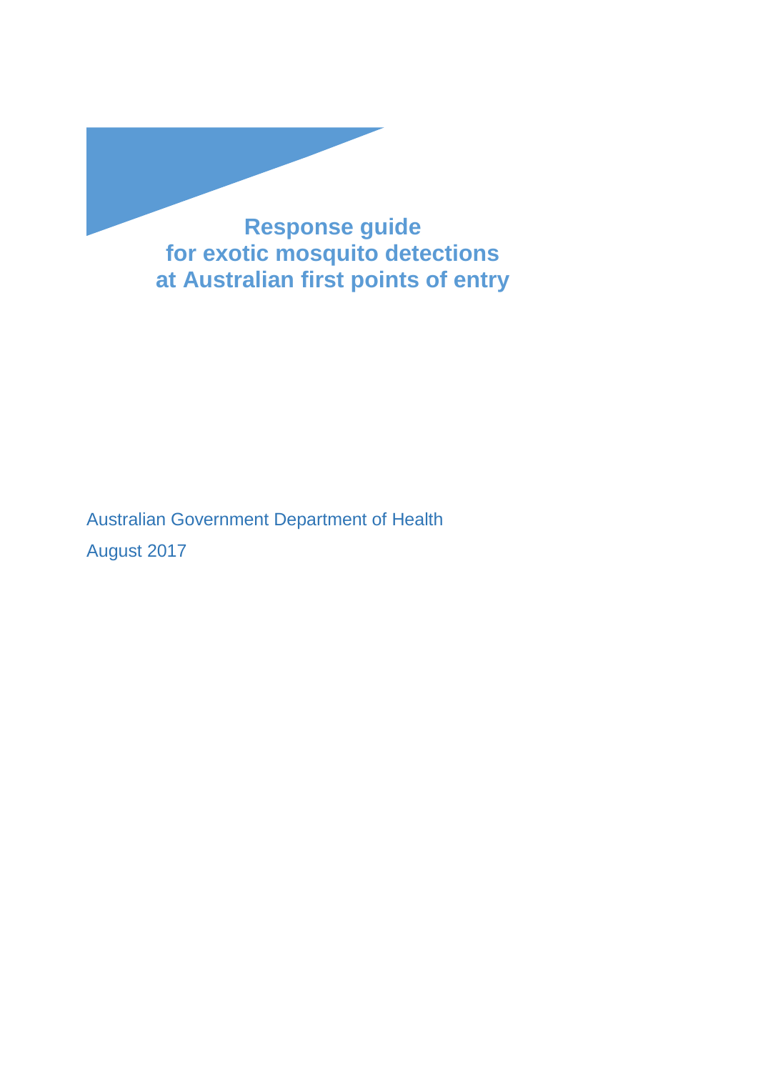# Response guide for exotic mosquito detections at Australian first points of entry

Australian Government Department of Health

August 2017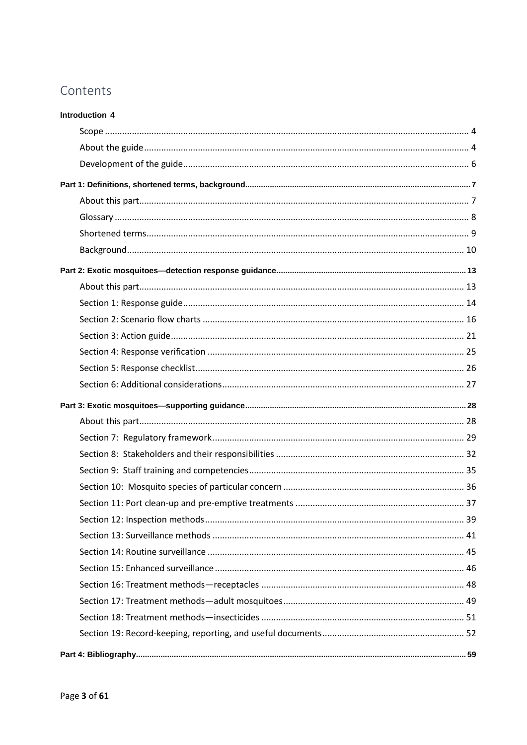# Contents

**Introduction 4**

- Scope ... 4
- About the guide ... 4
- Development of the guide ... 6

**Part 1: Definitions, shortened terms, background ... 7**

- About this part ... 7
- Glossary ... 8
- Shortened terms ... 9
- Background ... 10

**Part 2: Exotic mosquitoes—detection response guidance ... 13**

- About this part ... 13
- Section 1: Response guide ... 14
- Section 2: Scenario flow charts ... 16
- Section 3: Action guide ... 21
- Section 4: Response verification ... 25
- Section 5: Response checklist ... 26
- Section 6: Additional considerations ... 27

**Part 3: Exotic mosquitoes—supporting guidance ... 28**

- About this part ... 28
- Section 7: Regulatory framework ... 29
- Section 8: Stakeholders and their responsibilities ... 32
- Section 9: Staff training and competencies ... 35
- Section 10: Mosquito species of particular concern ... 36
- Section 11: Port clean-up and pre-emptive treatments ... 37
- Section 12: Inspection methods ... 39
- Section 13: Surveillance methods ... 41
- Section 14: Routine surveillance ... 45
- Section 15: Enhanced surveillance ... 46
- Section 16: Treatment methods—receptacles ... 48
- Section 17: Treatment methods—adult mosquitoes ... 49
- Section 18: Treatment methods—insecticides ... 51
- Section 19: Record-keeping, reporting, and useful documents ... 52

**Part 4: Bibliography ... 59**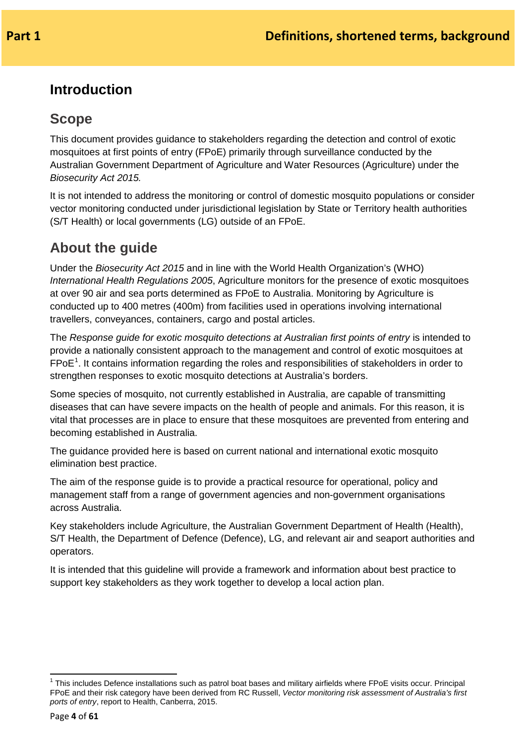**Part 1** **Definitions, shortened terms, background**

# Introduction

## Scope

This document provides guidance to stakeholders regarding the detection and control of exotic mosquitoes at first points of entry (FPoE) primarily through surveillance conducted by the Australian Government Department of Agriculture and Water Resources (Agriculture) under the *Biosecurity Act 2015.*

It is not intended to address the monitoring or control of domestic mosquito populations or consider vector monitoring conducted under jurisdictional legislation by State or Territory health authorities (S/T Health) or local governments (LG) outside of an FPoE.

## About the guide

Under the *Biosecurity Act 2015* and in line with the World Health Organization's (WHO) *International Health Regulations 2005*, Agriculture monitors for the presence of exotic mosquitoes at over 90 air and sea ports determined as FPoE to Australia. Monitoring by Agriculture is conducted up to 400 metres (400m) from facilities used in operations involving international travellers, conveyances, containers, cargo and postal articles.

The *Response guide for exotic mosquito detections at Australian first points of entry* is intended to provide a nationally consistent approach to the management and control of exotic mosquitoes at FPoE[1]. It contains information regarding the roles and responsibilities of stakeholders in order to strengthen responses to exotic mosquito detections at Australia's borders.

Some species of mosquito, not currently established in Australia, are capable of transmitting diseases that can have severe impacts on the health of people and animals. For this reason, it is vital that processes are in place to ensure that these mosquitoes are prevented from entering and becoming established in Australia.

The guidance provided here is based on current national and international exotic mosquito elimination best practice.

The aim of the response guide is to provide a practical resource for operational, policy and management staff from a range of government agencies and non-government organisations across Australia.

Key stakeholders include Agriculture, the Australian Government Department of Health (Health), S/T Health, the Department of Defence (Defence), LG, and relevant air and seaport authorities and operators.

It is intended that this guideline will provide a framework and information about best practice to support key stakeholders as they work together to develop a local action plan.

---

[1] This includes Defence installations such as patrol boat bases and military airfields where FPoE visits occur. Principal FPoE and their risk category have been derived from RC Russell, *Vector monitoring risk assessment of Australia's first ports of entry*, report to Health, Canberra, 2015.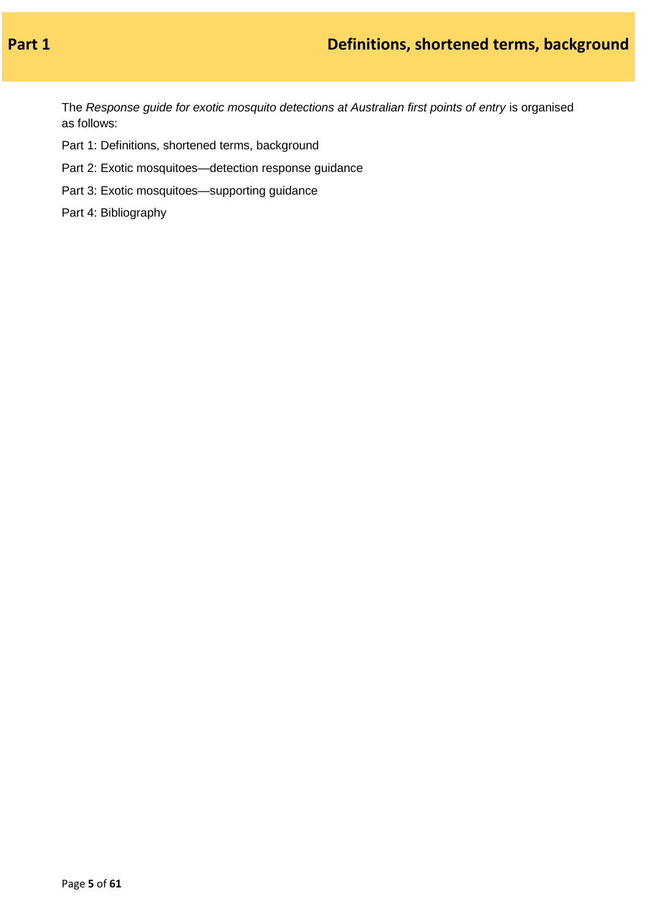# Part 1 Definitions, shortened terms, background

The *Response guide for exotic mosquito detections at Australian first points of entry* is organised as follows:

Part 1: Definitions, shortened terms, background

Part 2: Exotic mosquitoes—detection response guidance

Part 3: Exotic mosquitoes—supporting guidance

Part 4: Bibliography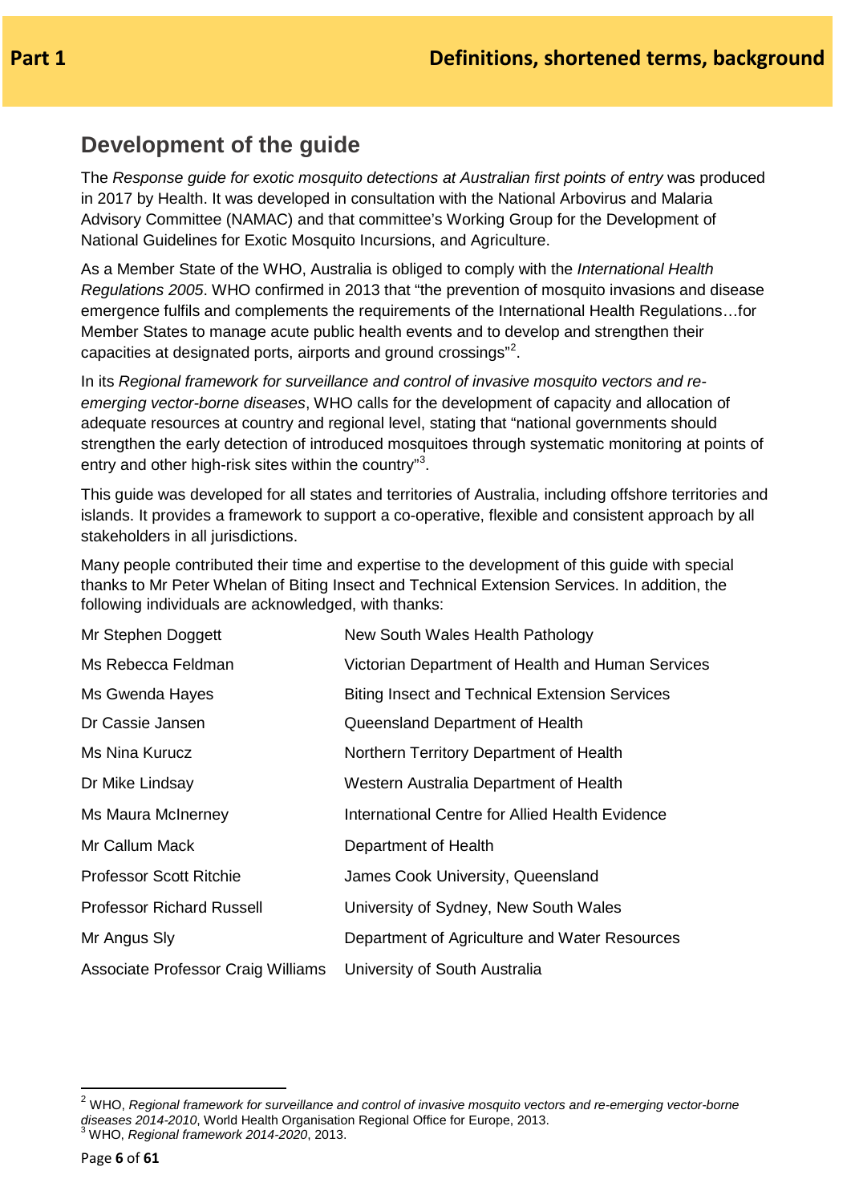## Development of the guide

The *Response guide for exotic mosquito detections at Australian first points of entry* was produced in 2017 by Health. It was developed in consultation with the National Arbovirus and Malaria Advisory Committee (NAMAC) and that committee's Working Group for the Development of National Guidelines for Exotic Mosquito Incursions, and Agriculture.

As a Member State of the WHO, Australia is obliged to comply with the *International Health Regulations 2005*. WHO confirmed in 2013 that "the prevention of mosquito invasions and disease emergence fulfils and complements the requirements of the International Health Regulations…for Member States to manage acute public health events and to develop and strengthen their capacities at designated ports, airports and ground crossings"[2].

In its *Regional framework for surveillance and control of invasive mosquito vectors and re-emerging vector-borne diseases*, WHO calls for the development of capacity and allocation of adequate resources at country and regional level, stating that "national governments should strengthen the early detection of introduced mosquitoes through systematic monitoring at points of entry and other high-risk sites within the country"[3].

This guide was developed for all states and territories of Australia, including offshore territories and islands. It provides a framework to support a co-operative, flexible and consistent approach by all stakeholders in all jurisdictions.

Many people contributed their time and expertise to the development of this guide with special thanks to Mr Peter Whelan of Biting Insect and Technical Extension Services. In addition, the following individuals are acknowledged, with thanks:

| | |
|---|---|
| Mr Stephen Doggett | New South Wales Health Pathology |
| Ms Rebecca Feldman | Victorian Department of Health and Human Services |
| Ms Gwenda Hayes | Biting Insect and Technical Extension Services |
| Dr Cassie Jansen | Queensland Department of Health |
| Ms Nina Kurucz | Northern Territory Department of Health |
| Dr Mike Lindsay | Western Australia Department of Health |
| Ms Maura McInerney | International Centre for Allied Health Evidence |
| Mr Callum Mack | Department of Health |
| Professor Scott Ritchie | James Cook University, Queensland |
| Professor Richard Russell | University of Sydney, New South Wales |
| Mr Angus Sly | Department of Agriculture and Water Resources |
| Associate Professor Craig Williams | University of South Australia |

[2] WHO, *Regional framework for surveillance and control of invasive mosquito vectors and re-emerging vector-borne diseases 2014-2010*, World Health Organisation Regional Office for Europe, 2013.

[3] WHO, *Regional framework 2014-2020*, 2013.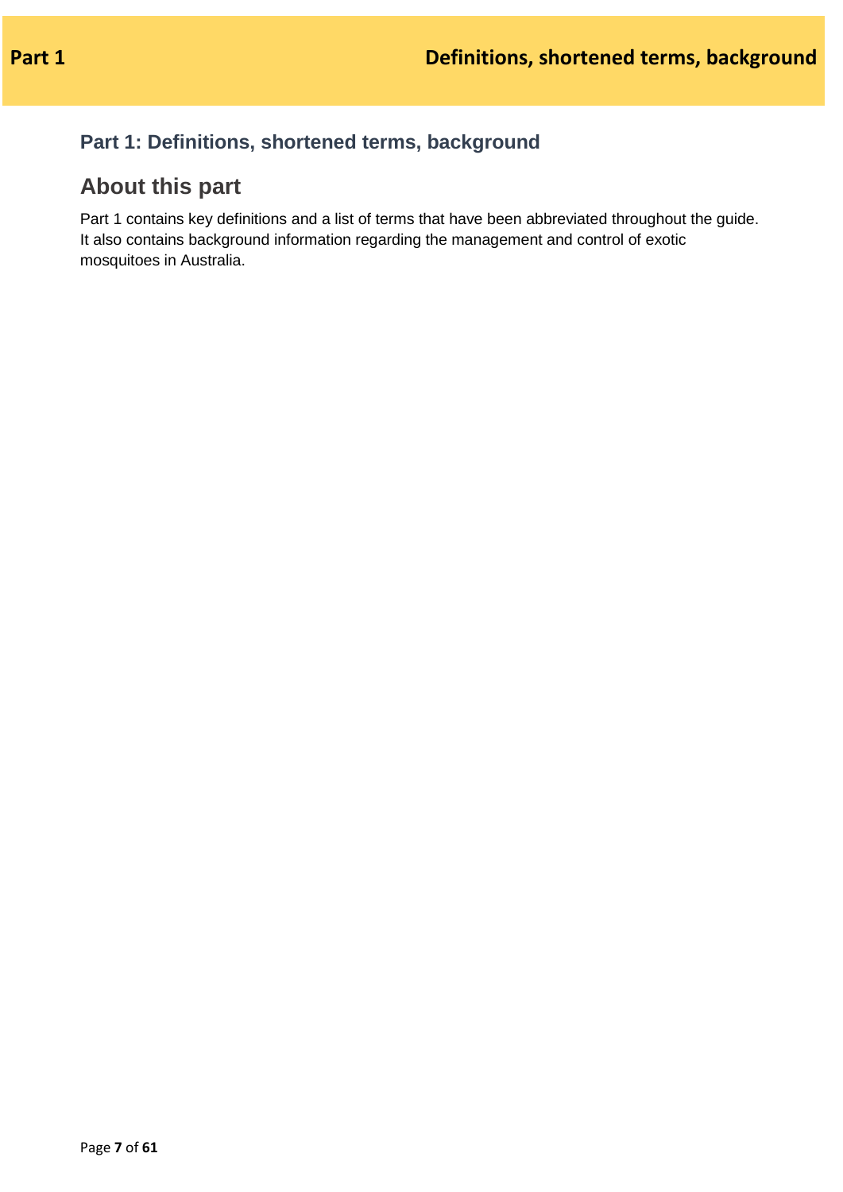# Part 1: Definitions, shortened terms, background

## About this part

Part 1 contains key definitions and a list of terms that have been abbreviated throughout the guide. It also contains background information regarding the management and control of exotic mosquitoes in Australia.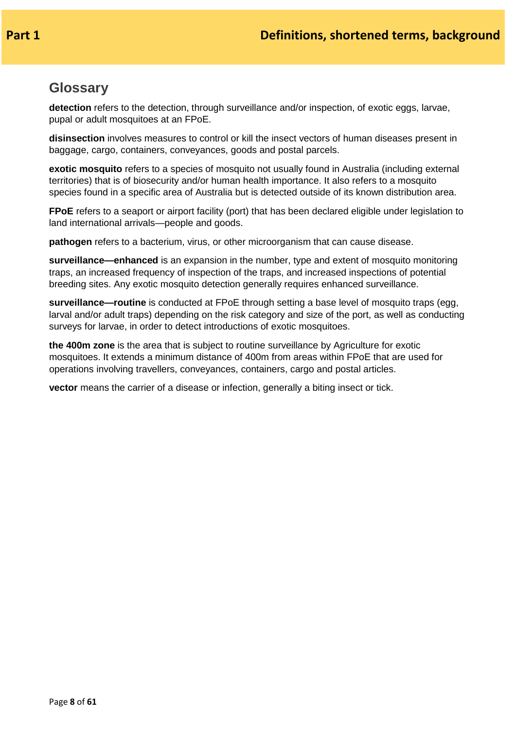## Glossary

**detection** refers to the detection, through surveillance and/or inspection, of exotic eggs, larvae, pupal or adult mosquitoes at an FPoE.

**disinsection** involves measures to control or kill the insect vectors of human diseases present in baggage, cargo, containers, conveyances, goods and postal parcels.

**exotic mosquito** refers to a species of mosquito not usually found in Australia (including external territories) that is of biosecurity and/or human health importance. It also refers to a mosquito species found in a specific area of Australia but is detected outside of its known distribution area.

**FPoE** refers to a seaport or airport facility (port) that has been declared eligible under legislation to land international arrivals—people and goods.

**pathogen** refers to a bacterium, virus, or other microorganism that can cause disease.

**surveillance—enhanced** is an expansion in the number, type and extent of mosquito monitoring traps, an increased frequency of inspection of the traps, and increased inspections of potential breeding sites. Any exotic mosquito detection generally requires enhanced surveillance.

**surveillance—routine** is conducted at FPoE through setting a base level of mosquito traps (egg, larval and/or adult traps) depending on the risk category and size of the port, as well as conducting surveys for larvae, in order to detect introductions of exotic mosquitoes.

**the 400m zone** is the area that is subject to routine surveillance by Agriculture for exotic mosquitoes. It extends a minimum distance of 400m from areas within FPoE that are used for operations involving travellers, conveyances, containers, cargo and postal articles.

**vector** means the carrier of a disease or infection, generally a biting insect or tick.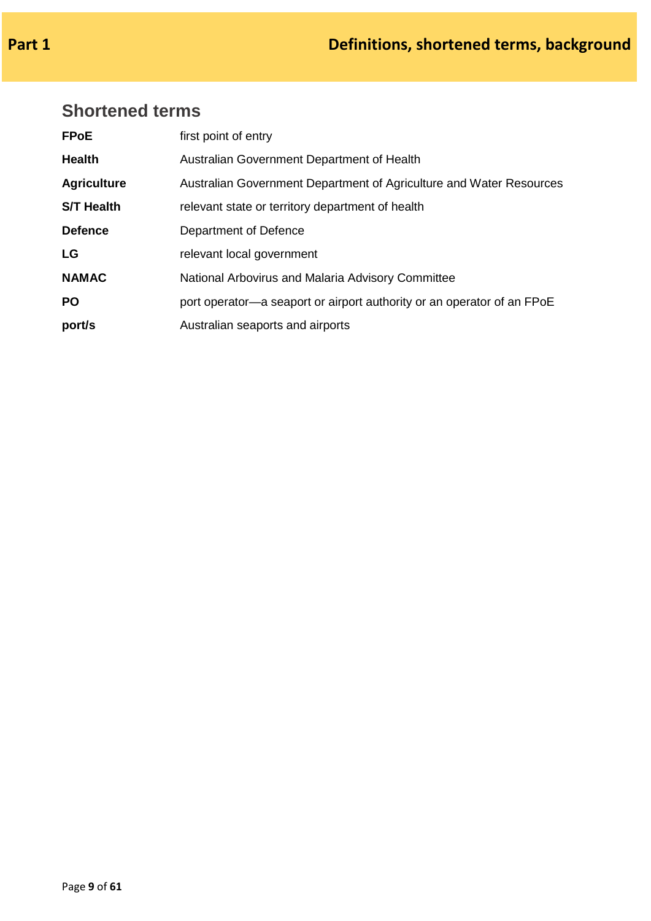## Shortened terms

| | |
|---|---|
| **FPoE** | first point of entry |
| **Health** | Australian Government Department of Health |
| **Agriculture** | Australian Government Department of Agriculture and Water Resources |
| **S/T Health** | relevant state or territory department of health |
| **Defence** | Department of Defence |
| **LG** | relevant local government |
| **NAMAC** | National Arbovirus and Malaria Advisory Committee |
| **PO** | port operator—a seaport or airport authority or an operator of an FPoE |
| **port/s** | Australian seaports and airports |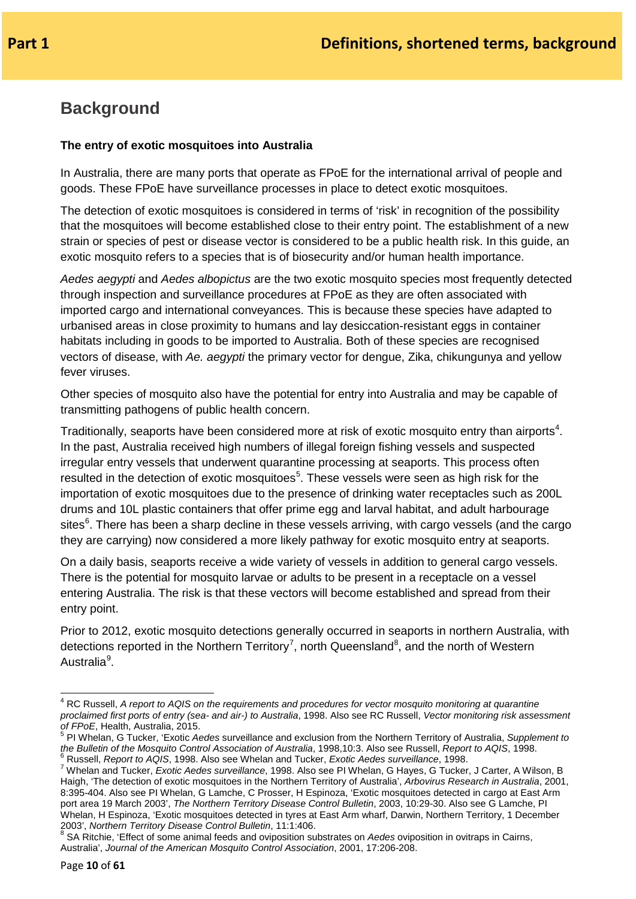## Background

**The entry of exotic mosquitoes into Australia**

In Australia, there are many ports that operate as FPoE for the international arrival of people and goods. These FPoE have surveillance processes in place to detect exotic mosquitoes.

The detection of exotic mosquitoes is considered in terms of 'risk' in recognition of the possibility that the mosquitoes will become established close to their entry point. The establishment of a new strain or species of pest or disease vector is considered to be a public health risk. In this guide, an exotic mosquito refers to a species that is of biosecurity and/or human health importance.

*Aedes aegypti* and *Aedes albopictus* are the two exotic mosquito species most frequently detected through inspection and surveillance procedures at FPoE as they are often associated with imported cargo and international conveyances. This is because these species have adapted to urbanised areas in close proximity to humans and lay desiccation-resistant eggs in container habitats including in goods to be imported to Australia. Both of these species are recognised vectors of disease, with *Ae. aegypti* the primary vector for dengue, Zika, chikungunya and yellow fever viruses.

Other species of mosquito also have the potential for entry into Australia and may be capable of transmitting pathogens of public health concern.

Traditionally, seaports have been considered more at risk of exotic mosquito entry than airports[4]. In the past, Australia received high numbers of illegal foreign fishing vessels and suspected irregular entry vessels that underwent quarantine processing at seaports. This process often resulted in the detection of exotic mosquitoes[5]. These vessels were seen as high risk for the importation of exotic mosquitoes due to the presence of drinking water receptacles such as 200L drums and 10L plastic containers that offer prime egg and larval habitat, and adult harbourage sites[6]. There has been a sharp decline in these vessels arriving, with cargo vessels (and the cargo they are carrying) now considered a more likely pathway for exotic mosquito entry at seaports.

On a daily basis, seaports receive a wide variety of vessels in addition to general cargo vessels. There is the potential for mosquito larvae or adults to be present in a receptacle on a vessel entering Australia. The risk is that these vectors will become established and spread from their entry point.

Prior to 2012, exotic mosquito detections generally occurred in seaports in northern Australia, with detections reported in the Northern Territory[7], north Queensland[8], and the north of Western Australia[9].

---

[4] RC Russell, *A report to AQIS on the requirements and procedures for vector mosquito monitoring at quarantine proclaimed first ports of entry (sea- and air-) to Australia*, 1998. Also see RC Russell, *Vector monitoring risk assessment of FPoE*, Health, Australia, 2015.

[5] PI Whelan, G Tucker, 'Exotic *Aedes* surveillance and exclusion from the Northern Territory of Australia, *Supplement to the Bulletin of the Mosquito Control Association of Australia*, 1998,10:3. Also see Russell, *Report to AQIS*, 1998.

[6] Russell, *Report to AQIS*, 1998. Also see Whelan and Tucker, *Exotic Aedes surveillance*, 1998.

[7] Whelan and Tucker, *Exotic Aedes surveillance*, 1998. Also see PI Whelan, G Hayes, G Tucker, J Carter, A Wilson, B Haigh, 'The detection of exotic mosquitoes in the Northern Territory of Australia', *Arbovirus Research in Australia*, 2001, 8:395-404. Also see PI Whelan, G Lamche, C Prosser, H Espinoza, 'Exotic mosquitoes detected in cargo at East Arm port area 19 March 2003', *The Northern Territory Disease Control Bulletin*, 2003, 10:29-30. Also see G Lamche, PI Whelan, H Espinoza, 'Exotic mosquitoes detected in tyres at East Arm wharf, Darwin, Northern Territory, 1 December 2003', *Northern Territory Disease Control Bulletin*, 11:1:406.

[8] SA Ritchie, 'Effect of some animal feeds and oviposition substrates on *Aedes* oviposition in ovitraps in Cairns, Australia', *Journal of the American Mosquito Control Association*, 2001, 17:206-208.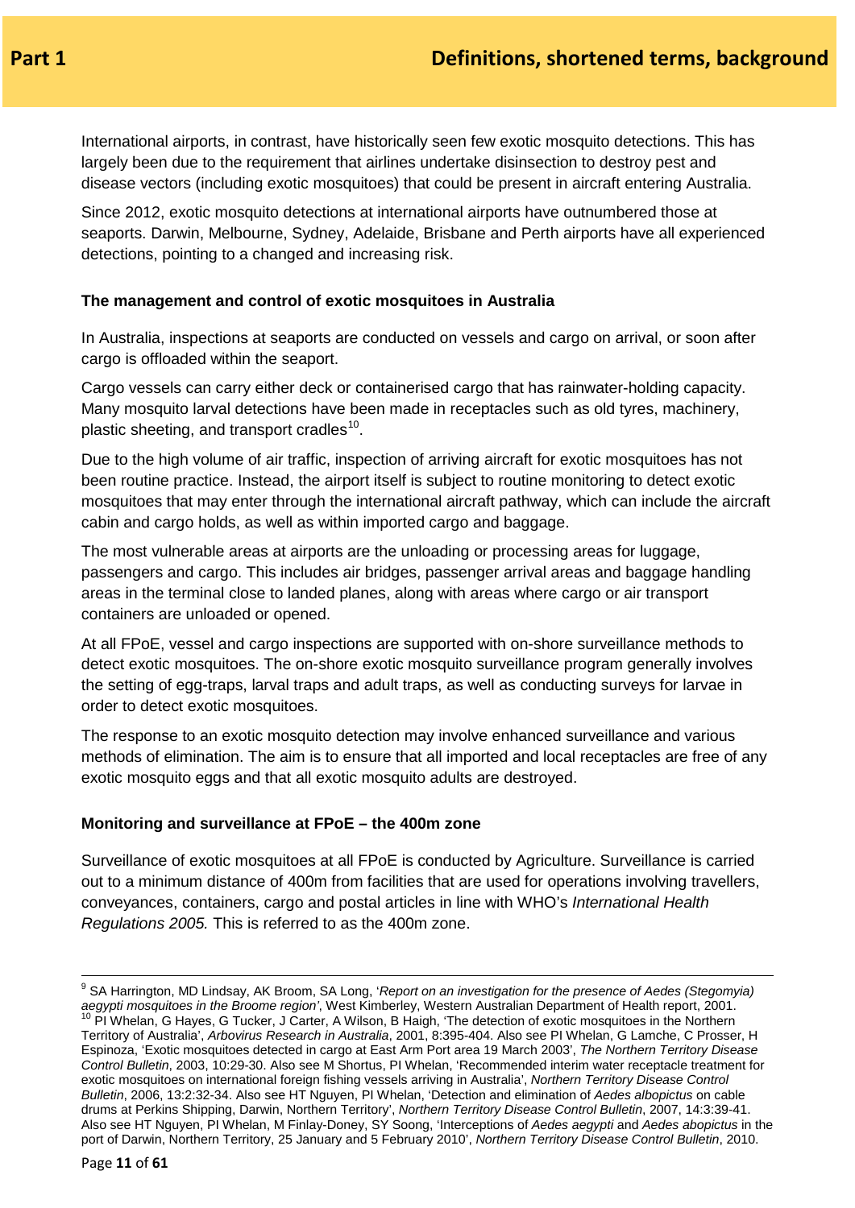International airports, in contrast, have historically seen few exotic mosquito detections. This has largely been due to the requirement that airlines undertake disinsection to destroy pest and disease vectors (including exotic mosquitoes) that could be present in aircraft entering Australia.

Since 2012, exotic mosquito detections at international airports have outnumbered those at seaports. Darwin, Melbourne, Sydney, Adelaide, Brisbane and Perth airports have all experienced detections, pointing to a changed and increasing risk.

### The management and control of exotic mosquitoes in Australia

In Australia, inspections at seaports are conducted on vessels and cargo on arrival, or soon after cargo is offloaded within the seaport.

Cargo vessels can carry either deck or containerised cargo that has rainwater-holding capacity. Many mosquito larval detections have been made in receptacles such as old tyres, machinery, plastic sheeting, and transport cradles[10].

Due to the high volume of air traffic, inspection of arriving aircraft for exotic mosquitoes has not been routine practice. Instead, the airport itself is subject to routine monitoring to detect exotic mosquitoes that may enter through the international aircraft pathway, which can include the aircraft cabin and cargo holds, as well as within imported cargo and baggage.

The most vulnerable areas at airports are the unloading or processing areas for luggage, passengers and cargo. This includes air bridges, passenger arrival areas and baggage handling areas in the terminal close to landed planes, along with areas where cargo or air transport containers are unloaded or opened.

At all FPoE, vessel and cargo inspections are supported with on-shore surveillance methods to detect exotic mosquitoes. The on-shore exotic mosquito surveillance program generally involves the setting of egg-traps, larval traps and adult traps, as well as conducting surveys for larvae in order to detect exotic mosquitoes.

The response to an exotic mosquito detection may involve enhanced surveillance and various methods of elimination. The aim is to ensure that all imported and local receptacles are free of any exotic mosquito eggs and that all exotic mosquito adults are destroyed.

### Monitoring and surveillance at FPoE – the 400m zone

Surveillance of exotic mosquitoes at all FPoE is conducted by Agriculture. Surveillance is carried out to a minimum distance of 400m from facilities that are used for operations involving travellers, conveyances, containers, cargo and postal articles in line with WHO's *International Health Regulations 2005.* This is referred to as the 400m zone.

---

[9] SA Harrington, MD Lindsay, AK Broom, SA Long, '*Report on an investigation for the presence of Aedes (Stegomyia) aegypti mosquitoes in the Broome region'*, West Kimberley, Western Australian Department of Health report, 2001.

[10] PI Whelan, G Hayes, G Tucker, J Carter, A Wilson, B Haigh, 'The detection of exotic mosquitoes in the Northern Territory of Australia', *Arbovirus Research in Australia*, 2001, 8:395-404. Also see PI Whelan, G Lamche, C Prosser, H Espinoza, 'Exotic mosquitoes detected in cargo at East Arm Port area 19 March 2003', *The Northern Territory Disease Control Bulletin*, 2003, 10:29-30. Also see M Shortus, PI Whelan, 'Recommended interim water receptacle treatment for exotic mosquitoes on international foreign fishing vessels arriving in Australia', *Northern Territory Disease Control Bulletin*, 2006, 13:2:32-34. Also see HT Nguyen, PI Whelan, 'Detection and elimination of *Aedes albopictus* on cable drums at Perkins Shipping, Darwin, Northern Territory', *Northern Territory Disease Control Bulletin*, 2007, 14:3:39-41. Also see HT Nguyen, PI Whelan, M Finlay-Doney, SY Soong, 'Interceptions of *Aedes aegypti* and *Aedes abopictus* in the port of Darwin, Northern Territory, 25 January and 5 February 2010', *Northern Territory Disease Control Bulletin*, 2010.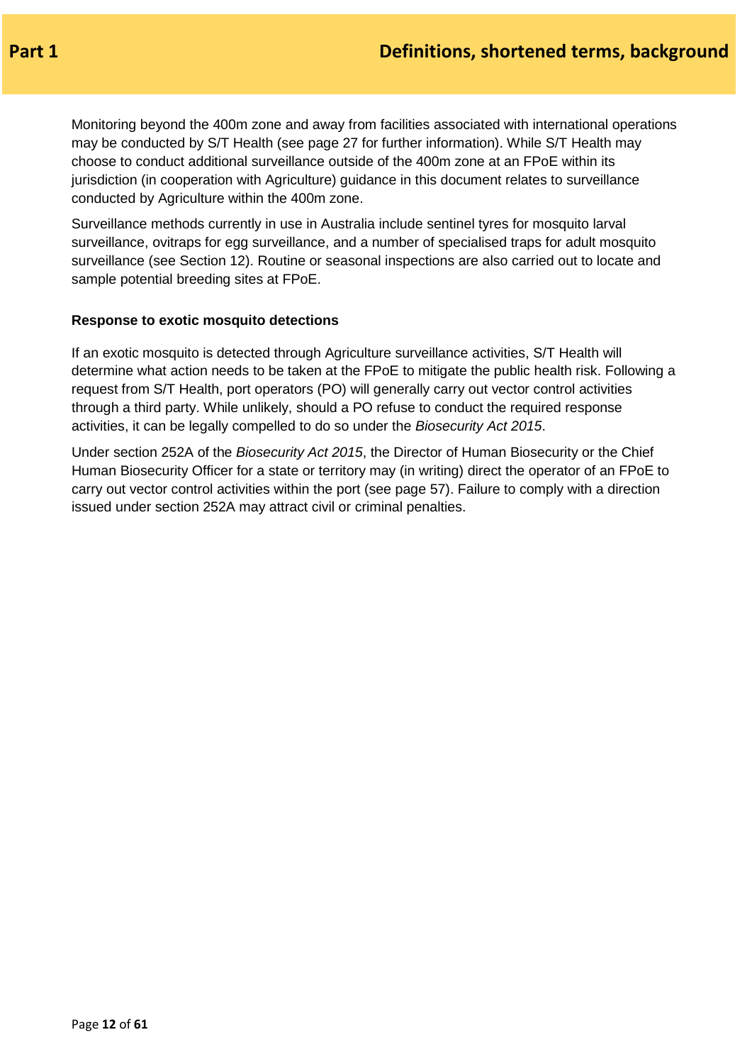Monitoring beyond the 400m zone and away from facilities associated with international operations may be conducted by S/T Health (see page 27 for further information). While S/T Health may choose to conduct additional surveillance outside of the 400m zone at an FPoE within its jurisdiction (in cooperation with Agriculture) guidance in this document relates to surveillance conducted by Agriculture within the 400m zone.

Surveillance methods currently in use in Australia include sentinel tyres for mosquito larval surveillance, ovitraps for egg surveillance, and a number of specialised traps for adult mosquito surveillance (see Section 12). Routine or seasonal inspections are also carried out to locate and sample potential breeding sites at FPoE.

**Response to exotic mosquito detections**

If an exotic mosquito is detected through Agriculture surveillance activities, S/T Health will determine what action needs to be taken at the FPoE to mitigate the public health risk. Following a request from S/T Health, port operators (PO) will generally carry out vector control activities through a third party. While unlikely, should a PO refuse to conduct the required response activities, it can be legally compelled to do so under the *Biosecurity Act 2015*.

Under section 252A of the *Biosecurity Act 2015*, the Director of Human Biosecurity or the Chief Human Biosecurity Officer for a state or territory may (in writing) direct the operator of an FPoE to carry out vector control activities within the port (see page 57). Failure to comply with a direction issued under section 252A may attract civil or criminal penalties.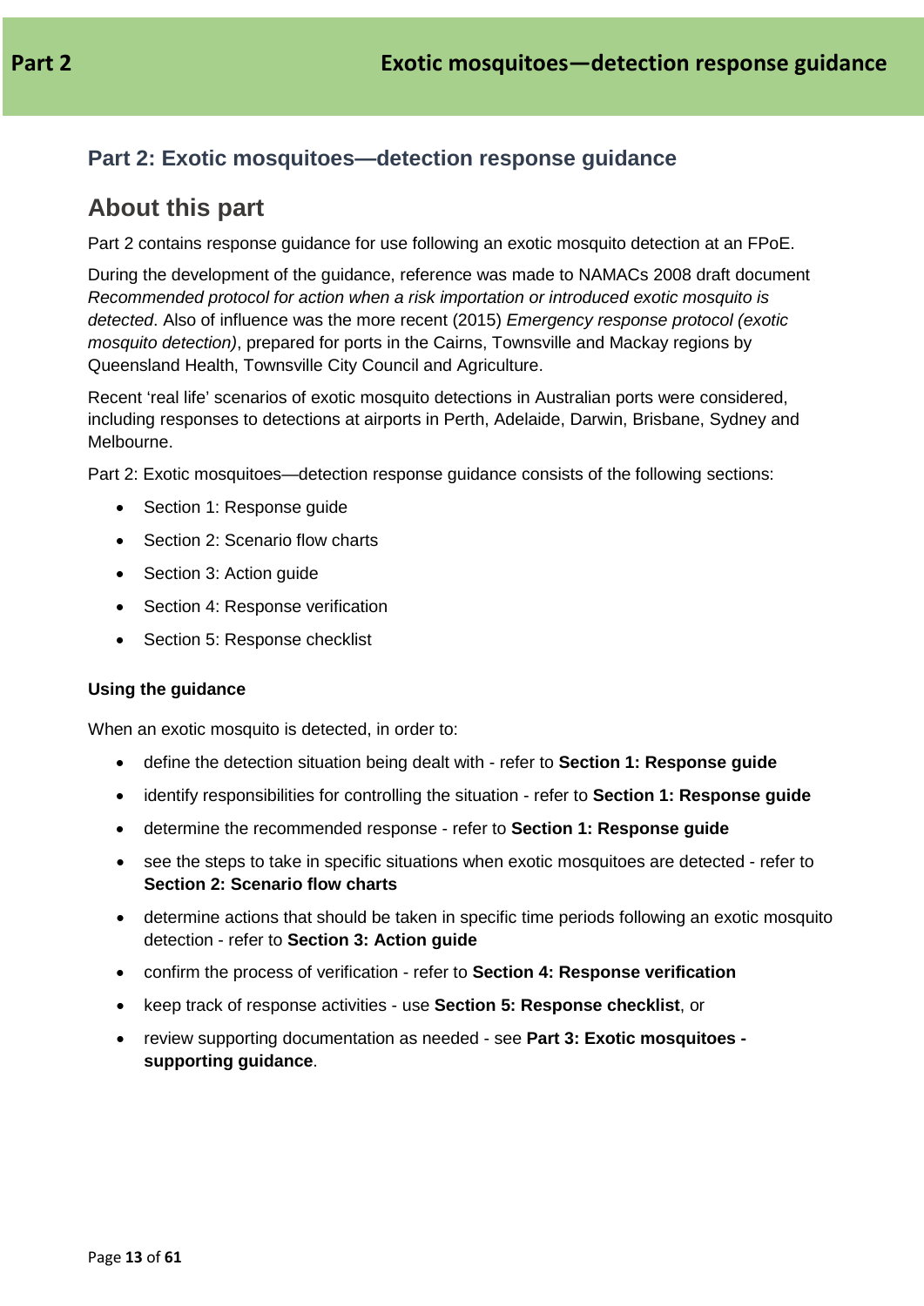## Part 2: Exotic mosquitoes—detection response guidance

# About this part

Part 2 contains response guidance for use following an exotic mosquito detection at an FPoE.

During the development of the guidance, reference was made to NAMACs 2008 draft document *Recommended protocol for action when a risk importation or introduced exotic mosquito is detected*. Also of influence was the more recent (2015) *Emergency response protocol (exotic mosquito detection)*, prepared for ports in the Cairns, Townsville and Mackay regions by Queensland Health, Townsville City Council and Agriculture.

Recent 'real life' scenarios of exotic mosquito detections in Australian ports were considered, including responses to detections at airports in Perth, Adelaide, Darwin, Brisbane, Sydney and Melbourne.

Part 2: Exotic mosquitoes—detection response guidance consists of the following sections:

- Section 1: Response guide
- Section 2: Scenario flow charts
- Section 3: Action guide
- Section 4: Response verification
- Section 5: Response checklist

**Using the guidance**

When an exotic mosquito is detected, in order to:

- define the detection situation being dealt with - refer to **Section 1: Response guide**
- identify responsibilities for controlling the situation - refer to **Section 1: Response guide**
- determine the recommended response - refer to **Section 1: Response guide**
- see the steps to take in specific situations when exotic mosquitoes are detected - refer to **Section 2: Scenario flow charts**
- determine actions that should be taken in specific time periods following an exotic mosquito detection - refer to **Section 3: Action guide**
- confirm the process of verification - refer to **Section 4: Response verification**
- keep track of response activities - use **Section 5: Response checklist**, or
- review supporting documentation as needed - see **Part 3: Exotic mosquitoes - supporting guidance**.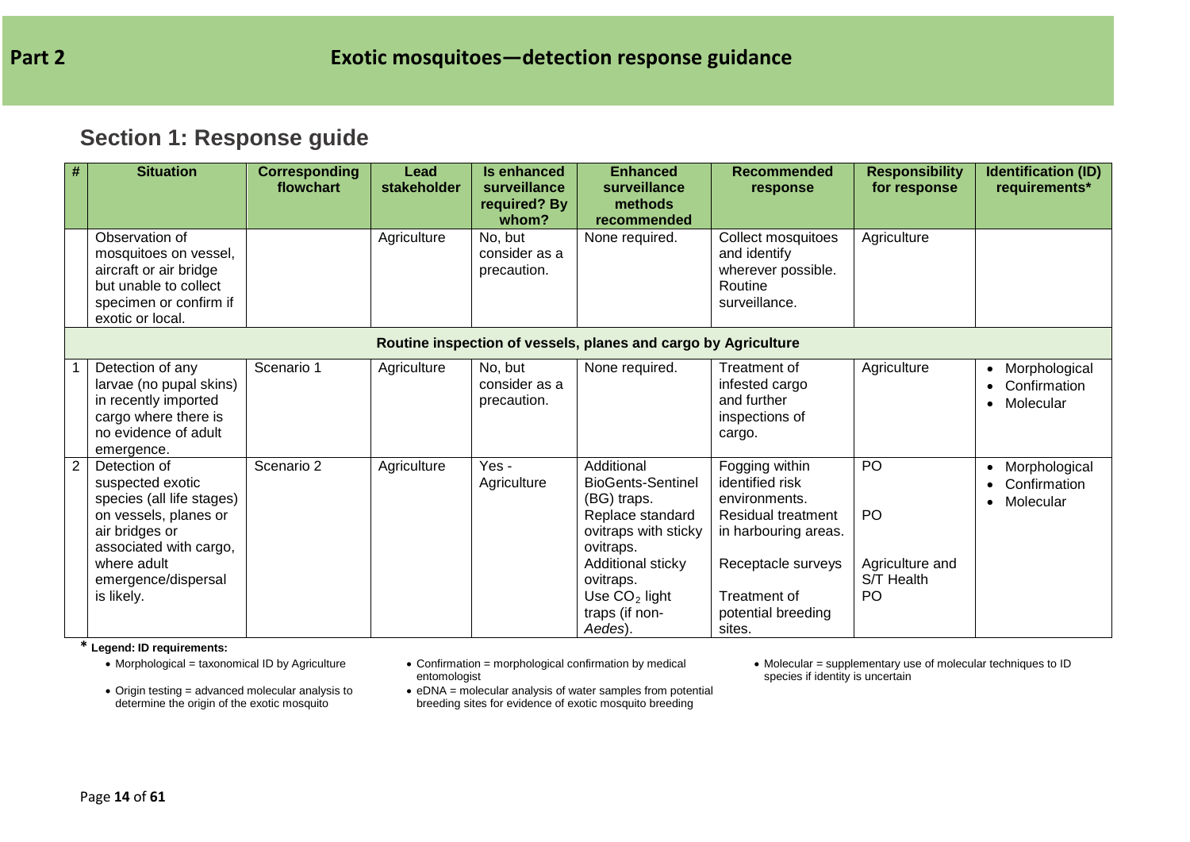# Part 2 Exotic mosquitoes—detection response guidance

## Section 1: Response guide

| # | Situation | Corresponding flowchart | Lead stakeholder | Is enhanced surveillance required? By whom? | Enhanced surveillance methods recommended | Recommended response | Responsibility for response | Identification (ID) requirements* |
|---|---|---|---|---|---|---|---|---|
| | Observation of mosquitoes on vessel, aircraft or air bridge but unable to collect specimen or confirm if exotic or local. | | Agriculture | No, but consider as a precaution. | None required. | Collect mosquitoes and identify wherever possible. Routine surveillance. | Agriculture | |
| **Routine inspection of vessels, planes and cargo by Agriculture** | | | | | | | | |
| 1 | Detection of any larvae (no pupal skins) in recently imported cargo where there is no evidence of adult emergence. | Scenario 1 | Agriculture | No, but consider as a precaution. | None required. | Treatment of infested cargo and further inspections of cargo. | Agriculture | • Morphological<br>• Confirmation<br>• Molecular |
| 2 | Detection of suspected exotic species (all life stages) on vessels, planes or air bridges or associated with cargo, where adult emergence/dispersal is likely. | Scenario 2 | Agriculture | Yes - Agriculture | Additional BioGents-Sentinel (BG) traps.<br>Replace standard ovitraps with sticky ovitraps.<br>Additional sticky ovitraps.<br>Use $CO_2$ light traps (if non-*Aedes*). | Fogging within identified risk environments.<br>Residual treatment in harbouring areas.<br>Receptacle surveys<br>Treatment of potential breeding sites. | PO<br>PO<br>Agriculture and S/T Health<br>PO | • Morphological<br>• Confirmation<br>• Molecular |

\* **Legend: ID requirements:**

- Morphological = taxonomical ID by Agriculture
- Confirmation = morphological confirmation by medical entomologist
- Molecular = supplementary use of molecular techniques to ID species if identity is uncertain
- Origin testing = advanced molecular analysis to determine the origin of the exotic mosquito
- eDNA = molecular analysis of water samples from potential breeding sites for evidence of exotic mosquito breeding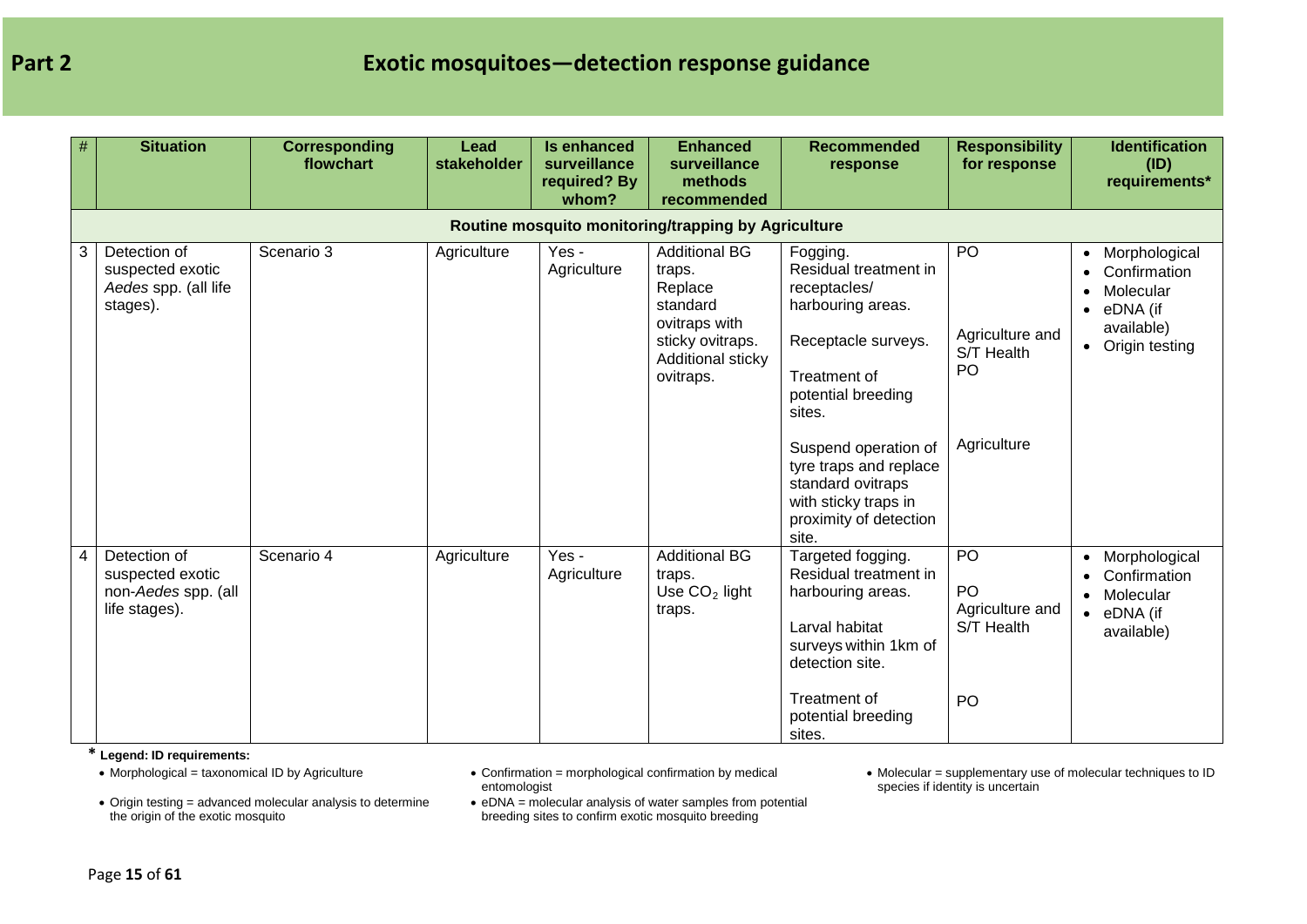## Part 2

## Exotic mosquitoes—detection response guidance

| # | Situation | Corresponding flowchart | Lead stakeholder | Is enhanced surveillance required? By whom? | Enhanced surveillance methods recommended | Recommended response | Responsibility for response | Identification (ID) requirements* |
|---|---|---|---|---|---|---|---|---|
| **Routine mosquito monitoring/trapping by Agriculture** | | | | | | | | |
| 3 | Detection of suspected exotic *Aedes* spp. (all life stages). | Scenario 3 | Agriculture | Yes - Agriculture | Additional BG traps. Replace standard ovitraps with sticky ovitraps. Additional sticky ovitraps. | Fogging. Residual treatment in receptacles/ harbouring areas.<br><br>Receptacle surveys.<br><br>Treatment of potential breeding sites.<br><br>Suspend operation of tyre traps and replace standard ovitraps with sticky traps in proximity of detection site. | PO<br><br>Agriculture and S/T Health<br>PO<br><br>Agriculture | • Morphological<br>• Confirmation<br>• Molecular<br>• eDNA (if available)<br>• Origin testing |
| 4 | Detection of suspected exotic non-*Aedes* spp. (all life stages). | Scenario 4 | Agriculture | Yes - Agriculture | Additional BG traps.<br>Use $CO_2$ light traps. | Targeted fogging. Residual treatment in harbouring areas.<br><br>Larval habitat surveys within 1km of detection site.<br><br>Treatment of potential breeding sites. | PO<br>PO<br>Agriculture and S/T Health<br><br>PO | • Morphological<br>• Confirmation<br>• Molecular<br>• eDNA (if available) |

\* **Legend: ID requirements:**

- Morphological = taxonomical ID by Agriculture
- Confirmation = morphological confirmation by medical entomologist
- Molecular = supplementary use of molecular techniques to ID species if identity is uncertain
- Origin testing = advanced molecular analysis to determine the origin of the exotic mosquito
- eDNA = molecular analysis of water samples from potential breeding sites to confirm exotic mosquito breeding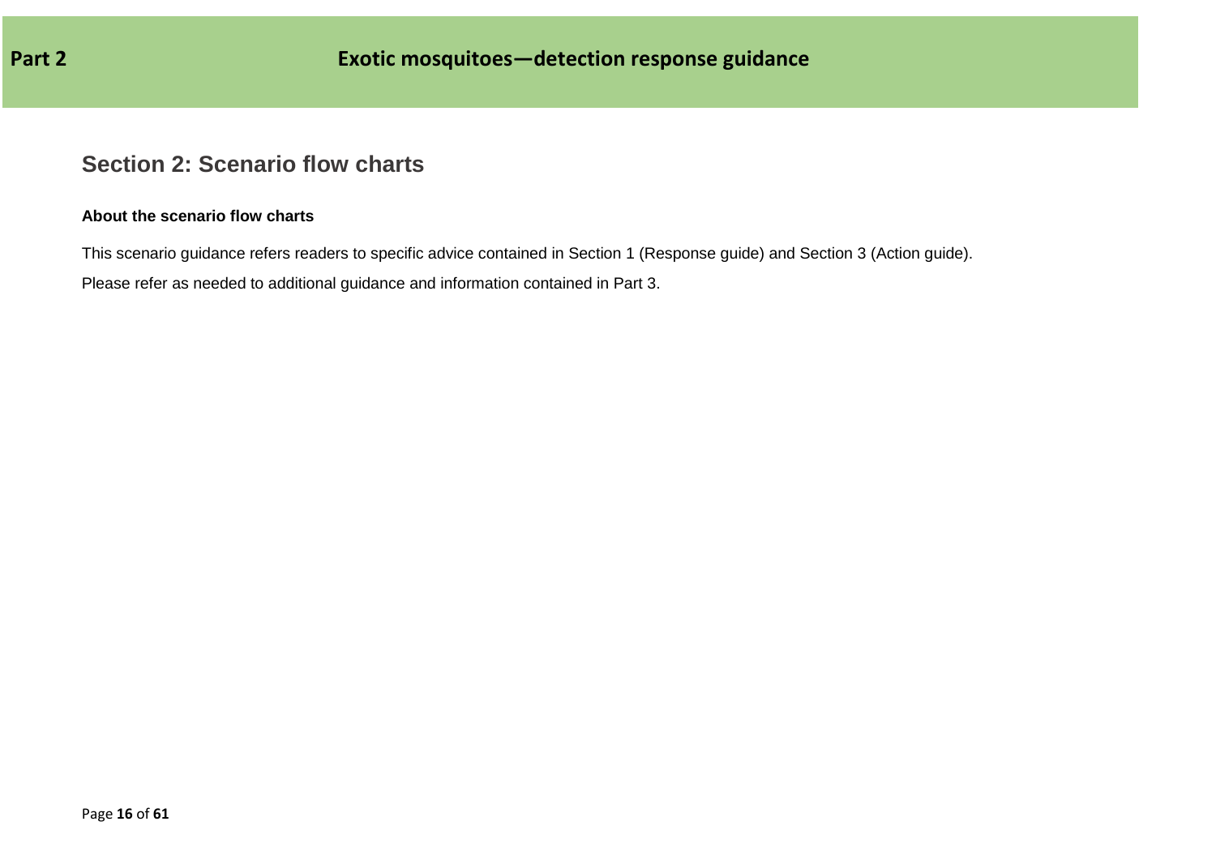## Section 2: Scenario flow charts

**About the scenario flow charts**

This scenario guidance refers readers to specific advice contained in Section 1 (Response guide) and Section 3 (Action guide).

Please refer as needed to additional guidance and information contained in Part 3.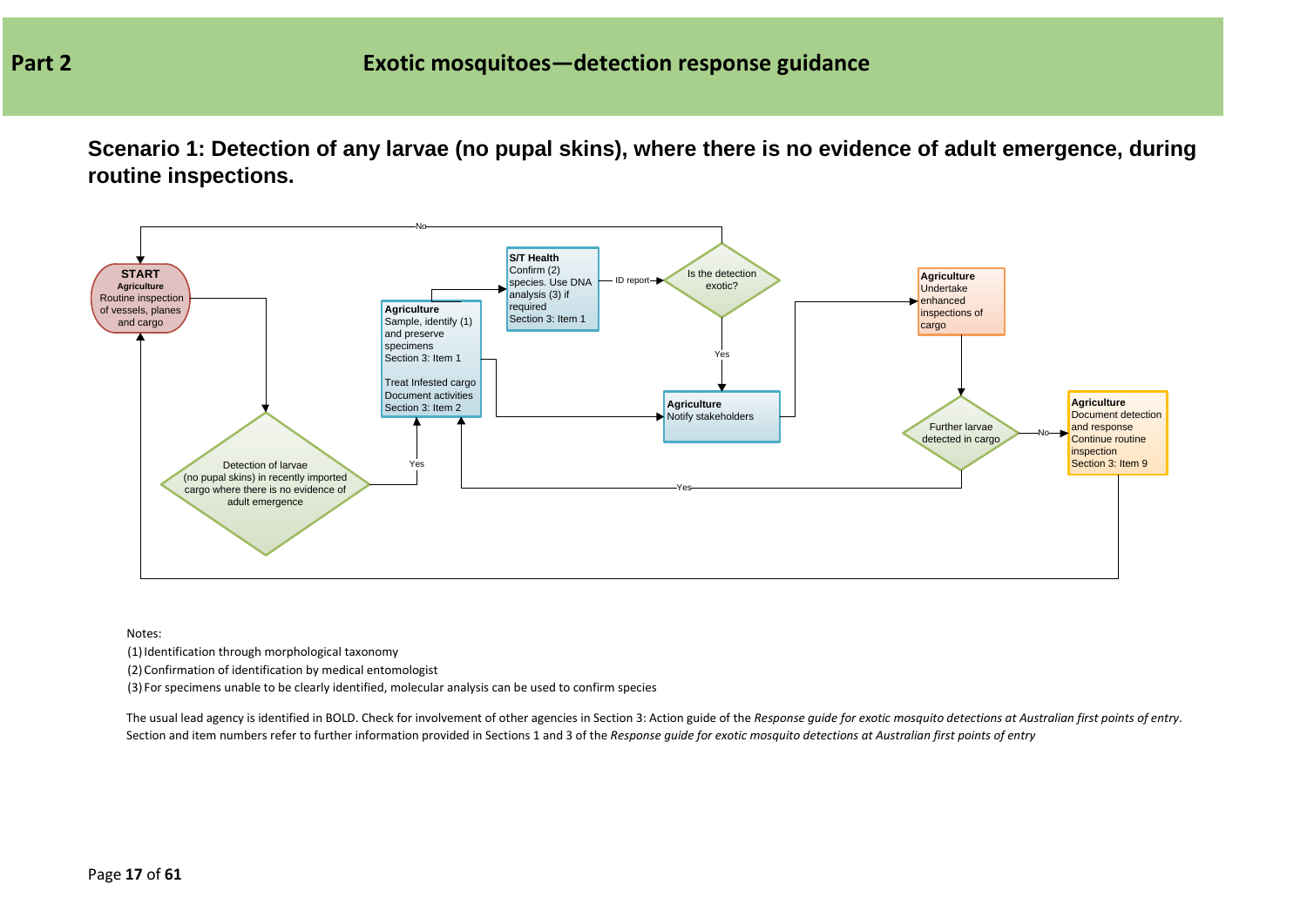# Part 2 Exotic mosquitoes—detection response guidance

## Scenario 1: Detection of any larvae (no pupal skins), where there is no evidence of adult emergence, during routine inspections.

**START**
**Agriculture**
Routine inspection of vessels, planes and cargo

Detection of larvae (no pupal skins) in recently imported cargo where there is no evidence of adult emergence

Yes

**Agriculture**
Sample, identify (1) and preserve specimens
Section 3: Item 1

Treat Infested cargo
Document activities
Section 3: Item 2

**S/T Health**
Confirm (2) species. Use DNA analysis (3) if required
Section 3: Item 1

ID report

Is the detection exotic?

No

Yes

**Agriculture**
Notify stakeholders

**Agriculture**
Undertake enhanced inspections of cargo

Further larvae detected in cargo

Yes

No

**Agriculture**
Document detection and response
Continue routine inspection
Section 3: Item 9

Notes:

(1) Identification through morphological taxonomy

(2) Confirmation of identification by medical entomologist

(3) For specimens unable to be clearly identified, molecular analysis can be used to confirm species

The usual lead agency is identified in BOLD. Check for involvement of other agencies in Section 3: Action guide of the *Response guide for exotic mosquito detections at Australian first points of entry*.
Section and item numbers refer to further information provided in Sections 1 and 3 of the *Response guide for exotic mosquito detections at Australian first points of entry*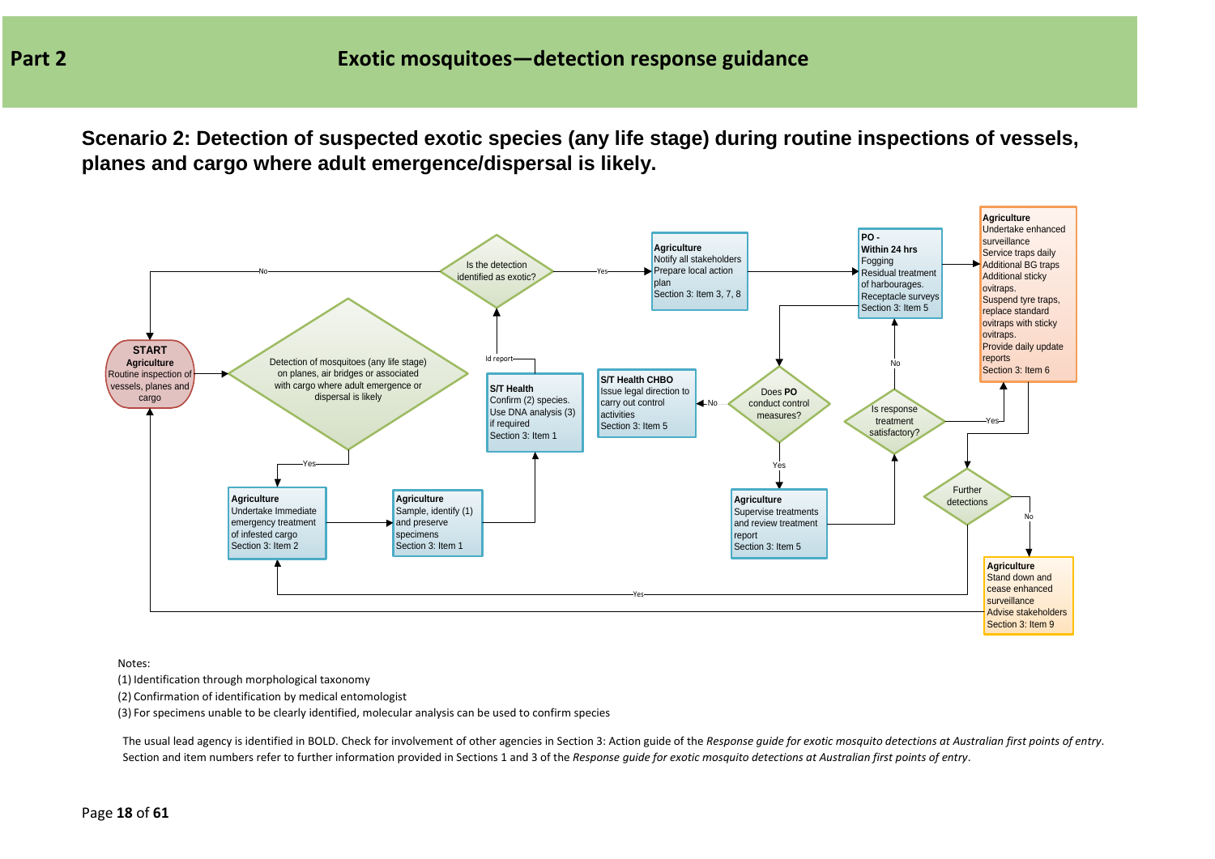# Part 2 Exotic mosquitoes—detection response guidance

## Scenario 2: Detection of suspected exotic species (any life stage) during routine inspections of vessels, planes and cargo where adult emergence/dispersal is likely.

**START**
**Agriculture**
Routine inspection of vessels, planes and cargo

Detection of mosquitoes (any life stage) on planes, air bridges or associated with cargo where adult emergence or dispersal is likely

Yes →

**Agriculture**
Undertake Immediate emergency treatment of infested cargo
Section 3: Item 2

**Agriculture**
Sample, identify (1) and preserve specimens
Section 3: Item 1

**S/T Health**
Confirm (2) species.
Use DNA analysis (3) if required
Section 3: Item 1

Id report →

Is the detection identified as exotic?

No → START

Yes →

**Agriculture**
Notify all stakeholders
Prepare local action plan
Section 3: Item 3, 7, 8

**PO -**
**Within 24 hrs**
Fogging
Residual treatment of harbourages.
Receptacle surveys
Section 3: Item 5

Does **PO** conduct control measures?

No →

**S/T Health CHBO**
Issue legal direction to carry out control activities
Section 3: Item 5

Yes →

**Agriculture**
Supervise treatments and review treatment report
Section 3: Item 5

Is response treatment satisfactory?

No → PO - Within 24 hrs

Yes →

**Agriculture**
Undertake enhanced surveillance
Service traps daily
Additional BG traps
Additional sticky ovitraps.
Suspend tyre traps, replace standard ovitraps with sticky ovitraps.
Provide daily update reports
Section 3: Item 6

Further detections

Yes → Agriculture: Undertake Immediate emergency treatment of infested cargo

No →

**Agriculture**
Stand down and cease enhanced surveillance
Advise stakeholders
Section 3: Item 9

→ START

Notes:

(1) Identification through morphological taxonomy

(2) Confirmation of identification by medical entomologist

(3) For specimens unable to be clearly identified, molecular analysis can be used to confirm species

The usual lead agency is identified in BOLD. Check for involvement of other agencies in Section 3: Action guide of the *Response guide for exotic mosquito detections at Australian first points of entry*. Section and item numbers refer to further information provided in Sections 1 and 3 of the *Response guide for exotic mosquito detections at Australian first points of entry*.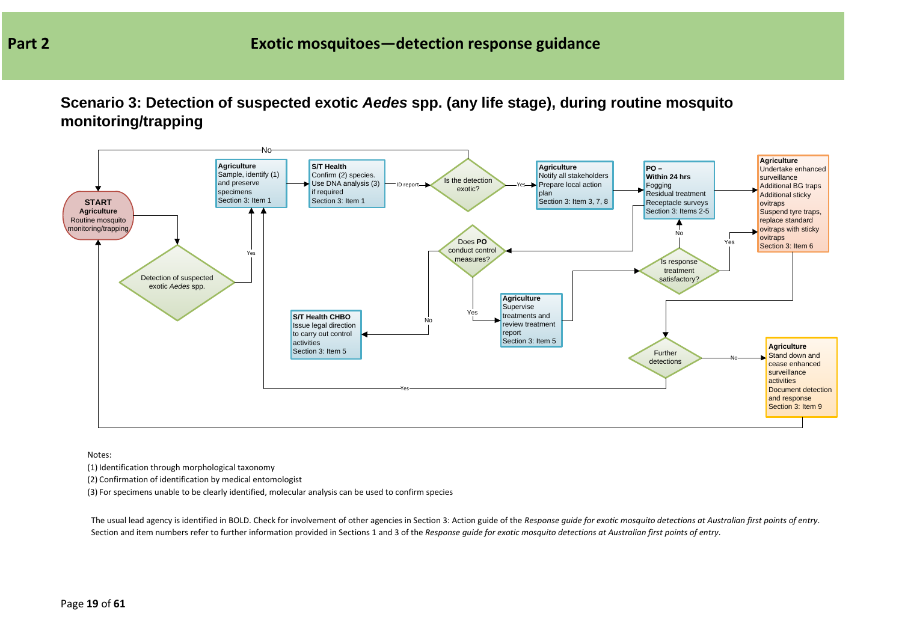# Part 2 Exotic mosquitoes—detection response guidance

## Scenario 3: Detection of suspected exotic *Aedes* spp. (any life stage), during routine mosquito monitoring/trapping

**START**
**Agriculture**
Routine mosquito monitoring/trapping

Detection of suspected exotic *Aedes* spp.

Yes

**Agriculture**
Sample, identify (1) and preserve specimens
Section 3: Item 1

**S/T Health**
Confirm (2) species.
Use DNA analysis (3) if required
Section 3: Item 1

ID report

Is the detection exotic?

No

Yes

**Agriculture**
Notify all stakeholders
Prepare local action plan
Section 3: Item 3, 7, 8

**PO – Within 24 hrs**
Fogging
Residual treatment
Receptacle surveys
Section 3: Items 2-5

Does **PO** conduct control measures?

Yes

No

**S/T Health CHBO**
Issue legal direction to carry out control activities
Section 3: Item 5

**Agriculture**
Supervise treatments and review treatment report
Section 3: Item 5

Is response treatment satisfactory?

No

Yes

**Agriculture**
Undertake enhanced surveillance
Additional BG traps
Additional sticky ovitraps
Suspend tyre traps, replace standard ovitraps with sticky ovitraps
Section 3: Item 6

Further detections

Yes

No

**Agriculture**
Stand down and cease enhanced surveillance activities
Document detection and response
Section 3: Item 9

Notes:

(1) Identification through morphological taxonomy

(2) Confirmation of identification by medical entomologist

(3) For specimens unable to be clearly identified, molecular analysis can be used to confirm species

The usual lead agency is identified in BOLD. Check for involvement of other agencies in Section 3: Action guide of the *Response guide for exotic mosquito detections at Australian first points of entry*. Section and item numbers refer to further information provided in Sections 1 and 3 of the *Response guide for exotic mosquito detections at Australian first points of entry*.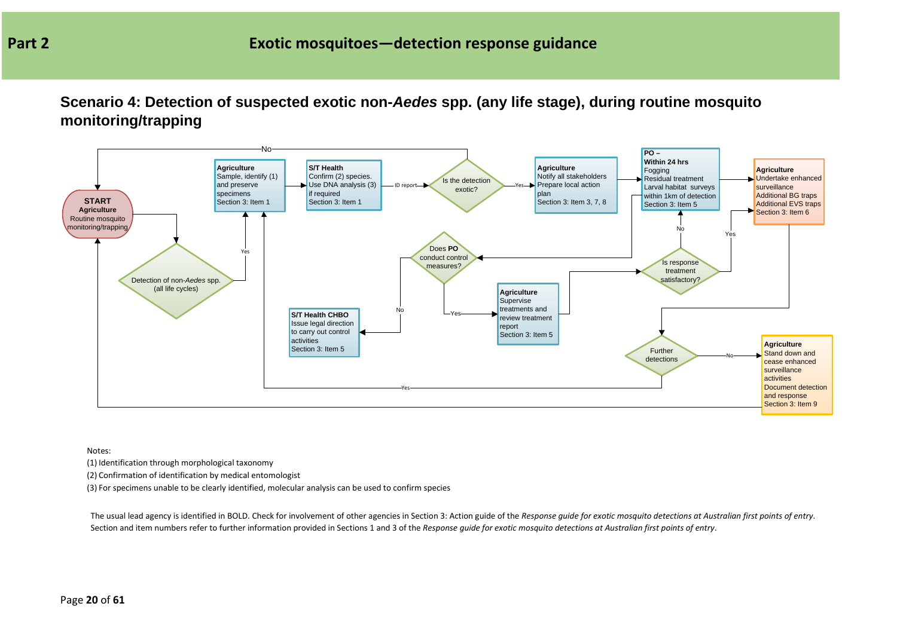# Part 2 Exotic mosquitoes—detection response guidance

## Scenario 4: Detection of suspected exotic non-*Aedes* spp. (any life stage), during routine mosquito monitoring/trapping

**START**
**Agriculture**
Routine mosquito monitoring/trapping

Detection of non-*Aedes* spp. (all life cycles)
→ Yes →

**Agriculture**
Sample, identify (1) and preserve specimens
Section 3: Item 1

**S/T Health**
Confirm (2) species.
Use DNA analysis (3) if required
Section 3: Item 1

→ ID report →

Is the detection exotic? (No → START)
→ Yes →

**Agriculture**
Notify all stakeholders
Prepare local action plan
Section 3: Item 3, 7, 8

**PO –**
**Within 24 hrs**
Fogging
Residual treatment
Larval habitat surveys within 1km of detection
Section 3: Item 5

Does **PO** conduct control measures?
- No → **S/T Health CHBO** Issue legal direction to carry out control activities. Section 3: Item 5
- Yes → **Agriculture** Supervise treatments and review treatment report. Section 3: Item 5

Is response treatment satisfactory?
- No → PO – Within 24 hrs
- Yes → **Agriculture** Undertake enhanced surveillance. Additional BG traps. Additional EVS traps. Section 3: Item 6

Further detections
- Yes → Agriculture: Sample, identify and preserve specimens
- No → **Agriculture** Stand down and cease enhanced surveillance activities. Document detection and response. Section 3: Item 9 → START

Notes:

(1) Identification through morphological taxonomy

(2) Confirmation of identification by medical entomologist

(3) For specimens unable to be clearly identified, molecular analysis can be used to confirm species

The usual lead agency is identified in BOLD. Check for involvement of other agencies in Section 3: Action guide of the *Response guide for exotic mosquito detections at Australian first points of entry*. Section and item numbers refer to further information provided in Sections 1 and 3 of the *Response guide for exotic mosquito detections at Australian first points of entry*.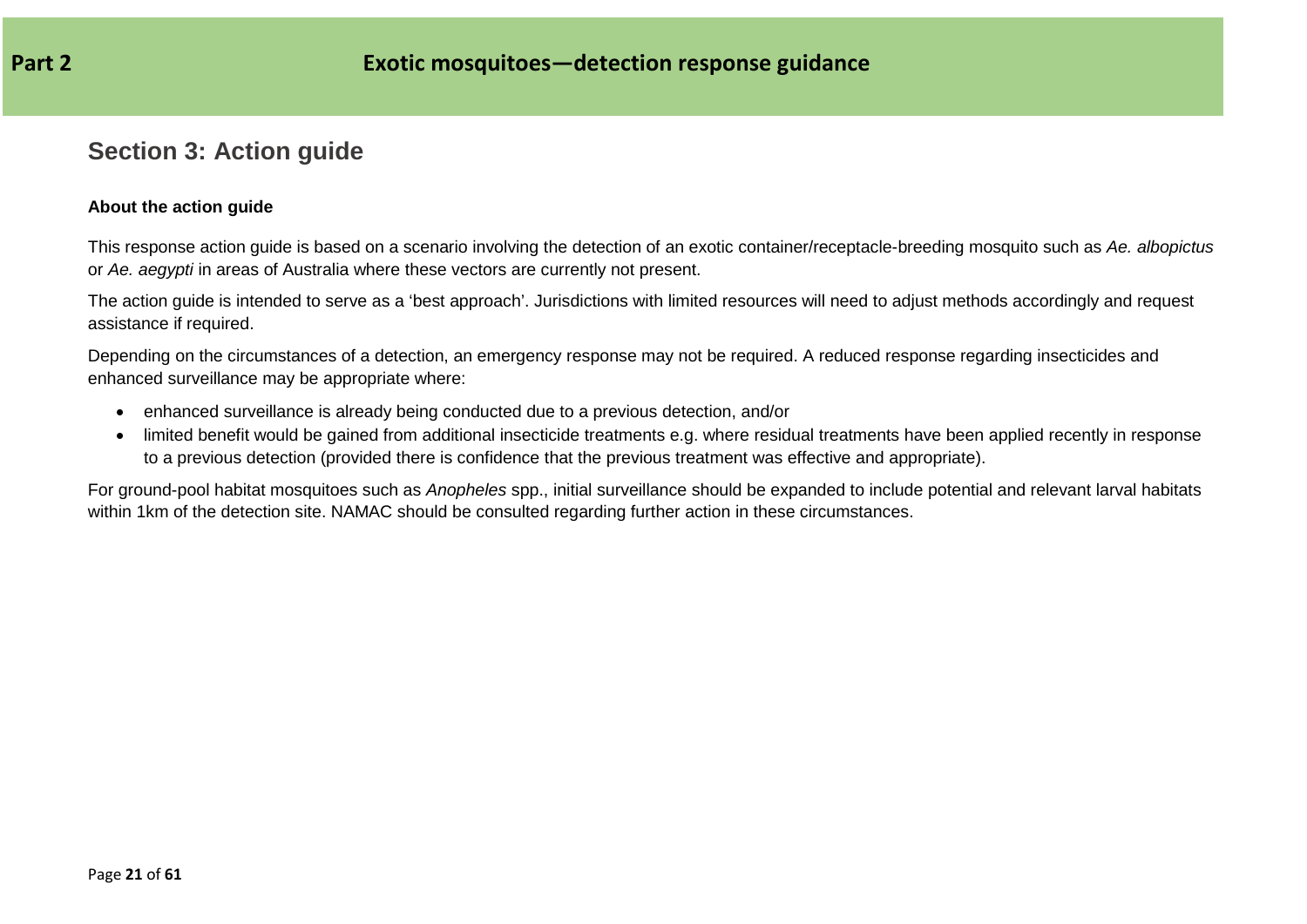**Part 2** **Exotic mosquitoes—detection response guidance**

## Section 3: Action guide

**About the action guide**

This response action guide is based on a scenario involving the detection of an exotic container/receptacle-breeding mosquito such as *Ae. albopictus* or *Ae. aegypti* in areas of Australia where these vectors are currently not present.

The action guide is intended to serve as a 'best approach'. Jurisdictions with limited resources will need to adjust methods accordingly and request assistance if required.

Depending on the circumstances of a detection, an emergency response may not be required. A reduced response regarding insecticides and enhanced surveillance may be appropriate where:

- enhanced surveillance is already being conducted due to a previous detection, and/or
- limited benefit would be gained from additional insecticide treatments e.g. where residual treatments have been applied recently in response to a previous detection (provided there is confidence that the previous treatment was effective and appropriate).

For ground-pool habitat mosquitoes such as *Anopheles* spp., initial surveillance should be expanded to include potential and relevant larval habitats within 1km of the detection site. NAMAC should be consulted regarding further action in these circumstances.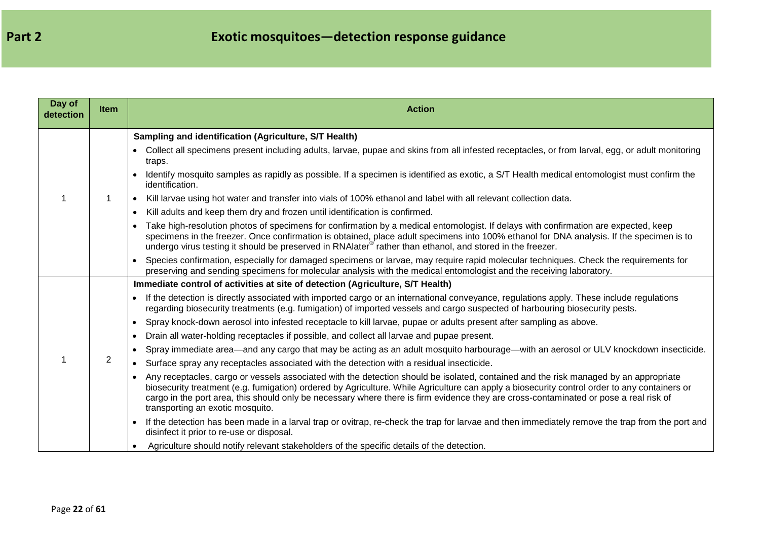# Part 2 Exotic mosquitoes—detection response guidance

| Day of detection | Item | Action |
|---|---|---|
| 1 | 1 | **Sampling and identification (Agriculture, S/T Health)**<br>• Collect all specimens present including adults, larvae, pupae and skins from all infested receptacles, or from larval, egg, or adult monitoring traps.<br>• Identify mosquito samples as rapidly as possible. If a specimen is identified as exotic, a S/T Health medical entomologist must confirm the identification.<br>• Kill larvae using hot water and transfer into vials of 100% ethanol and label with all relevant collection data.<br>• Kill adults and keep them dry and frozen until identification is confirmed.<br>• Take high-resolution photos of specimens for confirmation by a medical entomologist. If delays with confirmation are expected, keep specimens in the freezer. Once confirmation is obtained, place adult specimens into 100% ethanol for DNA analysis. If the specimen is to undergo virus testing it should be preserved in RNAlater® rather than ethanol, and stored in the freezer.<br>• Species confirmation, especially for damaged specimens or larvae, may require rapid molecular techniques. Check the requirements for preserving and sending specimens for molecular analysis with the medical entomologist and the receiving laboratory. |
| 1 | 2 | **Immediate control of activities at site of detection (Agriculture, S/T Health)**<br>• If the detection is directly associated with imported cargo or an international conveyance, regulations apply. These include regulations regarding biosecurity treatments (e.g. fumigation) of imported vessels and cargo suspected of harbouring biosecurity pests.<br>• Spray knock-down aerosol into infested receptacle to kill larvae, pupae or adults present after sampling as above.<br>• Drain all water-holding receptacles if possible, and collect all larvae and pupae present.<br>• Spray immediate area—and any cargo that may be acting as an adult mosquito harbourage—with an aerosol or ULV knockdown insecticide.<br>• Surface spray any receptacles associated with the detection with a residual insecticide.<br>• Any receptacles, cargo or vessels associated with the detection should be isolated, contained and the risk managed by an appropriate biosecurity treatment (e.g. fumigation) ordered by Agriculture. While Agriculture can apply a biosecurity control order to any containers or cargo in the port area, this should only be necessary where there is firm evidence they are cross-contaminated or pose a real risk of transporting an exotic mosquito.<br>• If the detection has been made in a larval trap or ovitrap, re-check the trap for larvae and then immediately remove the trap from the port and disinfect it prior to re-use or disposal.<br>• Agriculture should notify relevant stakeholders of the specific details of the detection. |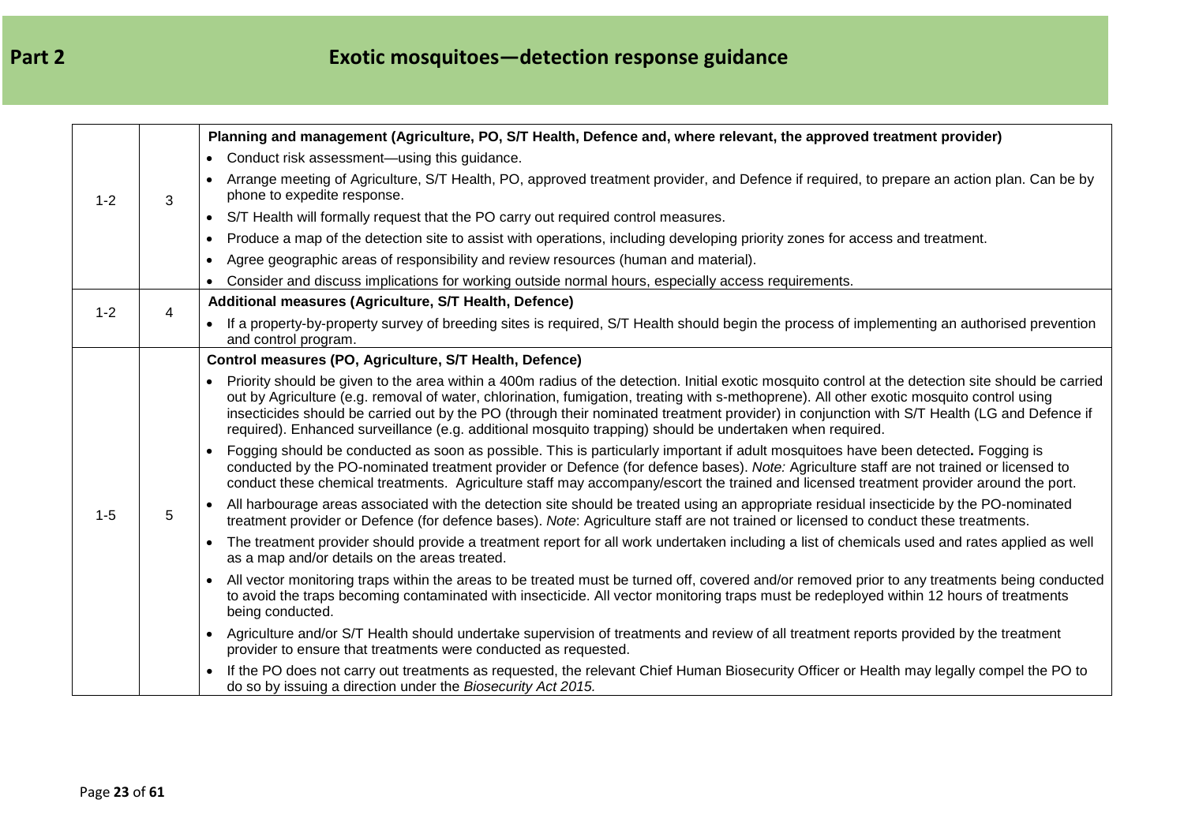# Part 2 Exotic mosquitoes—detection response guidance

| | | |
|---|---|---|
| 1-2 | 3 | **Planning and management (Agriculture, PO, S/T Health, Defence and, where relevant, the approved treatment provider)**<br>• Conduct risk assessment—using this guidance.<br>• Arrange meeting of Agriculture, S/T Health, PO, approved treatment provider, and Defence if required, to prepare an action plan. Can be by phone to expedite response.<br>• S/T Health will formally request that the PO carry out required control measures.<br>• Produce a map of the detection site to assist with operations, including developing priority zones for access and treatment.<br>• Agree geographic areas of responsibility and review resources (human and material).<br>• Consider and discuss implications for working outside normal hours, especially access requirements. |
| 1-2 | 4 | **Additional measures (Agriculture, S/T Health, Defence)**<br>• If a property-by-property survey of breeding sites is required, S/T Health should begin the process of implementing an authorised prevention and control program. |
| 1-5 | 5 | **Control measures (PO, Agriculture, S/T Health, Defence)**<br>• Priority should be given to the area within a 400m radius of the detection. Initial exotic mosquito control at the detection site should be carried out by Agriculture (e.g. removal of water, chlorination, fumigation, treating with s-methoprene). All other exotic mosquito control using insecticides should be carried out by the PO (through their nominated treatment provider) in conjunction with S/T Health (LG and Defence if required). Enhanced surveillance (e.g. additional mosquito trapping) should be undertaken when required.<br>• Fogging should be conducted as soon as possible. This is particularly important if adult mosquitoes have been detected**.** Fogging is conducted by the PO-nominated treatment provider or Defence (for defence bases). *Note:* Agriculture staff are not trained or licensed to conduct these chemical treatments. Agriculture staff may accompany/escort the trained and licensed treatment provider around the port.<br>• All harbourage areas associated with the detection site should be treated using an appropriate residual insecticide by the PO-nominated treatment provider or Defence (for defence bases). *Note*: Agriculture staff are not trained or licensed to conduct these treatments.<br>• The treatment provider should provide a treatment report for all work undertaken including a list of chemicals used and rates applied as well as a map and/or details on the areas treated.<br>• All vector monitoring traps within the areas to be treated must be turned off, covered and/or removed prior to any treatments being conducted to avoid the traps becoming contaminated with insecticide. All vector monitoring traps must be redeployed within 12 hours of treatments being conducted.<br>• Agriculture and/or S/T Health should undertake supervision of treatments and review of all treatment reports provided by the treatment provider to ensure that treatments were conducted as requested.<br>• If the PO does not carry out treatments as requested, the relevant Chief Human Biosecurity Officer or Health may legally compel the PO to do so by issuing a direction under the *Biosecurity Act 2015.* |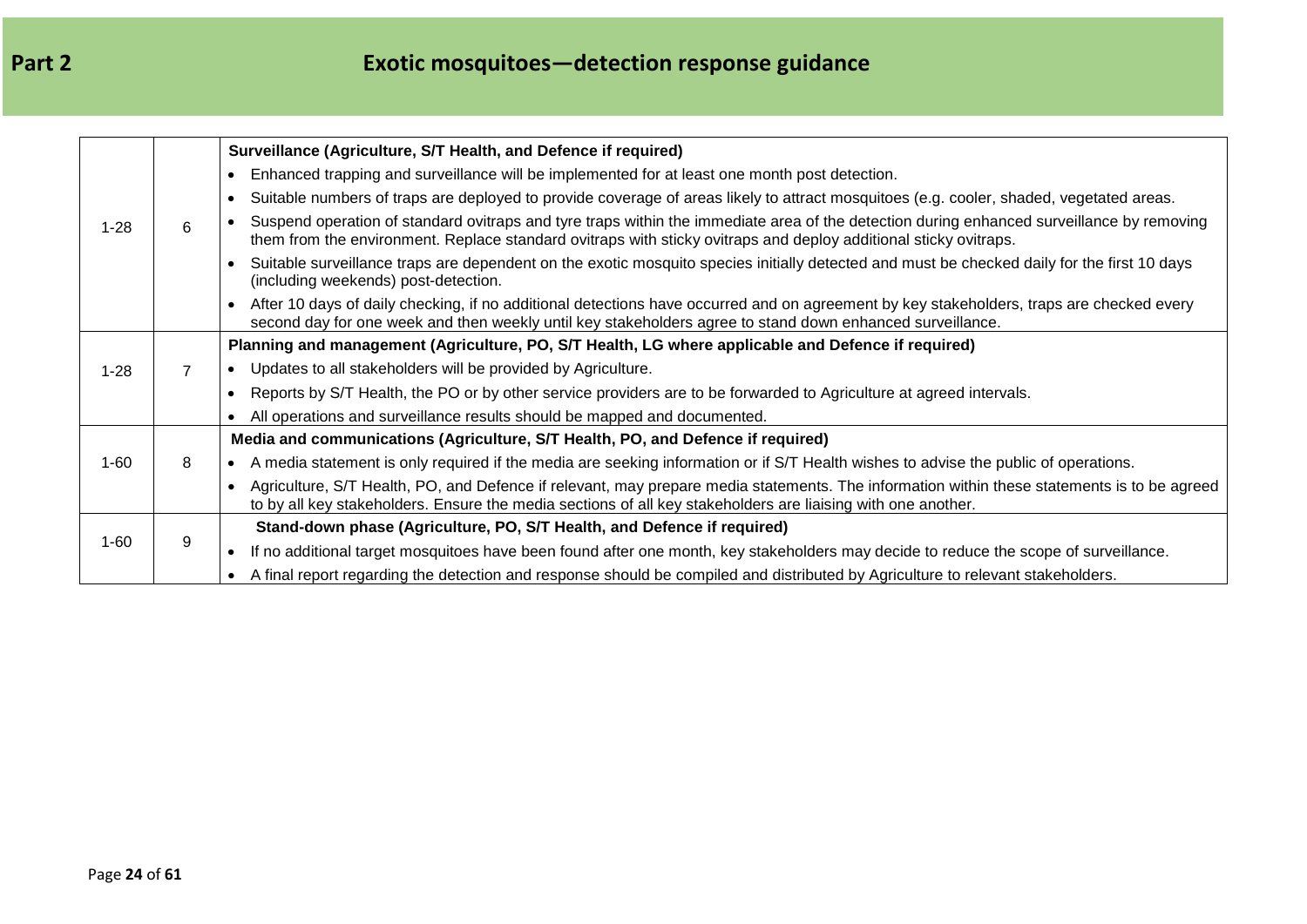# Part 2 Exotic mosquitoes—detection response guidance

| | | |
|---|---|---|
| 1-28 | 6 | **Surveillance (Agriculture, S/T Health, and Defence if required)**<br>• Enhanced trapping and surveillance will be implemented for at least one month post detection.<br>• Suitable numbers of traps are deployed to provide coverage of areas likely to attract mosquitoes (e.g. cooler, shaded, vegetated areas.<br>• Suspend operation of standard ovitraps and tyre traps within the immediate area of the detection during enhanced surveillance by removing them from the environment. Replace standard ovitraps with sticky ovitraps and deploy additional sticky ovitraps.<br>• Suitable surveillance traps are dependent on the exotic mosquito species initially detected and must be checked daily for the first 10 days (including weekends) post-detection.<br>• After 10 days of daily checking, if no additional detections have occurred and on agreement by key stakeholders, traps are checked every second day for one week and then weekly until key stakeholders agree to stand down enhanced surveillance. |
| 1-28 | 7 | **Planning and management (Agriculture, PO, S/T Health, LG where applicable and Defence if required)**<br>• Updates to all stakeholders will be provided by Agriculture.<br>• Reports by S/T Health, the PO or by other service providers are to be forwarded to Agriculture at agreed intervals.<br>• All operations and surveillance results should be mapped and documented. |
| 1-60 | 8 | **Media and communications (Agriculture, S/T Health, PO, and Defence if required)**<br>• A media statement is only required if the media are seeking information or if S/T Health wishes to advise the public of operations.<br>• Agriculture, S/T Health, PO, and Defence if relevant, may prepare media statements. The information within these statements is to be agreed to by all key stakeholders. Ensure the media sections of all key stakeholders are liaising with one another. |
| 1-60 | 9 | **Stand-down phase (Agriculture, PO, S/T Health, and Defence if required)**<br>• If no additional target mosquitoes have been found after one month, key stakeholders may decide to reduce the scope of surveillance.<br>• A final report regarding the detection and response should be compiled and distributed by Agriculture to relevant stakeholders. |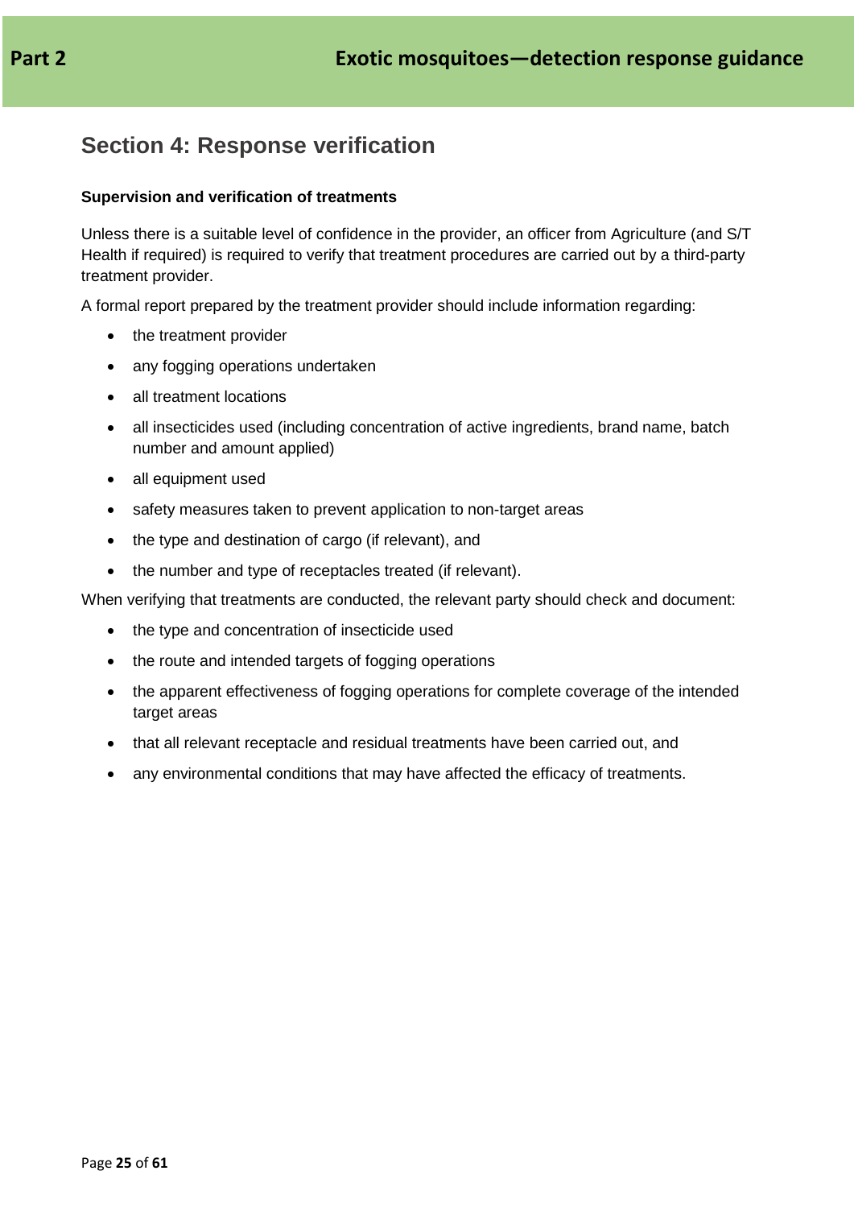## Section 4: Response verification

**Supervision and verification of treatments**

Unless there is a suitable level of confidence in the provider, an officer from Agriculture (and S/T Health if required) is required to verify that treatment procedures are carried out by a third-party treatment provider.

A formal report prepared by the treatment provider should include information regarding:

- the treatment provider
- any fogging operations undertaken
- all treatment locations
- all insecticides used (including concentration of active ingredients, brand name, batch number and amount applied)
- all equipment used
- safety measures taken to prevent application to non-target areas
- the type and destination of cargo (if relevant), and
- the number and type of receptacles treated (if relevant).

When verifying that treatments are conducted, the relevant party should check and document:

- the type and concentration of insecticide used
- the route and intended targets of fogging operations
- the apparent effectiveness of fogging operations for complete coverage of the intended target areas
- that all relevant receptacle and residual treatments have been carried out, and
- any environmental conditions that may have affected the efficacy of treatments.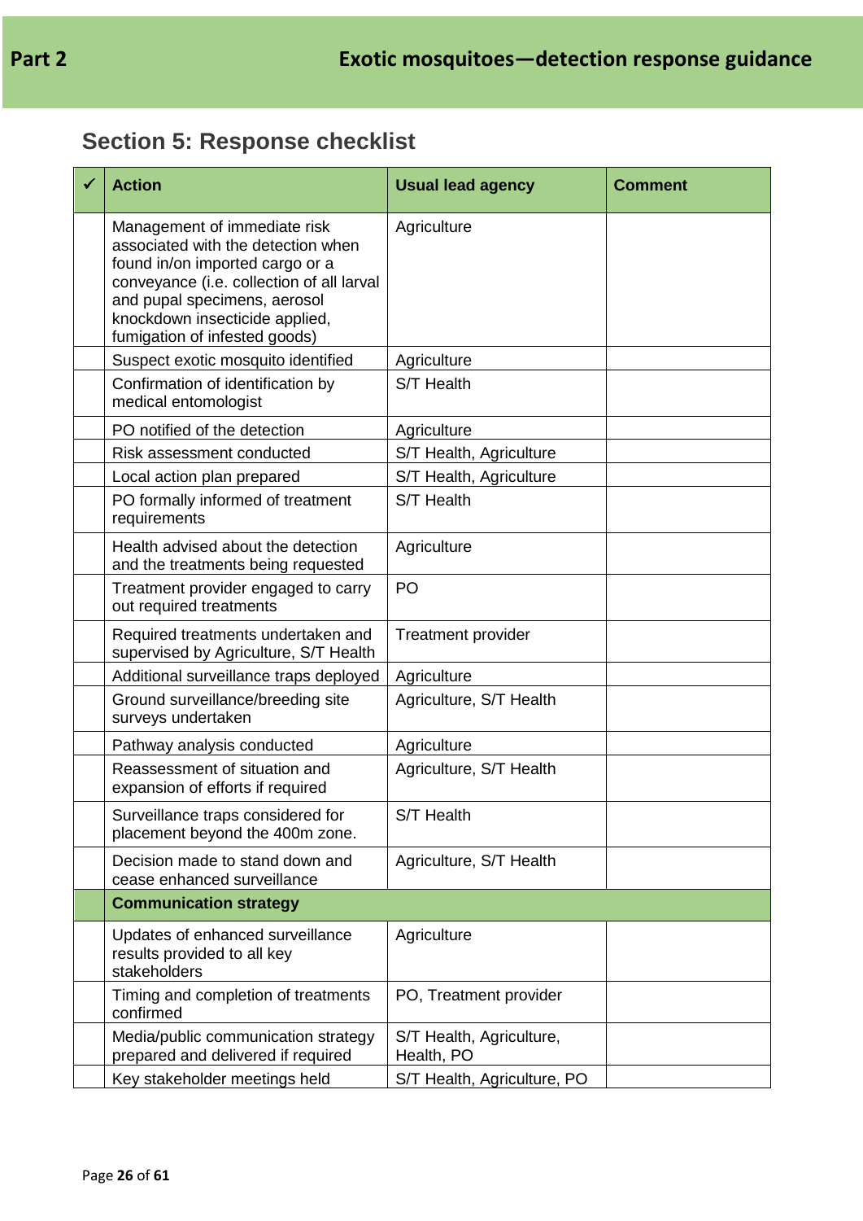## Section 5: Response checklist

| ✓ | Action | Usual lead agency | Comment |
|---|---|---|---|
| | Management of immediate risk associated with the detection when found in/on imported cargo or a conveyance (i.e. collection of all larval and pupal specimens, aerosol knockdown insecticide applied, fumigation of infested goods) | Agriculture | |
| | Suspect exotic mosquito identified | Agriculture | |
| | Confirmation of identification by medical entomologist | S/T Health | |
| | PO notified of the detection | Agriculture | |
| | Risk assessment conducted | S/T Health, Agriculture | |
| | Local action plan prepared | S/T Health, Agriculture | |
| | PO formally informed of treatment requirements | S/T Health | |
| | Health advised about the detection and the treatments being requested | Agriculture | |
| | Treatment provider engaged to carry out required treatments | PO | |
| | Required treatments undertaken and supervised by Agriculture, S/T Health | Treatment provider | |
| | Additional surveillance traps deployed | Agriculture | |
| | Ground surveillance/breeding site surveys undertaken | Agriculture, S/T Health | |
| | Pathway analysis conducted | Agriculture | |
| | Reassessment of situation and expansion of efforts if required | Agriculture, S/T Health | |
| | Surveillance traps considered for placement beyond the 400m zone. | S/T Health | |
| | Decision made to stand down and cease enhanced surveillance | Agriculture, S/T Health | |
| | **Communication strategy** | | |
| | Updates of enhanced surveillance results provided to all key stakeholders | Agriculture | |
| | Timing and completion of treatments confirmed | PO, Treatment provider | |
| | Media/public communication strategy prepared and delivered if required | S/T Health, Agriculture, Health, PO | |
| | Key stakeholder meetings held | S/T Health, Agriculture, PO | |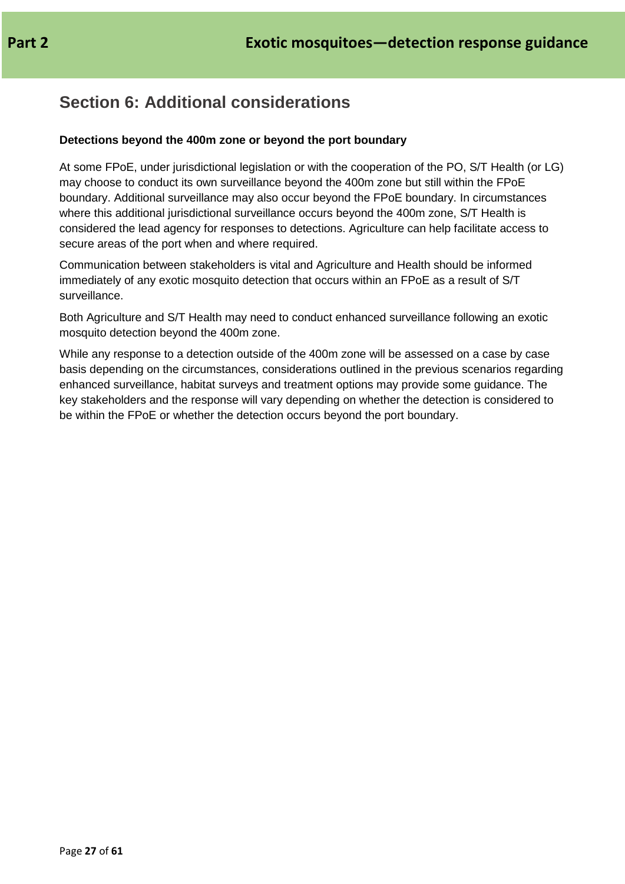## Section 6: Additional considerations

**Detections beyond the 400m zone or beyond the port boundary**

At some FPoE, under jurisdictional legislation or with the cooperation of the PO, S/T Health (or LG) may choose to conduct its own surveillance beyond the 400m zone but still within the FPoE boundary. Additional surveillance may also occur beyond the FPoE boundary. In circumstances where this additional jurisdictional surveillance occurs beyond the 400m zone, S/T Health is considered the lead agency for responses to detections. Agriculture can help facilitate access to secure areas of the port when and where required.

Communication between stakeholders is vital and Agriculture and Health should be informed immediately of any exotic mosquito detection that occurs within an FPoE as a result of S/T surveillance.

Both Agriculture and S/T Health may need to conduct enhanced surveillance following an exotic mosquito detection beyond the 400m zone.

While any response to a detection outside of the 400m zone will be assessed on a case by case basis depending on the circumstances, considerations outlined in the previous scenarios regarding enhanced surveillance, habitat surveys and treatment options may provide some guidance. The key stakeholders and the response will vary depending on whether the detection is considered to be within the FPoE or whether the detection occurs beyond the port boundary.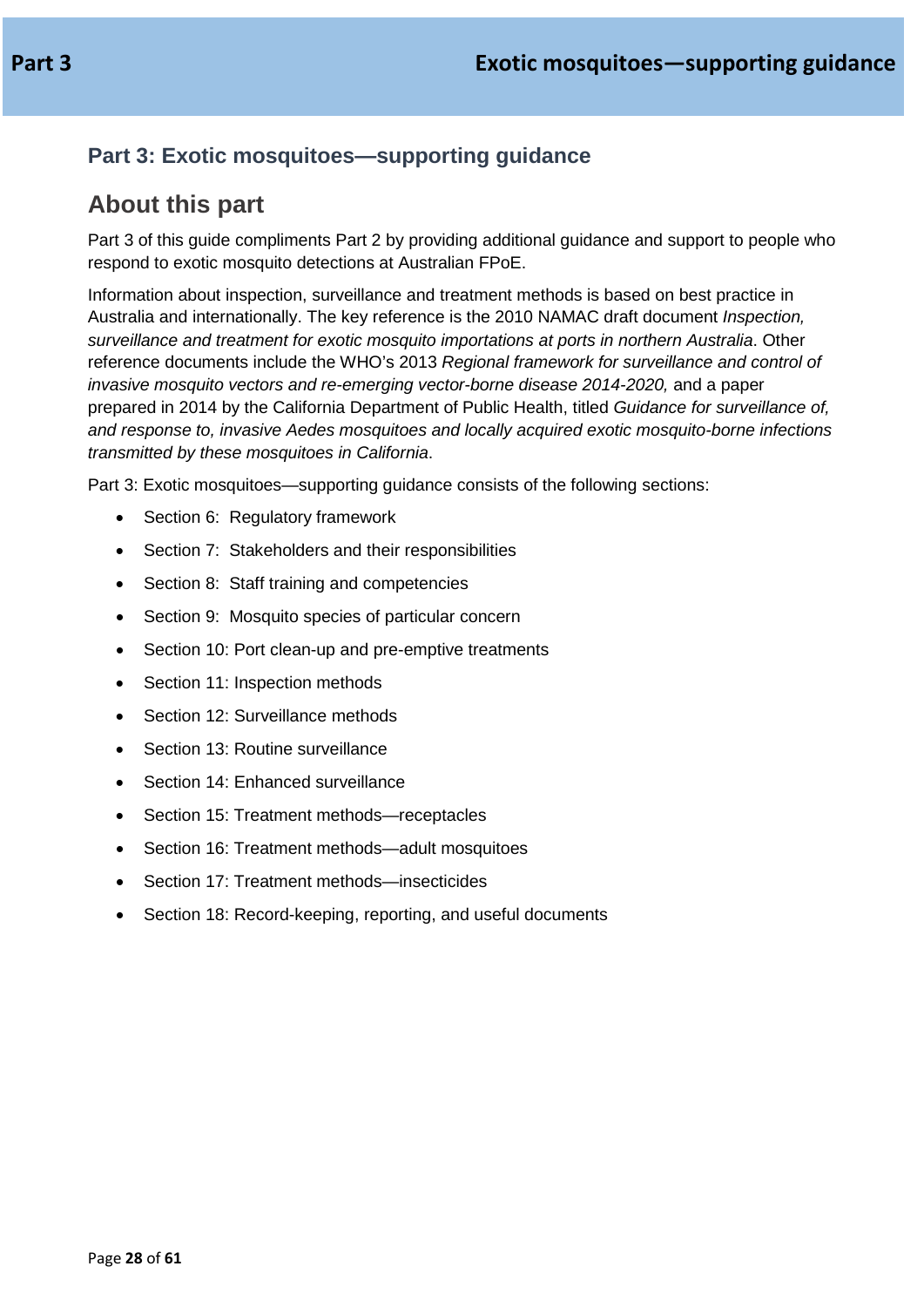## Part 3: Exotic mosquitoes—supporting guidance

# About this part

Part 3 of this guide compliments Part 2 by providing additional guidance and support to people who respond to exotic mosquito detections at Australian FPoE.

Information about inspection, surveillance and treatment methods is based on best practice in Australia and internationally. The key reference is the 2010 NAMAC draft document *Inspection, surveillance and treatment for exotic mosquito importations at ports in northern Australia*. Other reference documents include the WHO's 2013 *Regional framework for surveillance and control of invasive mosquito vectors and re-emerging vector-borne disease 2014-2020,* and a paper prepared in 2014 by the California Department of Public Health, titled *Guidance for surveillance of, and response to, invasive Aedes mosquitoes and locally acquired exotic mosquito-borne infections transmitted by these mosquitoes in California*.

Part 3: Exotic mosquitoes—supporting guidance consists of the following sections:

- Section 6: Regulatory framework
- Section 7: Stakeholders and their responsibilities
- Section 8: Staff training and competencies
- Section 9: Mosquito species of particular concern
- Section 10: Port clean-up and pre-emptive treatments
- Section 11: Inspection methods
- Section 12: Surveillance methods
- Section 13: Routine surveillance
- Section 14: Enhanced surveillance
- Section 15: Treatment methods—receptacles
- Section 16: Treatment methods—adult mosquitoes
- Section 17: Treatment methods—insecticides
- Section 18: Record-keeping, reporting, and useful documents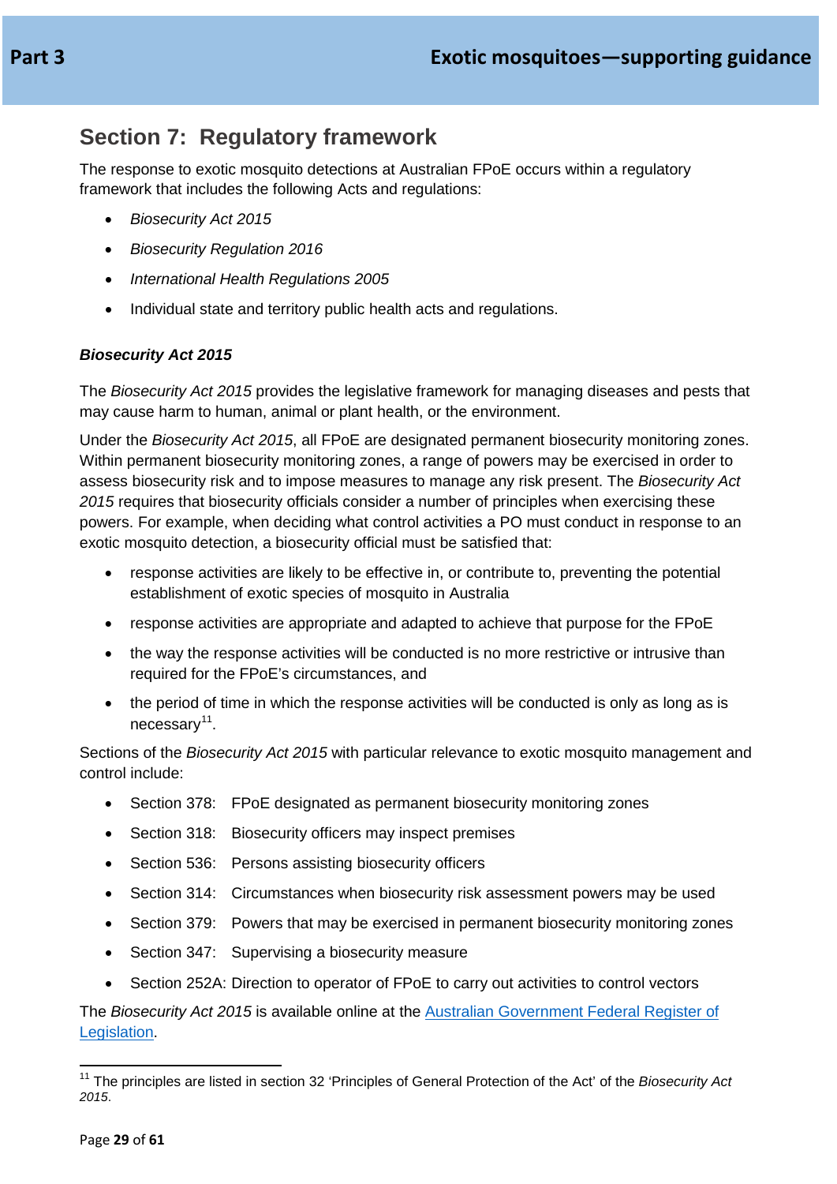## Section 7: Regulatory framework

The response to exotic mosquito detections at Australian FPoE occurs within a regulatory framework that includes the following Acts and regulations:

- *Biosecurity Act 2015*
- *Biosecurity Regulation 2016*
- *International Health Regulations 2005*
- Individual state and territory public health acts and regulations.

### *Biosecurity Act 2015*

The *Biosecurity Act 2015* provides the legislative framework for managing diseases and pests that may cause harm to human, animal or plant health, or the environment.

Under the *Biosecurity Act 2015*, all FPoE are designated permanent biosecurity monitoring zones. Within permanent biosecurity monitoring zones, a range of powers may be exercised in order to assess biosecurity risk and to impose measures to manage any risk present. The *Biosecurity Act 2015* requires that biosecurity officials consider a number of principles when exercising these powers. For example, when deciding what control activities a PO must conduct in response to an exotic mosquito detection, a biosecurity official must be satisfied that:

- response activities are likely to be effective in, or contribute to, preventing the potential establishment of exotic species of mosquito in Australia
- response activities are appropriate and adapted to achieve that purpose for the FPoE
- the way the response activities will be conducted is no more restrictive or intrusive than required for the FPoE's circumstances, and
- the period of time in which the response activities will be conducted is only as long as is necessary[11].

Sections of the *Biosecurity Act 2015* with particular relevance to exotic mosquito management and control include:

- Section 378: FPoE designated as permanent biosecurity monitoring zones
- Section 318: Biosecurity officers may inspect premises
- Section 536: Persons assisting biosecurity officers
- Section 314: Circumstances when biosecurity risk assessment powers may be used
- Section 379: Powers that may be exercised in permanent biosecurity monitoring zones
- Section 347: Supervising a biosecurity measure
- Section 252A: Direction to operator of FPoE to carry out activities to control vectors

The *Biosecurity Act 2015* is available online at the Australian Government Federal Register of Legislation.

---

[11] The principles are listed in section 32 'Principles of General Protection of the Act' of the *Biosecurity Act 2015*.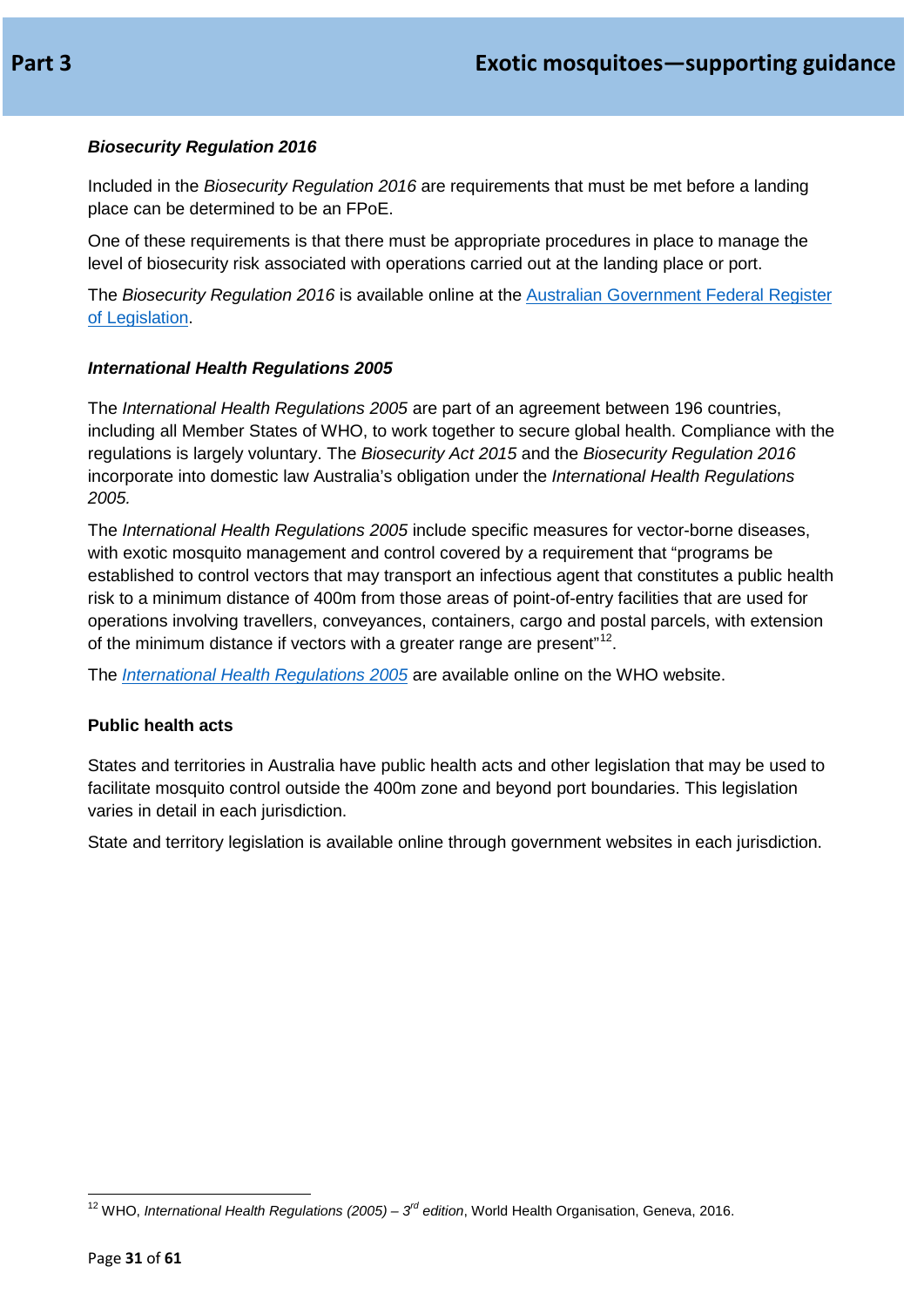### *Biosecurity Regulation 2016*

Included in the *Biosecurity Regulation 2016* are requirements that must be met before a landing place can be determined to be an FPoE.

One of these requirements is that there must be appropriate procedures in place to manage the level of biosecurity risk associated with operations carried out at the landing place or port.

The *Biosecurity Regulation 2016* is available online at the Australian Government Federal Register of Legislation.

### *International Health Regulations 2005*

The *International Health Regulations 2005* are part of an agreement between 196 countries, including all Member States of WHO, to work together to secure global health. Compliance with the regulations is largely voluntary. The *Biosecurity Act 2015* and the *Biosecurity Regulation 2016* incorporate into domestic law Australia's obligation under the *International Health Regulations 2005.*

The *International Health Regulations 2005* include specific measures for vector-borne diseases, with exotic mosquito management and control covered by a requirement that "programs be established to control vectors that may transport an infectious agent that constitutes a public health risk to a minimum distance of 400m from those areas of point-of-entry facilities that are used for operations involving travellers, conveyances, containers, cargo and postal parcels, with extension of the minimum distance if vectors with a greater range are present"[12].

The *International Health Regulations 2005* are available online on the WHO website.

### Public health acts

States and territories in Australia have public health acts and other legislation that may be used to facilitate mosquito control outside the 400m zone and beyond port boundaries. This legislation varies in detail in each jurisdiction.

State and territory legislation is available online through government websites in each jurisdiction.

---

[12] WHO, *International Health Regulations (2005) – 3rd edition*, World Health Organisation, Geneva, 2016.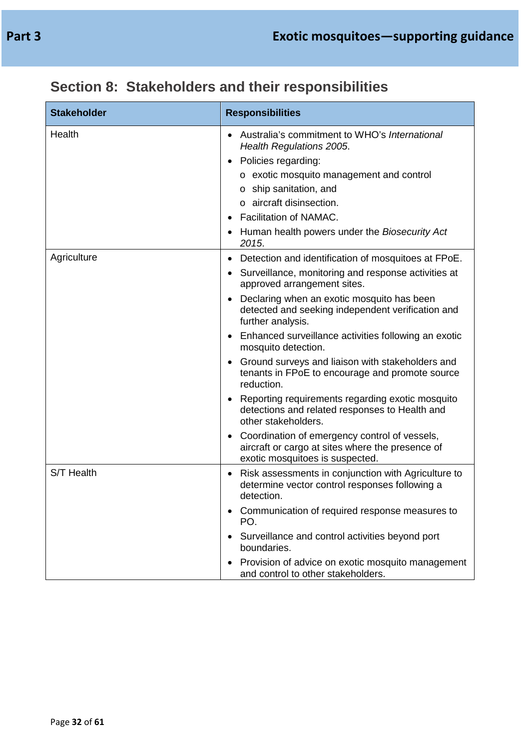## Section 8: Stakeholders and their responsibilities

| Stakeholder | Responsibilities |
|---|---|
| Health | • Australia's commitment to WHO's *International Health Regulations 2005*.<br>• Policies regarding:<br>  o exotic mosquito management and control<br>  o ship sanitation, and<br>  o aircraft disinsection.<br>• Facilitation of NAMAC.<br>• Human health powers under the *Biosecurity Act 2015*. |
| Agriculture | • Detection and identification of mosquitoes at FPoE.<br>• Surveillance, monitoring and response activities at approved arrangement sites.<br>• Declaring when an exotic mosquito has been detected and seeking independent verification and further analysis.<br>• Enhanced surveillance activities following an exotic mosquito detection.<br>• Ground surveys and liaison with stakeholders and tenants in FPoE to encourage and promote source reduction.<br>• Reporting requirements regarding exotic mosquito detections and related responses to Health and other stakeholders.<br>• Coordination of emergency control of vessels, aircraft or cargo at sites where the presence of exotic mosquitoes is suspected. |
| S/T Health | • Risk assessments in conjunction with Agriculture to determine vector control responses following a detection.<br>• Communication of required response measures to PO.<br>• Surveillance and control activities beyond port boundaries.<br>• Provision of advice on exotic mosquito management and control to other stakeholders. |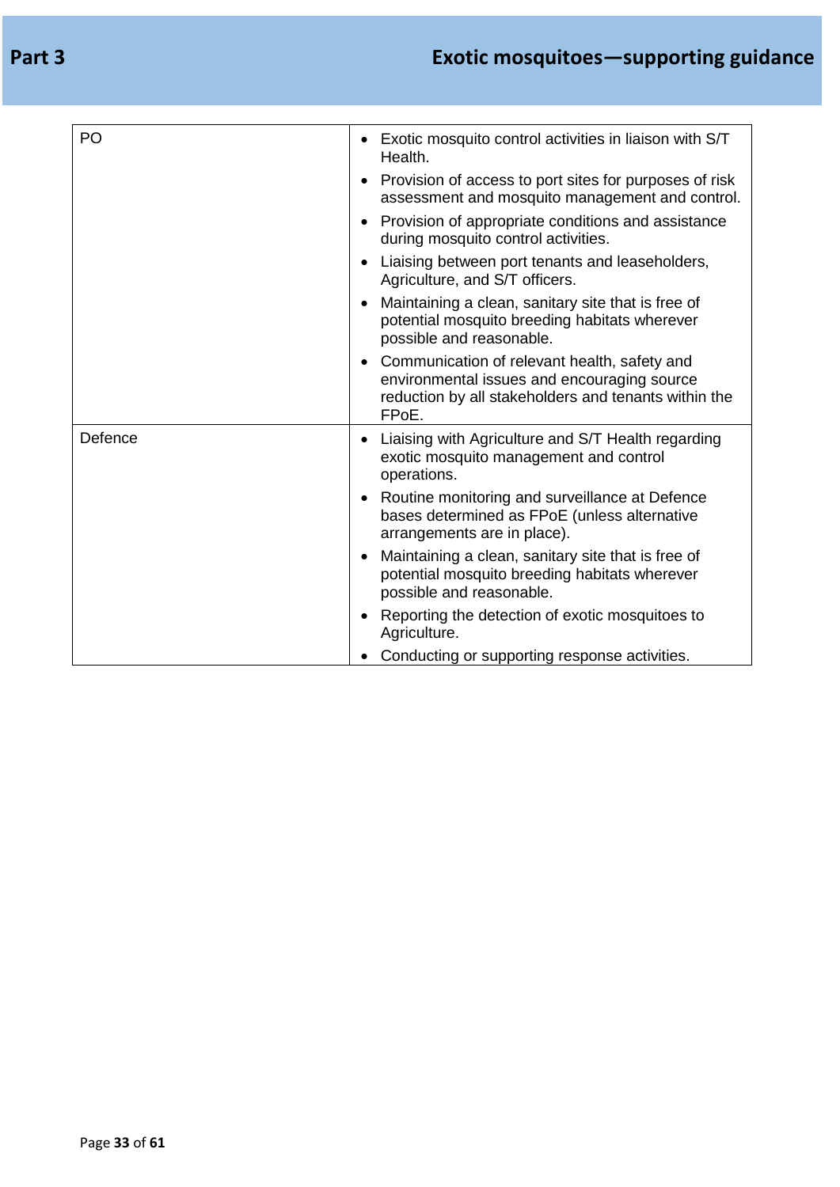| | |
|---|---|
| PO | • Exotic mosquito control activities in liaison with S/T Health.<br>• Provision of access to port sites for purposes of risk assessment and mosquito management and control.<br>• Provision of appropriate conditions and assistance during mosquito control activities.<br>• Liaising between port tenants and leaseholders, Agriculture, and S/T officers.<br>• Maintaining a clean, sanitary site that is free of potential mosquito breeding habitats wherever possible and reasonable.<br>• Communication of relevant health, safety and environmental issues and encouraging source reduction by all stakeholders and tenants within the FPoE. |
| Defence | • Liaising with Agriculture and S/T Health regarding exotic mosquito management and control operations.<br>• Routine monitoring and surveillance at Defence bases determined as FPoE (unless alternative arrangements are in place).<br>• Maintaining a clean, sanitary site that is free of potential mosquito breeding habitats wherever possible and reasonable.<br>• Reporting the detection of exotic mosquitoes to Agriculture.<br>• Conducting or supporting response activities. |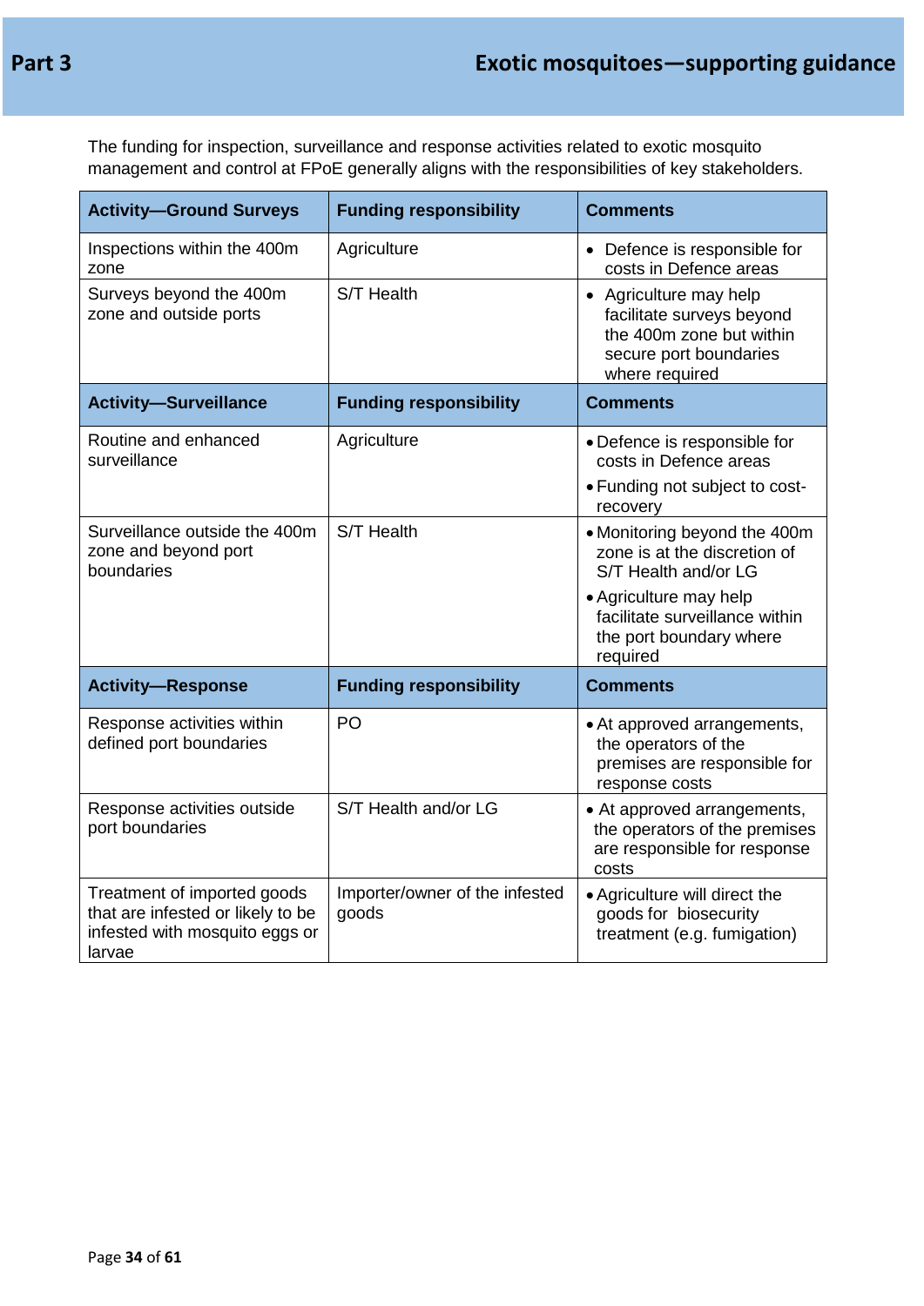The funding for inspection, surveillance and response activities related to exotic mosquito management and control at FPoE generally aligns with the responsibilities of key stakeholders.

| Activity—Ground Surveys | Funding responsibility | Comments |
| --- | --- | --- |
| Inspections within the 400m zone | Agriculture | • Defence is responsible for costs in Defence areas |
| Surveys beyond the 400m zone and outside ports | S/T Health | • Agriculture may help facilitate surveys beyond the 400m zone but within secure port boundaries where required |
| **Activity—Surveillance** | **Funding responsibility** | **Comments** |
| Routine and enhanced surveillance | Agriculture | • Defence is responsible for costs in Defence areas<br>• Funding not subject to cost-recovery |
| Surveillance outside the 400m zone and beyond port boundaries | S/T Health | • Monitoring beyond the 400m zone is at the discretion of S/T Health and/or LG<br>• Agriculture may help facilitate surveillance within the port boundary where required |
| **Activity—Response** | **Funding responsibility** | **Comments** |
| Response activities within defined port boundaries | PO | • At approved arrangements, the operators of the premises are responsible for response costs |
| Response activities outside port boundaries | S/T Health and/or LG | • At approved arrangements, the operators of the premises are responsible for response costs |
| Treatment of imported goods that are infested or likely to be infested with mosquito eggs or larvae | Importer/owner of the infested goods | • Agriculture will direct the goods for biosecurity treatment (e.g. fumigation) |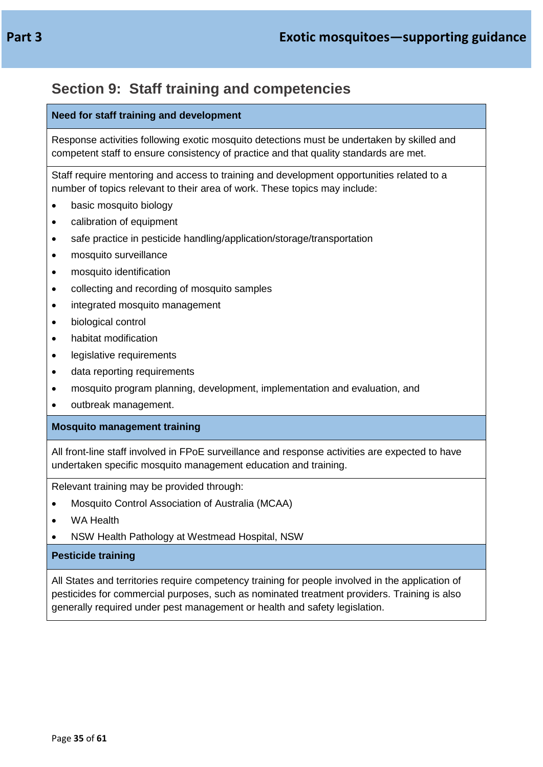## Section 9: Staff training and competencies

### Need for staff training and development

Response activities following exotic mosquito detections must be undertaken by skilled and competent staff to ensure consistency of practice and that quality standards are met.

Staff require mentoring and access to training and development opportunities related to a number of topics relevant to their area of work. These topics may include:

- basic mosquito biology
- calibration of equipment
- safe practice in pesticide handling/application/storage/transportation
- mosquito surveillance
- mosquito identification
- collecting and recording of mosquito samples
- integrated mosquito management
- biological control
- habitat modification
- legislative requirements
- data reporting requirements
- mosquito program planning, development, implementation and evaluation, and
- outbreak management.

### Mosquito management training

All front-line staff involved in FPoE surveillance and response activities are expected to have undertaken specific mosquito management education and training.

Relevant training may be provided through:

- Mosquito Control Association of Australia (MCAA)
- WA Health
- NSW Health Pathology at Westmead Hospital, NSW

### Pesticide training

All States and territories require competency training for people involved in the application of pesticides for commercial purposes, such as nominated treatment providers. Training is also generally required under pest management or health and safety legislation.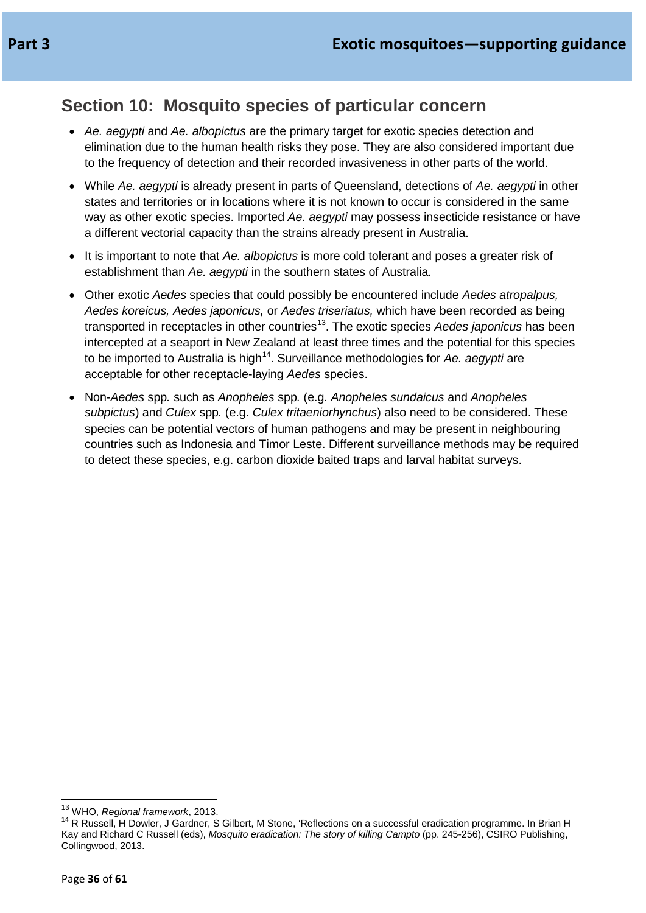## Section 10: Mosquito species of particular concern

- *Ae. aegypti* and *Ae. albopictus* are the primary target for exotic species detection and elimination due to the human health risks they pose. They are also considered important due to the frequency of detection and their recorded invasiveness in other parts of the world.
- While *Ae. aegypti* is already present in parts of Queensland, detections of *Ae. aegypti* in other states and territories or in locations where it is not known to occur is considered in the same way as other exotic species. Imported *Ae. aegypti* may possess insecticide resistance or have a different vectorial capacity than the strains already present in Australia.
- It is important to note that *Ae. albopictus* is more cold tolerant and poses a greater risk of establishment than *Ae. aegypti* in the southern states of Australia*.*
- Other exotic *Aedes* species that could possibly be encountered include *Aedes atropalpus, Aedes koreicus, Aedes japonicus,* or *Aedes triseriatus,* which have been recorded as being transported in receptacles in other countries[13]. The exotic species *Aedes japonicus* has been intercepted at a seaport in New Zealand at least three times and the potential for this species to be imported to Australia is high[14]. Surveillance methodologies for *Ae. aegypti* are acceptable for other receptacle-laying *Aedes* species.
- Non-*Aedes* spp*.* such as *Anopheles* spp*.* (e.g. *Anopheles sundaicus* and *Anopheles subpictus*) and *Culex* spp*.* (e.g. *Culex tritaeniorhynchus*) also need to be considered. These species can be potential vectors of human pathogens and may be present in neighbouring countries such as Indonesia and Timor Leste. Different surveillance methods may be required to detect these species, e.g. carbon dioxide baited traps and larval habitat surveys.

---

[13] WHO, *Regional framework*, 2013.

[14] R Russell, H Dowler, J Gardner, S Gilbert, M Stone, 'Reflections on a successful eradication programme. In Brian H Kay and Richard C Russell (eds), *Mosquito eradication: The story of killing Campto* (pp. 245-256), CSIRO Publishing, Collingwood, 2013.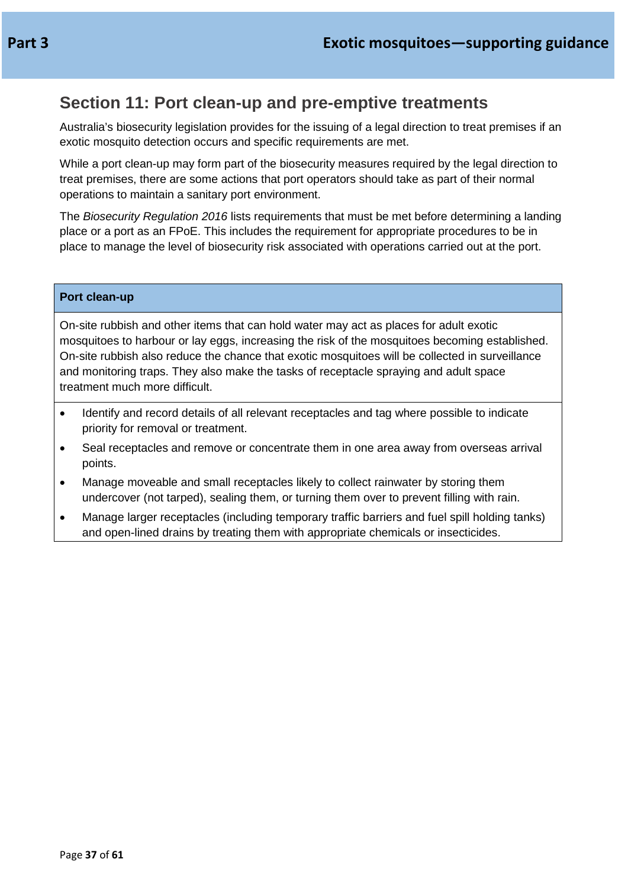## Section 11: Port clean-up and pre-emptive treatments

Australia's biosecurity legislation provides for the issuing of a legal direction to treat premises if an exotic mosquito detection occurs and specific requirements are met.

While a port clean-up may form part of the biosecurity measures required by the legal direction to treat premises, there are some actions that port operators should take as part of their normal operations to maintain a sanitary port environment.

The *Biosecurity Regulation 2016* lists requirements that must be met before determining a landing place or a port as an FPoE. This includes the requirement for appropriate procedures to be in place to manage the level of biosecurity risk associated with operations carried out at the port.

**Port clean-up**

On-site rubbish and other items that can hold water may act as places for adult exotic mosquitoes to harbour or lay eggs, increasing the risk of the mosquitoes becoming established. On-site rubbish also reduce the chance that exotic mosquitoes will be collected in surveillance and monitoring traps. They also make the tasks of receptacle spraying and adult space treatment much more difficult.

- Identify and record details of all relevant receptacles and tag where possible to indicate priority for removal or treatment.
- Seal receptacles and remove or concentrate them in one area away from overseas arrival points.
- Manage moveable and small receptacles likely to collect rainwater by storing them undercover (not tarped), sealing them, or turning them over to prevent filling with rain.
- Manage larger receptacles (including temporary traffic barriers and fuel spill holding tanks) and open-lined drains by treating them with appropriate chemicals or insecticides.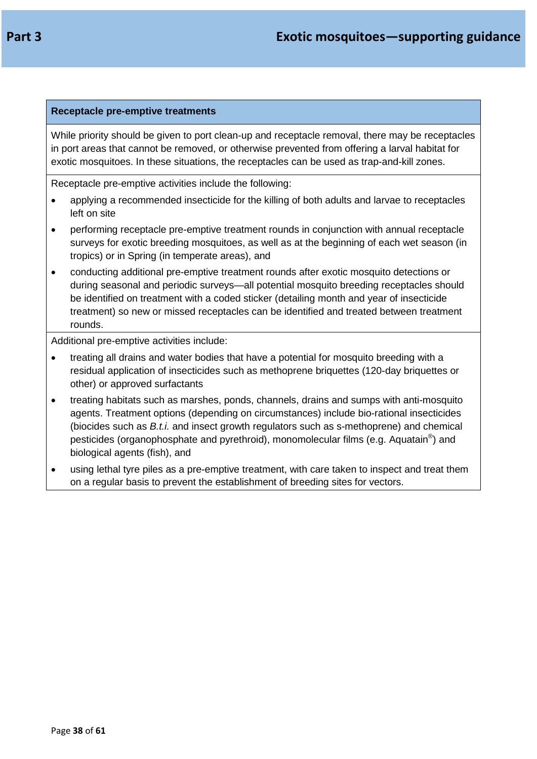| **Receptacle pre-emptive treatments** |
| --- |
| While priority should be given to port clean-up and receptacle removal, there may be receptacles in port areas that cannot be removed, or otherwise prevented from offering a larval habitat for exotic mosquitoes. In these situations, the receptacles can be used as trap-and-kill zones. |
| Receptacle pre-emptive activities include the following:<br>• applying a recommended insecticide for the killing of both adults and larvae to receptacles left on site<br>• performing receptacle pre-emptive treatment rounds in conjunction with annual receptacle surveys for exotic breeding mosquitoes, as well as at the beginning of each wet season (in tropics) or in Spring (in temperate areas), and<br>• conducting additional pre-emptive treatment rounds after exotic mosquito detections or during seasonal and periodic surveys—all potential mosquito breeding receptacles should be identified on treatment with a coded sticker (detailing month and year of insecticide treatment) so new or missed receptacles can be identified and treated between treatment rounds. |
| Additional pre-emptive activities include:<br>• treating all drains and water bodies that have a potential for mosquito breeding with a residual application of insecticides such as methoprene briquettes (120-day briquettes or other) or approved surfactants<br>• treating habitats such as marshes, ponds, channels, drains and sumps with anti-mosquito agents. Treatment options (depending on circumstances) include bio-rational insecticides (biocides such as *B.t.i.* and insect growth regulators such as s-methoprene) and chemical pesticides (organophosphate and pyrethroid), monomolecular films (e.g. Aquatain®) and biological agents (fish), and<br>• using lethal tyre piles as a pre-emptive treatment, with care taken to inspect and treat them on a regular basis to prevent the establishment of breeding sites for vectors. |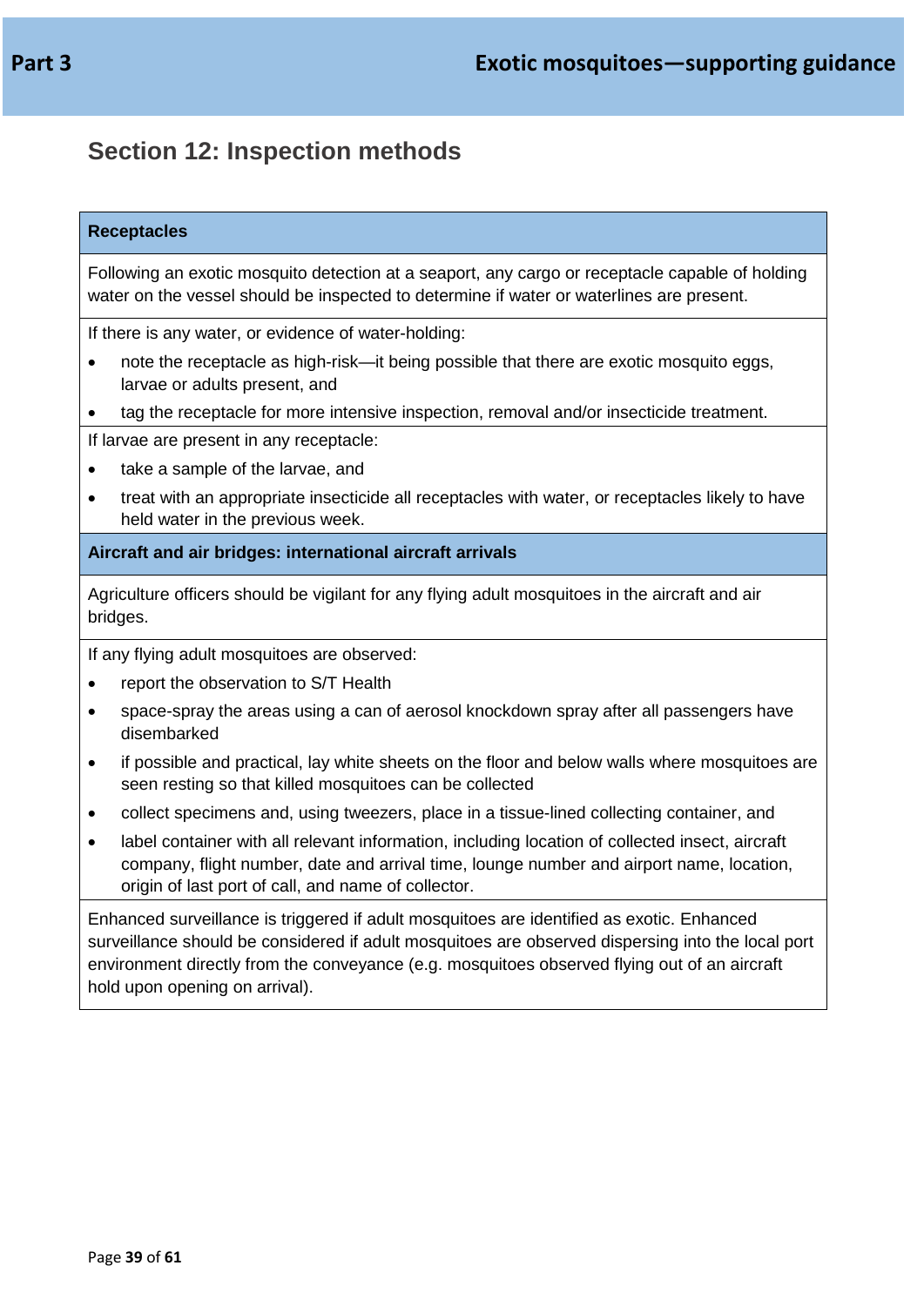## Section 12: Inspection methods

**Receptacles**

Following an exotic mosquito detection at a seaport, any cargo or receptacle capable of holding water on the vessel should be inspected to determine if water or waterlines are present.

If there is any water, or evidence of water-holding:

- note the receptacle as high-risk—it being possible that there are exotic mosquito eggs, larvae or adults present, and
- tag the receptacle for more intensive inspection, removal and/or insecticide treatment.

If larvae are present in any receptacle:

- take a sample of the larvae, and
- treat with an appropriate insecticide all receptacles with water, or receptacles likely to have held water in the previous week.

**Aircraft and air bridges: international aircraft arrivals**

Agriculture officers should be vigilant for any flying adult mosquitoes in the aircraft and air bridges.

If any flying adult mosquitoes are observed:

- report the observation to S/T Health
- space-spray the areas using a can of aerosol knockdown spray after all passengers have disembarked
- if possible and practical, lay white sheets on the floor and below walls where mosquitoes are seen resting so that killed mosquitoes can be collected
- collect specimens and, using tweezers, place in a tissue-lined collecting container, and
- label container with all relevant information, including location of collected insect, aircraft company, flight number, date and arrival time, lounge number and airport name, location, origin of last port of call, and name of collector.

Enhanced surveillance is triggered if adult mosquitoes are identified as exotic. Enhanced surveillance should be considered if adult mosquitoes are observed dispersing into the local port environment directly from the conveyance (e.g. mosquitoes observed flying out of an aircraft hold upon opening on arrival).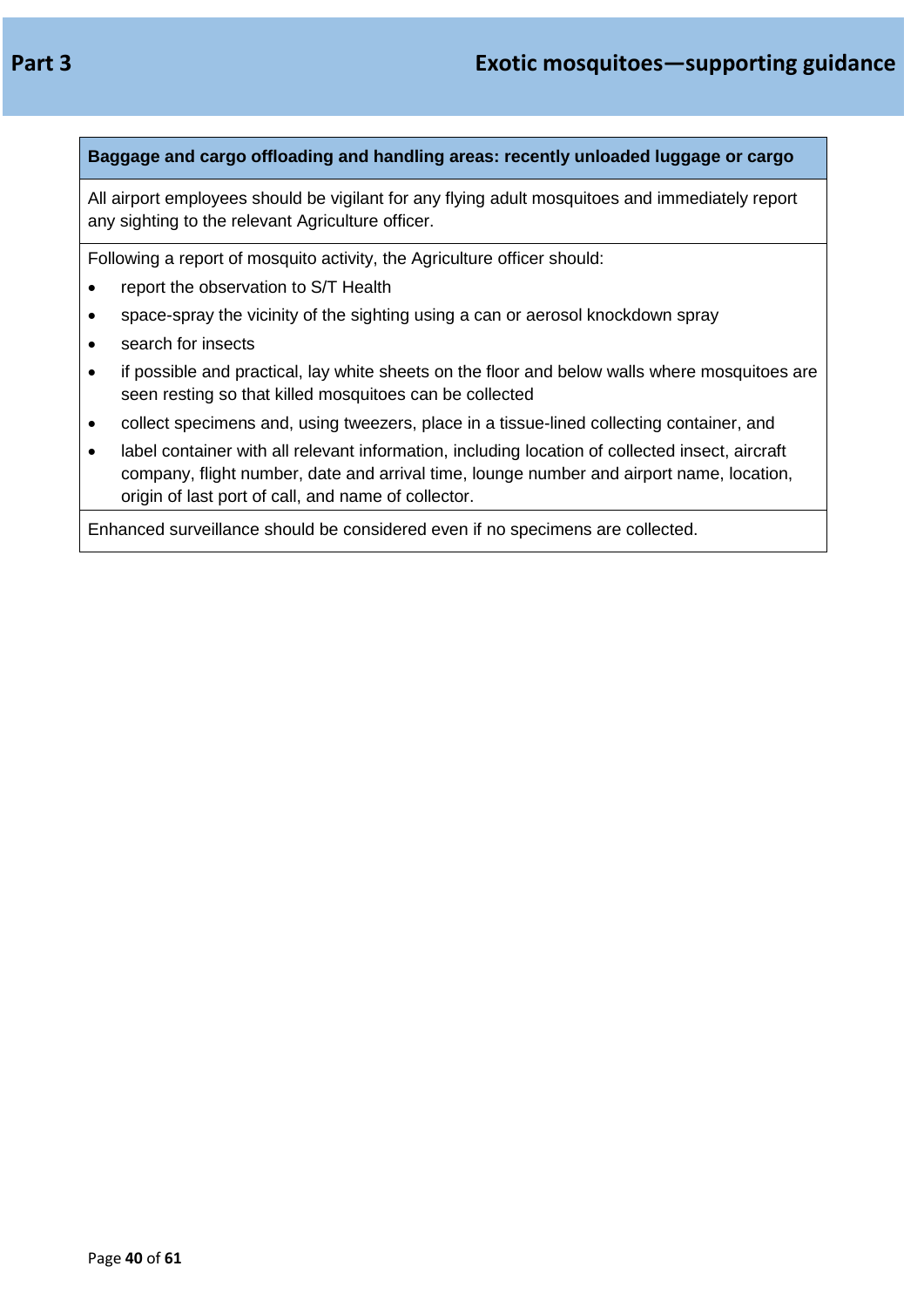| Baggage and cargo offloading and handling areas: recently unloaded luggage or cargo |
| --- |
| All airport employees should be vigilant for any flying adult mosquitoes and immediately report any sighting to the relevant Agriculture officer. |
| Following a report of mosquito activity, the Agriculture officer should:<br>• report the observation to S/T Health<br>• space-spray the vicinity of the sighting using a can or aerosol knockdown spray<br>• search for insects<br>• if possible and practical, lay white sheets on the floor and below walls where mosquitoes are seen resting so that killed mosquitoes can be collected<br>• collect specimens and, using tweezers, place in a tissue-lined collecting container, and<br>• label container with all relevant information, including location of collected insect, aircraft company, flight number, date and arrival time, lounge number and airport name, location, origin of last port of call, and name of collector. |
| Enhanced surveillance should be considered even if no specimens are collected. |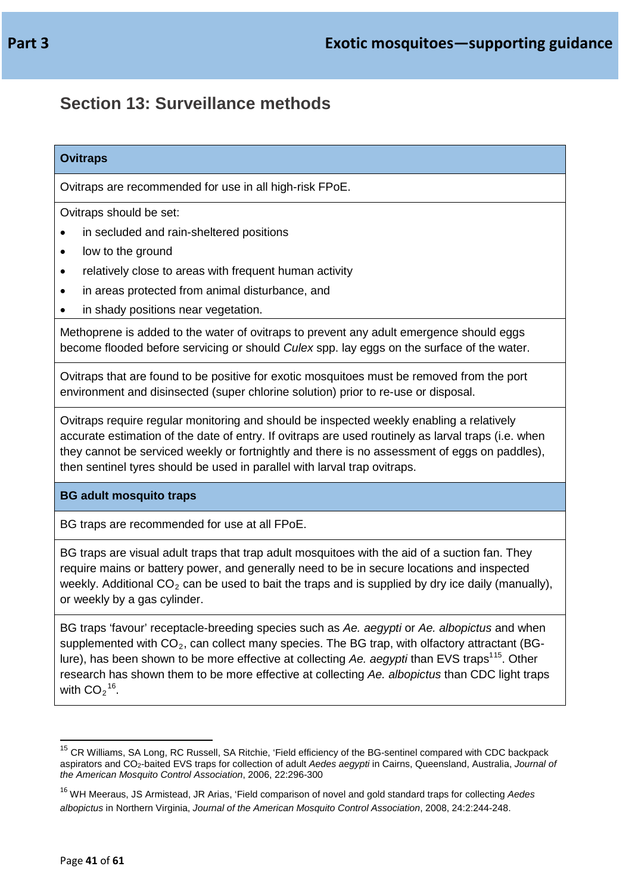## Section 13: Surveillance methods

| **Ovitraps** |
|---|
| Ovitraps are recommended for use in all high-risk FPoE. |
| Ovitraps should be set:<br>• in secluded and rain-sheltered positions<br>• low to the ground<br>• relatively close to areas with frequent human activity<br>• in areas protected from animal disturbance, and<br>• in shady positions near vegetation. |
| Methoprene is added to the water of ovitraps to prevent any adult emergence should eggs become flooded before servicing or should *Culex* spp. lay eggs on the surface of the water. |
| Ovitraps that are found to be positive for exotic mosquitoes must be removed from the port environment and disinsected (super chlorine solution) prior to re-use or disposal. |
| Ovitraps require regular monitoring and should be inspected weekly enabling a relatively accurate estimation of the date of entry. If ovitraps are used routinely as larval traps (i.e. when they cannot be serviced weekly or fortnightly and there is no assessment of eggs on paddles), then sentinel tyres should be used in parallel with larval trap ovitraps. |
| **BG adult mosquito traps** |
| BG traps are recommended for use at all FPoE. |
| BG traps are visual adult traps that trap adult mosquitoes with the aid of a suction fan. They require mains or battery power, and generally need to be in secure locations and inspected weekly. Additional $CO_2$ can be used to bait the traps and is supplied by dry ice daily (manually), or weekly by a gas cylinder. |
| BG traps 'favour' receptacle-breeding species such as *Ae. aegypti* or *Ae. albopictus* and when supplemented with $CO_2$, can collect many species. The BG trap, with olfactory attractant (BG-lure), has been shown to be more effective at collecting *Ae. aegypti* than EVS traps[115]. Other research has shown them to be more effective at collecting *Ae. albopictus* than CDC light traps with $CO_2$[16]. |

[15] CR Williams, SA Long, RC Russell, SA Ritchie, 'Field efficiency of the BG-sentinel compared with CDC backpack aspirators and $CO_2$-baited EVS traps for collection of adult *Aedes aegypti* in Cairns, Queensland, Australia, *Journal of the American Mosquito Control Association*, 2006, 22:296-300

[16] WH Meeraus, JS Armistead, JR Arias, 'Field comparison of novel and gold standard traps for collecting *Aedes albopictus* in Northern Virginia, *Journal of the American Mosquito Control Association*, 2008, 24:2:244-248.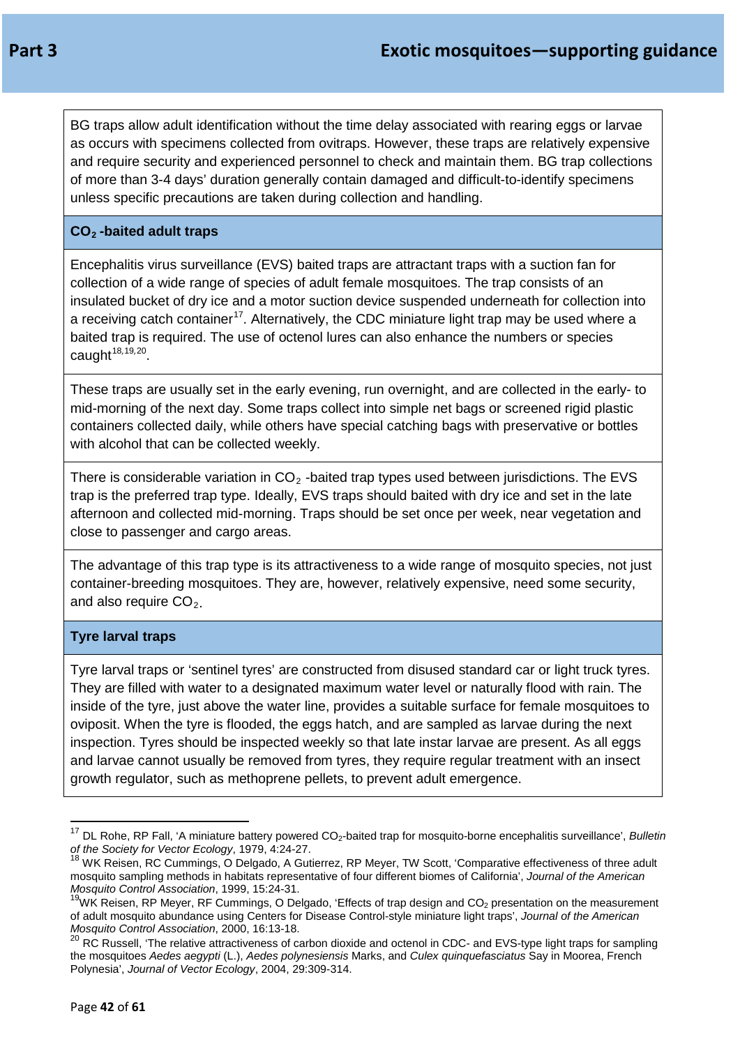BG traps allow adult identification without the time delay associated with rearing eggs or larvae as occurs with specimens collected from ovitraps. However, these traps are relatively expensive and require security and experienced personnel to check and maintain them. BG trap collections of more than 3-4 days' duration generally contain damaged and difficult-to-identify specimens unless specific precautions are taken during collection and handling.

### $CO_2$ -baited adult traps

Encephalitis virus surveillance (EVS) baited traps are attractant traps with a suction fan for collection of a wide range of species of adult female mosquitoes. The trap consists of an insulated bucket of dry ice and a motor suction device suspended underneath for collection into a receiving catch container[17]. Alternatively, the CDC miniature light trap may be used where a baited trap is required. The use of octenol lures can also enhance the numbers or species caught[18,19,20].

These traps are usually set in the early evening, run overnight, and are collected in the early- to mid-morning of the next day. Some traps collect into simple net bags or screened rigid plastic containers collected daily, while others have special catching bags with preservative or bottles with alcohol that can be collected weekly.

There is considerable variation in $CO_2$ -baited trap types used between jurisdictions. The EVS trap is the preferred trap type. Ideally, EVS traps should baited with dry ice and set in the late afternoon and collected mid-morning. Traps should be set once per week, near vegetation and close to passenger and cargo areas.

The advantage of this trap type is its attractiveness to a wide range of mosquito species, not just container-breeding mosquitoes. They are, however, relatively expensive, need some security, and also require $CO_2$.

### Tyre larval traps

Tyre larval traps or 'sentinel tyres' are constructed from disused standard car or light truck tyres. They are filled with water to a designated maximum water level or naturally flood with rain. The inside of the tyre, just above the water line, provides a suitable surface for female mosquitoes to oviposit. When the tyre is flooded, the eggs hatch, and are sampled as larvae during the next inspection. Tyres should be inspected weekly so that late instar larvae are present. As all eggs and larvae cannot usually be removed from tyres, they require regular treatment with an insect growth regulator, such as methoprene pellets, to prevent adult emergence.

---

[17] DL Rohe, RP Fall, 'A miniature battery powered $CO_2$-baited trap for mosquito-borne encephalitis surveillance', *Bulletin of the Society for Vector Ecology*, 1979, 4:24-27.

[18] WK Reisen, RC Cummings, O Delgado, A Gutierrez, RP Meyer, TW Scott, 'Comparative effectiveness of three adult mosquito sampling methods in habitats representative of four different biomes of California', *Journal of the American Mosquito Control Association*, 1999, 15:24-31.

[19] WK Reisen, RP Meyer, RF Cummings, O Delgado, 'Effects of trap design and $CO_2$ presentation on the measurement of adult mosquito abundance using Centers for Disease Control-style miniature light traps', *Journal of the American Mosquito Control Association*, 2000, 16:13-18.

[20] RC Russell, 'The relative attractiveness of carbon dioxide and octenol in CDC- and EVS-type light traps for sampling the mosquitoes *Aedes aegypti* (L.), *Aedes polynesiensis* Marks, and *Culex quinquefasciatus* Say in Moorea, French Polynesia', *Journal of Vector Ecology*, 2004, 29:309-314.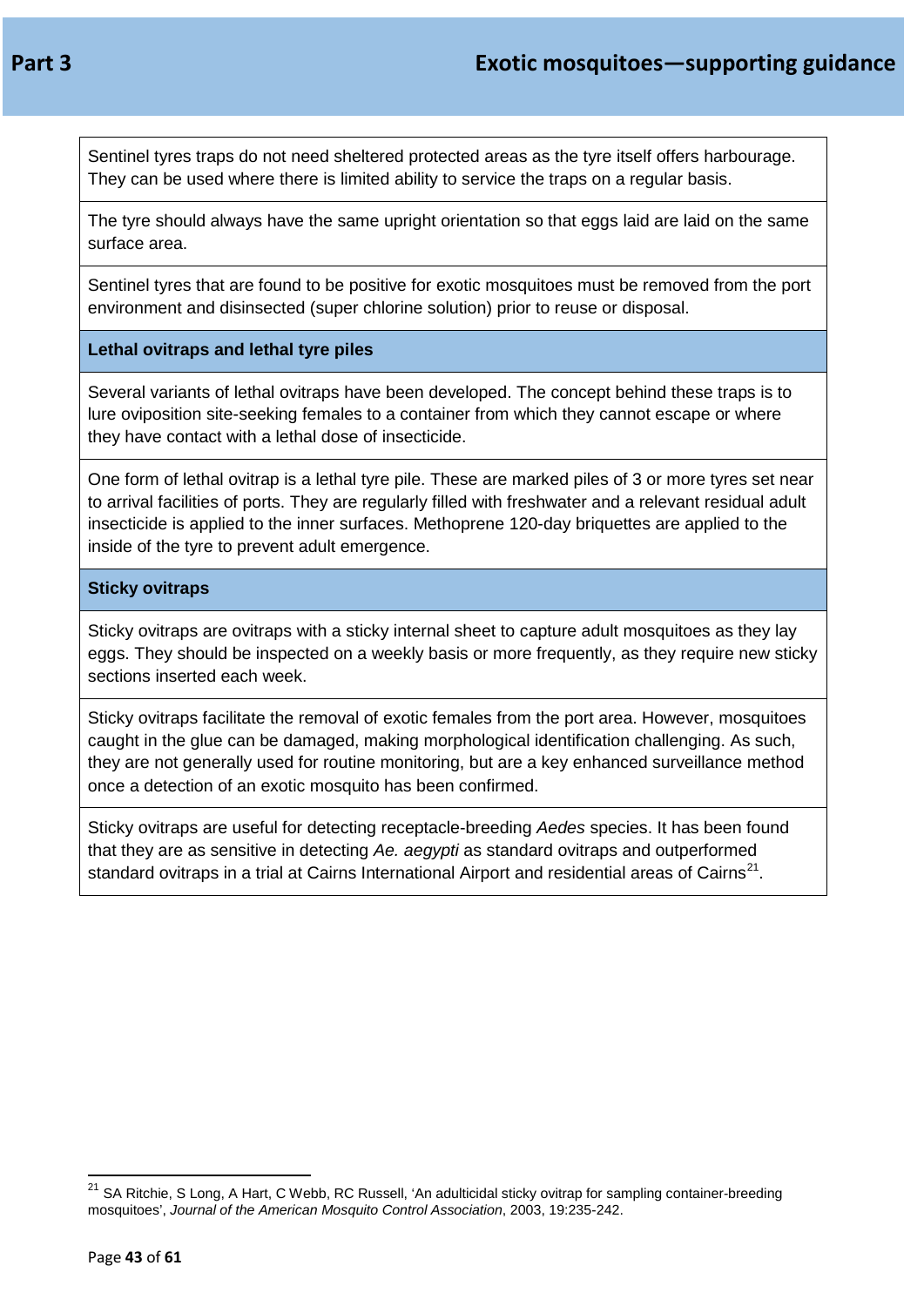Sentinel tyres traps do not need sheltered protected areas as the tyre itself offers harbourage. They can be used where there is limited ability to service the traps on a regular basis.

The tyre should always have the same upright orientation so that eggs laid are laid on the same surface area.

Sentinel tyres that are found to be positive for exotic mosquitoes must be removed from the port environment and disinsected (super chlorine solution) prior to reuse or disposal.

**Lethal ovitraps and lethal tyre piles**

Several variants of lethal ovitraps have been developed. The concept behind these traps is to lure oviposition site-seeking females to a container from which they cannot escape or where they have contact with a lethal dose of insecticide.

One form of lethal ovitrap is a lethal tyre pile. These are marked piles of 3 or more tyres set near to arrival facilities of ports. They are regularly filled with freshwater and a relevant residual adult insecticide is applied to the inner surfaces. Methoprene 120-day briquettes are applied to the inside of the tyre to prevent adult emergence.

**Sticky ovitraps**

Sticky ovitraps are ovitraps with a sticky internal sheet to capture adult mosquitoes as they lay eggs. They should be inspected on a weekly basis or more frequently, as they require new sticky sections inserted each week.

Sticky ovitraps facilitate the removal of exotic females from the port area. However, mosquitoes caught in the glue can be damaged, making morphological identification challenging. As such, they are not generally used for routine monitoring, but are a key enhanced surveillance method once a detection of an exotic mosquito has been confirmed.

Sticky ovitraps are useful for detecting receptacle-breeding *Aedes* species. It has been found that they are as sensitive in detecting *Ae. aegypti* as standard ovitraps and outperformed standard ovitraps in a trial at Cairns International Airport and residential areas of Cairns[21].

---

[21] SA Ritchie, S Long, A Hart, C Webb, RC Russell, 'An adulticidal sticky ovitrap for sampling container-breeding mosquitoes', *Journal of the American Mosquito Control Association*, 2003, 19:235-242.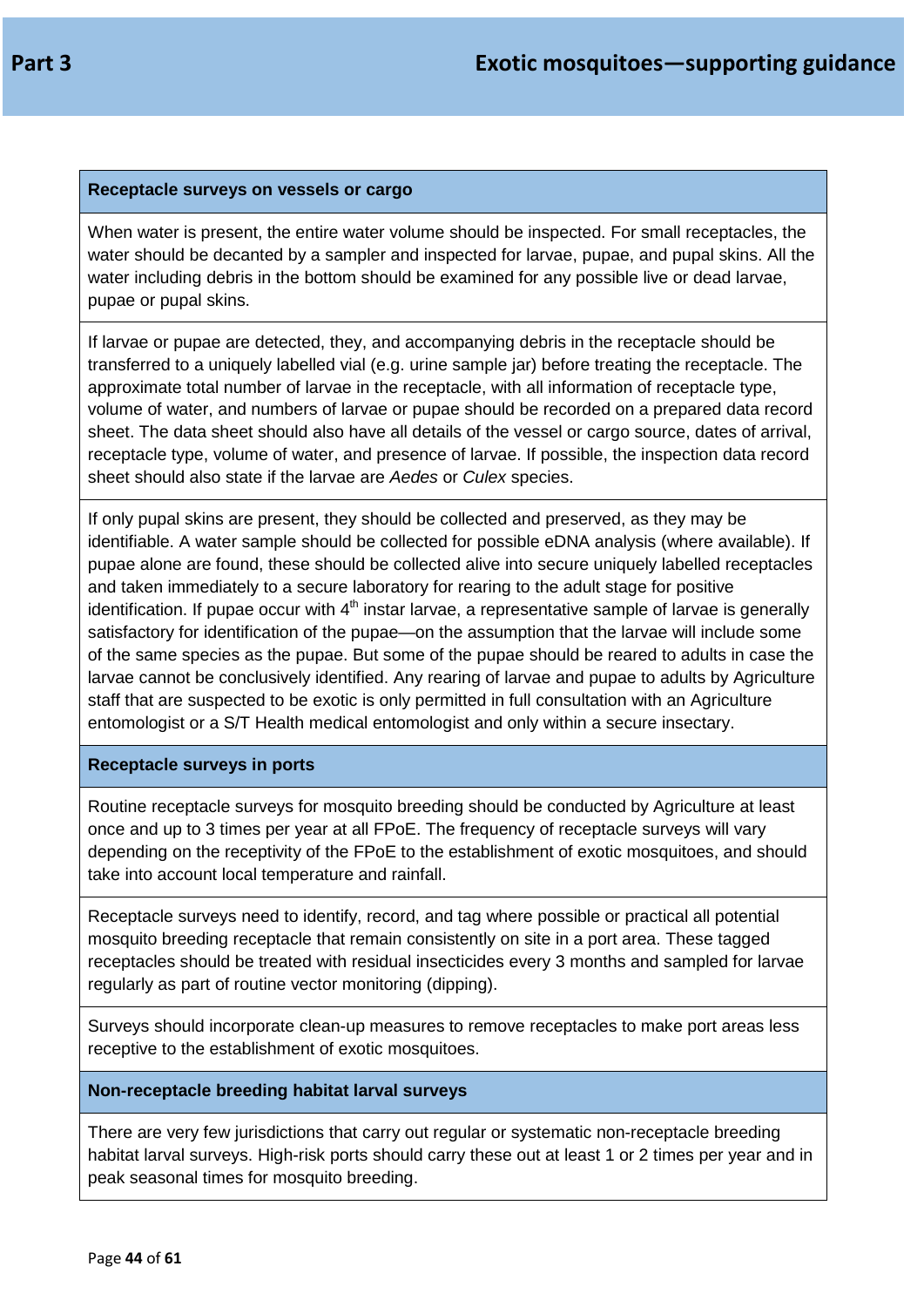| Receptacle surveys on vessels or cargo |
| --- |
| When water is present, the entire water volume should be inspected. For small receptacles, the water should be decanted by a sampler and inspected for larvae, pupae, and pupal skins. All the water including debris in the bottom should be examined for any possible live or dead larvae, pupae or pupal skins. |
| If larvae or pupae are detected, they, and accompanying debris in the receptacle should be transferred to a uniquely labelled vial (e.g. urine sample jar) before treating the receptacle. The approximate total number of larvae in the receptacle, with all information of receptacle type, volume of water, and numbers of larvae or pupae should be recorded on a prepared data record sheet. The data sheet should also have all details of the vessel or cargo source, dates of arrival, receptacle type, volume of water, and presence of larvae. If possible, the inspection data record sheet should also state if the larvae are *Aedes* or *Culex* species. |
| If only pupal skins are present, they should be collected and preserved, as they may be identifiable. A water sample should be collected for possible eDNA analysis (where available). If pupae alone are found, these should be collected alive into secure uniquely labelled receptacles and taken immediately to a secure laboratory for rearing to the adult stage for positive identification. If pupae occur with 4th instar larvae, a representative sample of larvae is generally satisfactory for identification of the pupae—on the assumption that the larvae will include some of the same species as the pupae. But some of the pupae should be reared to adults in case the larvae cannot be conclusively identified. Any rearing of larvae and pupae to adults by Agriculture staff that are suspected to be exotic is only permitted in full consultation with an Agriculture entomologist or a S/T Health medical entomologist and only within a secure insectary. |
| **Receptacle surveys in ports** |
| Routine receptacle surveys for mosquito breeding should be conducted by Agriculture at least once and up to 3 times per year at all FPoE. The frequency of receptacle surveys will vary depending on the receptivity of the FPoE to the establishment of exotic mosquitoes, and should take into account local temperature and rainfall. |
| Receptacle surveys need to identify, record, and tag where possible or practical all potential mosquito breeding receptacle that remain consistently on site in a port area. These tagged receptacles should be treated with residual insecticides every 3 months and sampled for larvae regularly as part of routine vector monitoring (dipping). |
| Surveys should incorporate clean-up measures to remove receptacles to make port areas less receptive to the establishment of exotic mosquitoes. |
| **Non-receptacle breeding habitat larval surveys** |
| There are very few jurisdictions that carry out regular or systematic non-receptacle breeding habitat larval surveys. High-risk ports should carry these out at least 1 or 2 times per year and in peak seasonal times for mosquito breeding. |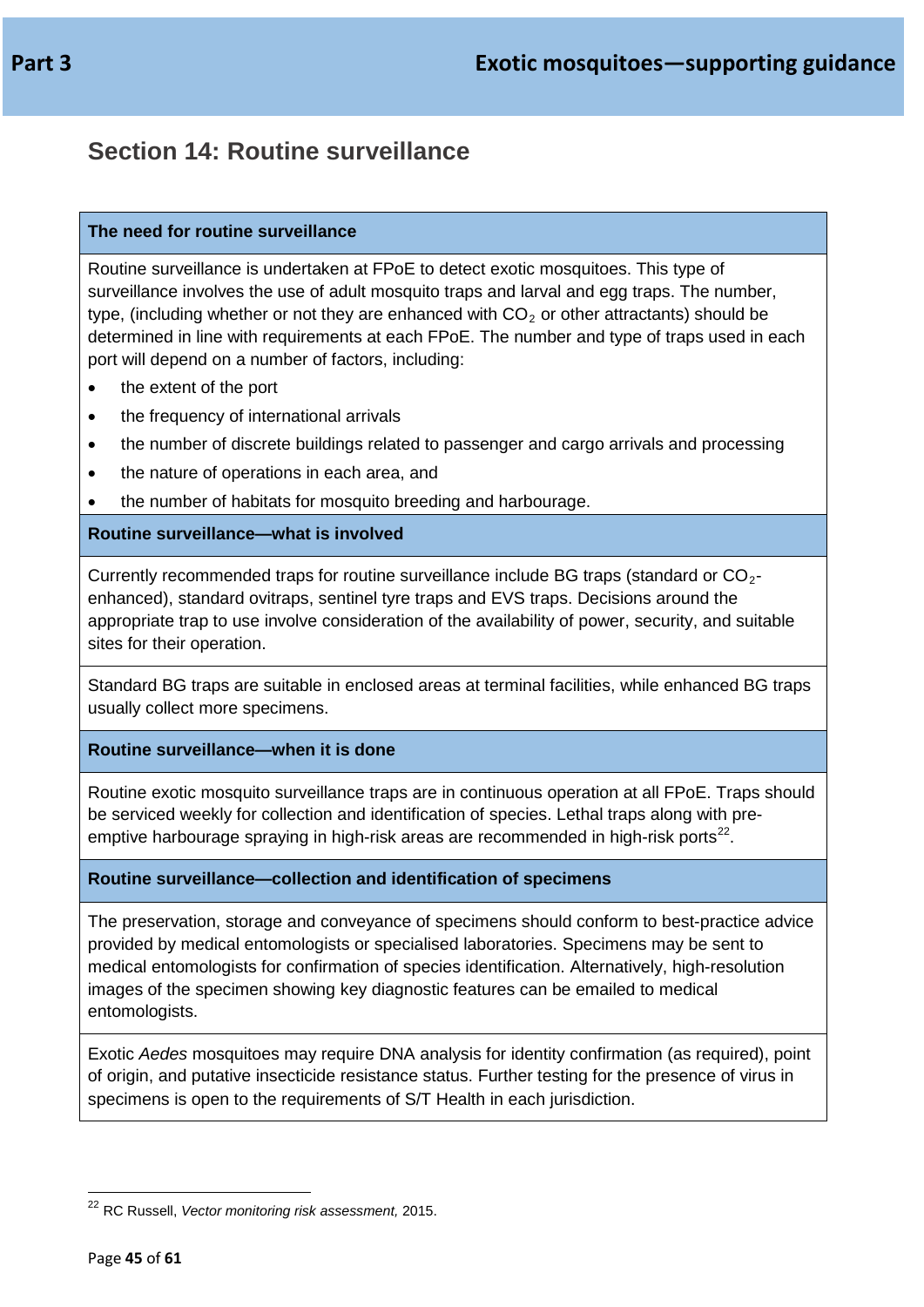## Section 14: Routine surveillance

### The need for routine surveillance

Routine surveillance is undertaken at FPoE to detect exotic mosquitoes. This type of surveillance involves the use of adult mosquito traps and larval and egg traps. The number, type, (including whether or not they are enhanced with $CO_2$ or other attractants) should be determined in line with requirements at each FPoE. The number and type of traps used in each port will depend on a number of factors, including:

- the extent of the port
- the frequency of international arrivals
- the number of discrete buildings related to passenger and cargo arrivals and processing
- the nature of operations in each area, and
- the number of habitats for mosquito breeding and harbourage.

### Routine surveillance—what is involved

Currently recommended traps for routine surveillance include BG traps (standard or $CO_2$-enhanced), standard ovitraps, sentinel tyre traps and EVS traps. Decisions around the appropriate trap to use involve consideration of the availability of power, security, and suitable sites for their operation.

Standard BG traps are suitable in enclosed areas at terminal facilities, while enhanced BG traps usually collect more specimens.

### Routine surveillance—when it is done

Routine exotic mosquito surveillance traps are in continuous operation at all FPoE. Traps should be serviced weekly for collection and identification of species. Lethal traps along with pre-emptive harbourage spraying in high-risk areas are recommended in high-risk ports[22].

### Routine surveillance—collection and identification of specimens

The preservation, storage and conveyance of specimens should conform to best-practice advice provided by medical entomologists or specialised laboratories. Specimens may be sent to medical entomologists for confirmation of species identification. Alternatively, high-resolution images of the specimen showing key diagnostic features can be emailed to medical entomologists.

Exotic *Aedes* mosquitoes may require DNA analysis for identity confirmation (as required), point of origin, and putative insecticide resistance status. Further testing for the presence of virus in specimens is open to the requirements of S/T Health in each jurisdiction.

---

[22] RC Russell, *Vector monitoring risk assessment,* 2015.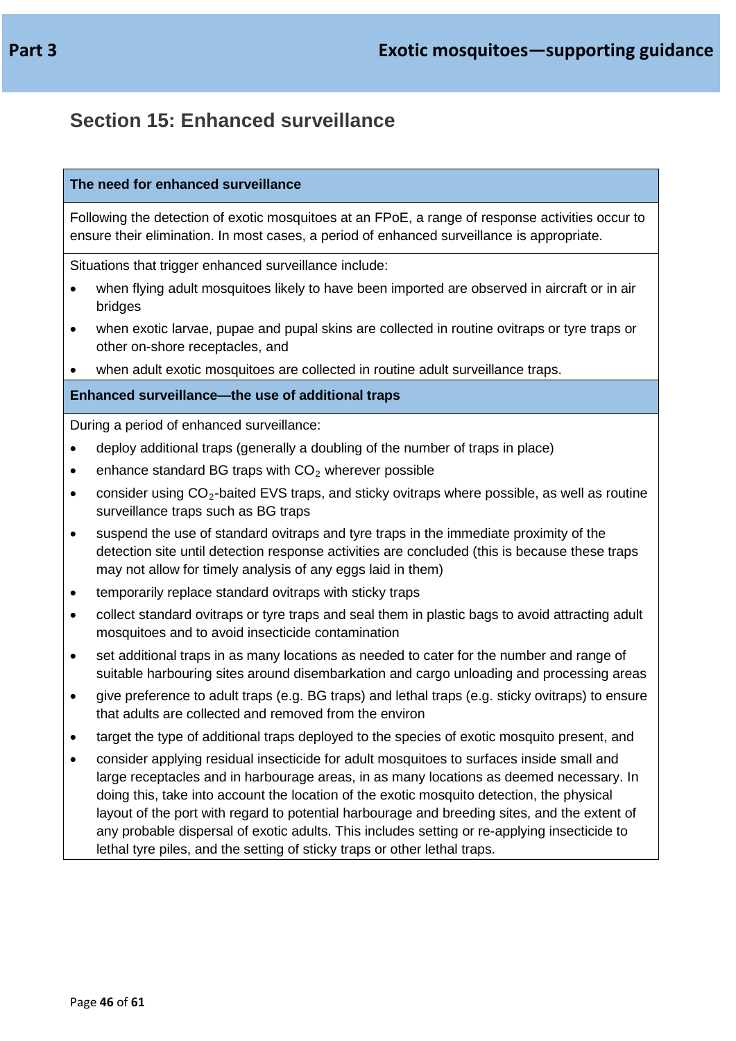## Section 15: Enhanced surveillance

### The need for enhanced surveillance

Following the detection of exotic mosquitoes at an FPoE, a range of response activities occur to ensure their elimination. In most cases, a period of enhanced surveillance is appropriate.

Situations that trigger enhanced surveillance include:

- when flying adult mosquitoes likely to have been imported are observed in aircraft or in air bridges
- when exotic larvae, pupae and pupal skins are collected in routine ovitraps or tyre traps or other on-shore receptacles, and
- when adult exotic mosquitoes are collected in routine adult surveillance traps.

### Enhanced surveillance—the use of additional traps

During a period of enhanced surveillance:

- deploy additional traps (generally a doubling of the number of traps in place)
- enhance standard BG traps with $CO_2$ wherever possible
- consider using $CO_2$-baited EVS traps, and sticky ovitraps where possible, as well as routine surveillance traps such as BG traps
- suspend the use of standard ovitraps and tyre traps in the immediate proximity of the detection site until detection response activities are concluded (this is because these traps may not allow for timely analysis of any eggs laid in them)
- temporarily replace standard ovitraps with sticky traps
- collect standard ovitraps or tyre traps and seal them in plastic bags to avoid attracting adult mosquitoes and to avoid insecticide contamination
- set additional traps in as many locations as needed to cater for the number and range of suitable harbouring sites around disembarkation and cargo unloading and processing areas
- give preference to adult traps (e.g. BG traps) and lethal traps (e.g. sticky ovitraps) to ensure that adults are collected and removed from the environ
- target the type of additional traps deployed to the species of exotic mosquito present, and
- consider applying residual insecticide for adult mosquitoes to surfaces inside small and large receptacles and in harbourage areas, in as many locations as deemed necessary. In doing this, take into account the location of the exotic mosquito detection, the physical layout of the port with regard to potential harbourage and breeding sites, and the extent of any probable dispersal of exotic adults. This includes setting or re-applying insecticide to lethal tyre piles, and the setting of sticky traps or other lethal traps.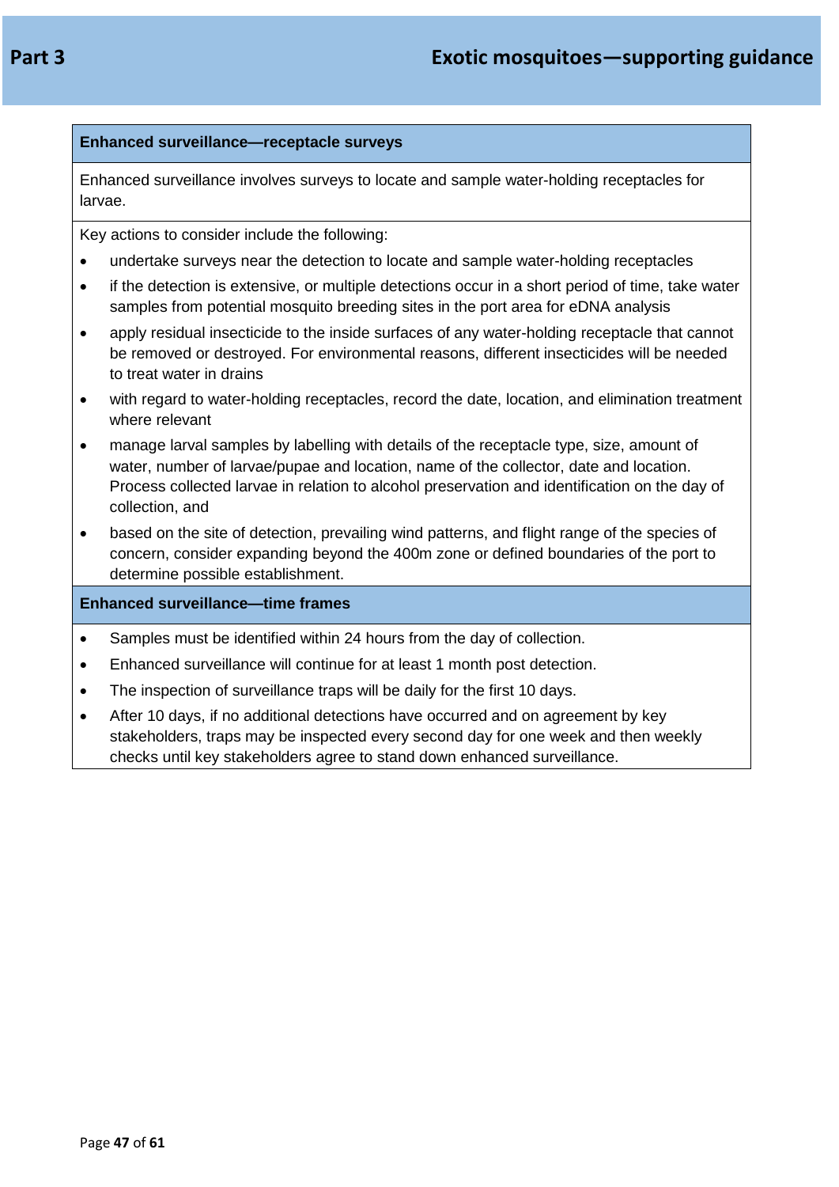| Enhanced surveillance—receptacle surveys |
|---|
| Enhanced surveillance involves surveys to locate and sample water-holding receptacles for larvae. |
| Key actions to consider include the following:<br>• undertake surveys near the detection to locate and sample water-holding receptacles<br>• if the detection is extensive, or multiple detections occur in a short period of time, take water samples from potential mosquito breeding sites in the port area for eDNA analysis<br>• apply residual insecticide to the inside surfaces of any water-holding receptacle that cannot be removed or destroyed. For environmental reasons, different insecticides will be needed to treat water in drains<br>• with regard to water-holding receptacles, record the date, location, and elimination treatment where relevant<br>• manage larval samples by labelling with details of the receptacle type, size, amount of water, number of larvae/pupae and location, name of the collector, date and location. Process collected larvae in relation to alcohol preservation and identification on the day of collection, and<br>• based on the site of detection, prevailing wind patterns, and flight range of the species of concern, consider expanding beyond the 400m zone or defined boundaries of the port to determine possible establishment. |
| **Enhanced surveillance—time frames** |
| • Samples must be identified within 24 hours from the day of collection.<br>• Enhanced surveillance will continue for at least 1 month post detection.<br>• The inspection of surveillance traps will be daily for the first 10 days.<br>• After 10 days, if no additional detections have occurred and on agreement by key stakeholders, traps may be inspected every second day for one week and then weekly checks until key stakeholders agree to stand down enhanced surveillance. |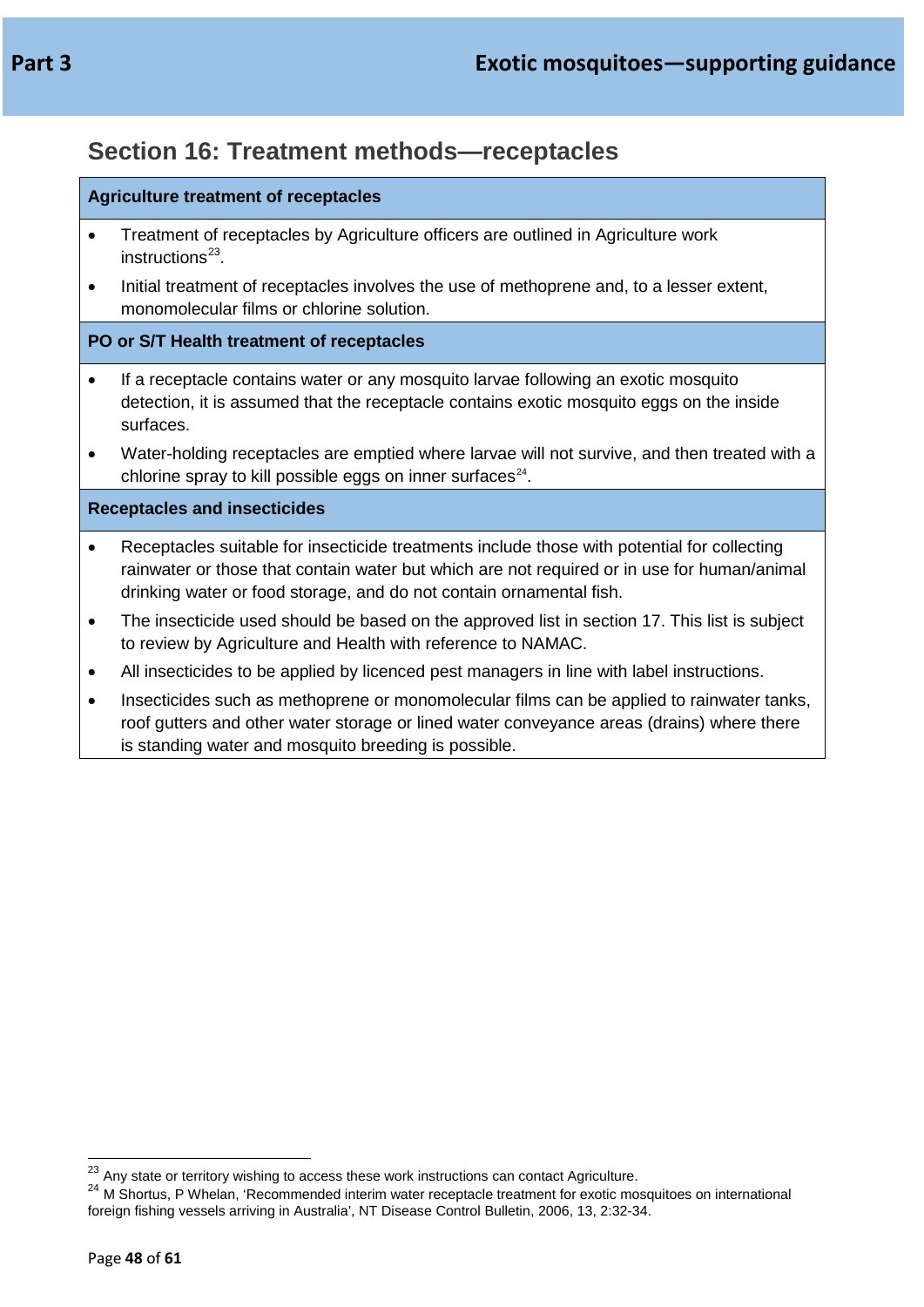## Section 16: Treatment methods—receptacles

**Agriculture treatment of receptacles**

- Treatment of receptacles by Agriculture officers are outlined in Agriculture work instructions[23].
- Initial treatment of receptacles involves the use of methoprene and, to a lesser extent, monomolecular films or chlorine solution.

**PO or S/T Health treatment of receptacles**

- If a receptacle contains water or any mosquito larvae following an exotic mosquito detection, it is assumed that the receptacle contains exotic mosquito eggs on the inside surfaces.
- Water-holding receptacles are emptied where larvae will not survive, and then treated with a chlorine spray to kill possible eggs on inner surfaces[24].

**Receptacles and insecticides**

- Receptacles suitable for insecticide treatments include those with potential for collecting rainwater or those that contain water but which are not required or in use for human/animal drinking water or food storage, and do not contain ornamental fish.
- The insecticide used should be based on the approved list in section 17. This list is subject to review by Agriculture and Health with reference to NAMAC.
- All insecticides to be applied by licenced pest managers in line with label instructions.
- Insecticides such as methoprene or monomolecular films can be applied to rainwater tanks, roof gutters and other water storage or lined water conveyance areas (drains) where there is standing water and mosquito breeding is possible.

---

[23] Any state or territory wishing to access these work instructions can contact Agriculture.

[24] M Shortus, P Whelan, 'Recommended interim water receptacle treatment for exotic mosquitoes on international foreign fishing vessels arriving in Australia', NT Disease Control Bulletin, 2006, 13, 2:32-34.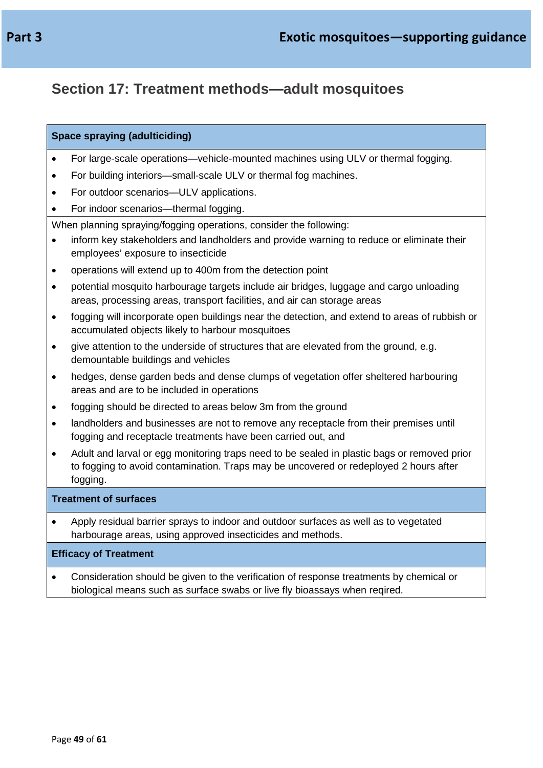## Section 17: Treatment methods—adult mosquitoes

### Space spraying (adulticiding)

- For large-scale operations—vehicle-mounted machines using ULV or thermal fogging.
- For building interiors—small-scale ULV or thermal fog machines.
- For outdoor scenarios—ULV applications.
- For indoor scenarios—thermal fogging.

When planning spraying/fogging operations, consider the following:

- inform key stakeholders and landholders and provide warning to reduce or eliminate their employees' exposure to insecticide
- operations will extend up to 400m from the detection point
- potential mosquito harbourage targets include air bridges, luggage and cargo unloading areas, processing areas, transport facilities, and air can storage areas
- fogging will incorporate open buildings near the detection, and extend to areas of rubbish or accumulated objects likely to harbour mosquitoes
- give attention to the underside of structures that are elevated from the ground, e.g. demountable buildings and vehicles
- hedges, dense garden beds and dense clumps of vegetation offer sheltered harbouring areas and are to be included in operations
- fogging should be directed to areas below 3m from the ground
- landholders and businesses are not to remove any receptacle from their premises until fogging and receptacle treatments have been carried out, and
- Adult and larval or egg monitoring traps need to be sealed in plastic bags or removed prior to fogging to avoid contamination. Traps may be uncovered or redeployed 2 hours after fogging.

### Treatment of surfaces

- Apply residual barrier sprays to indoor and outdoor surfaces as well as to vegetated harbourage areas, using approved insecticides and methods.

### Efficacy of Treatment

- Consideration should be given to the verification of response treatments by chemical or biological means such as surface swabs or live fly bioassays when reqired.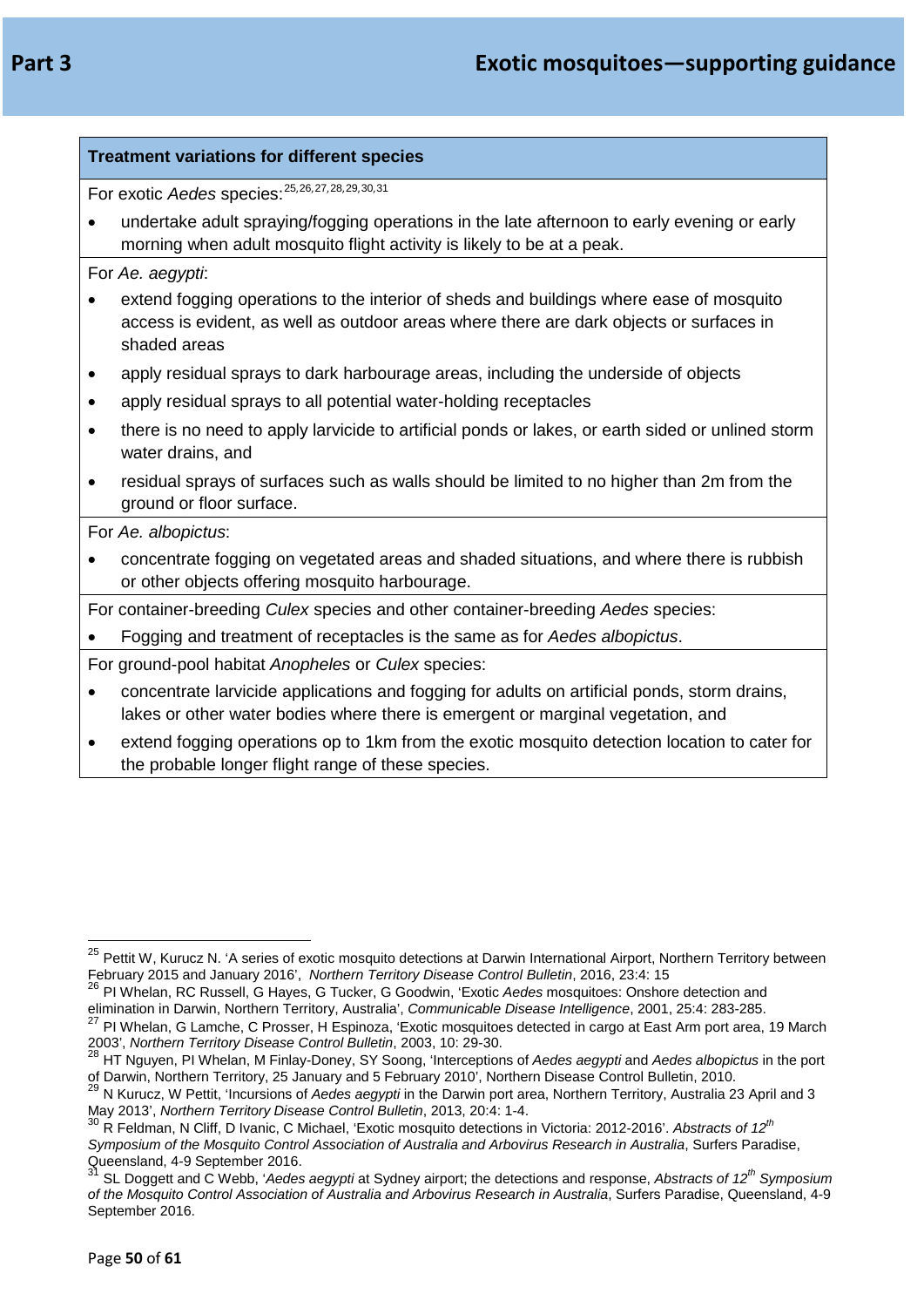**Treatment variations for different species**

For exotic *Aedes* species:[25,26,27,28,29,30,31]

- undertake adult spraying/fogging operations in the late afternoon to early evening or early morning when adult mosquito flight activity is likely to be at a peak.

For *Ae. aegypti*:

- extend fogging operations to the interior of sheds and buildings where ease of mosquito access is evident, as well as outdoor areas where there are dark objects or surfaces in shaded areas
- apply residual sprays to dark harbourage areas, including the underside of objects
- apply residual sprays to all potential water-holding receptacles
- there is no need to apply larvicide to artificial ponds or lakes, or earth sided or unlined storm water drains, and
- residual sprays of surfaces such as walls should be limited to no higher than 2m from the ground or floor surface.

For *Ae. albopictus*:

- concentrate fogging on vegetated areas and shaded situations, and where there is rubbish or other objects offering mosquito harbourage.

For container-breeding *Culex* species and other container-breeding *Aedes* species:

- Fogging and treatment of receptacles is the same as for *Aedes albopictus*.

For ground-pool habitat *Anopheles* or *Culex* species:

- concentrate larvicide applications and fogging for adults on artificial ponds, storm drains, lakes or other water bodies where there is emergent or marginal vegetation, and
- extend fogging operations op to 1km from the exotic mosquito detection location to cater for the probable longer flight range of these species.

---

[25] Pettit W, Kurucz N. 'A series of exotic mosquito detections at Darwin International Airport, Northern Territory between February 2015 and January 2016', *Northern Territory Disease Control Bulletin*, 2016, 23:4: 15

[26] PI Whelan, RC Russell, G Hayes, G Tucker, G Goodwin, 'Exotic *Aedes* mosquitoes: Onshore detection and elimination in Darwin, Northern Territory, Australia', *Communicable Disease Intelligence*, 2001, 25:4: 283-285.

[27] PI Whelan, G Lamche, C Prosser, H Espinoza, 'Exotic mosquitoes detected in cargo at East Arm port area, 19 March 2003', *Northern Territory Disease Control Bulletin*, 2003, 10: 29-30.

[28] HT Nguyen, PI Whelan, M Finlay-Doney, SY Soong, 'Interceptions of *Aedes aegypti* and *Aedes albopictus* in the port of Darwin, Northern Territory, 25 January and 5 February 2010', Northern Disease Control Bulletin, 2010.

[29] N Kurucz, W Pettit, 'Incursions of *Aedes aegypti* in the Darwin port area, Northern Territory, Australia 23 April and 3 May 2013', *Northern Territory Disease Control Bulletin*, 2013, 20:4: 1-4.

[30] R Feldman, N Cliff, D Ivanic, C Michael, 'Exotic mosquito detections in Victoria: 2012-2016'. *Abstracts of 12th Symposium of the Mosquito Control Association of Australia and Arbovirus Research in Australia*, Surfers Paradise, Queensland, 4-9 September 2016.

[31] SL Doggett and C Webb, '*Aedes aegypti* at Sydney airport; the detections and response, *Abstracts of 12th Symposium of the Mosquito Control Association of Australia and Arbovirus Research in Australia*, Surfers Paradise, Queensland, 4-9 September 2016.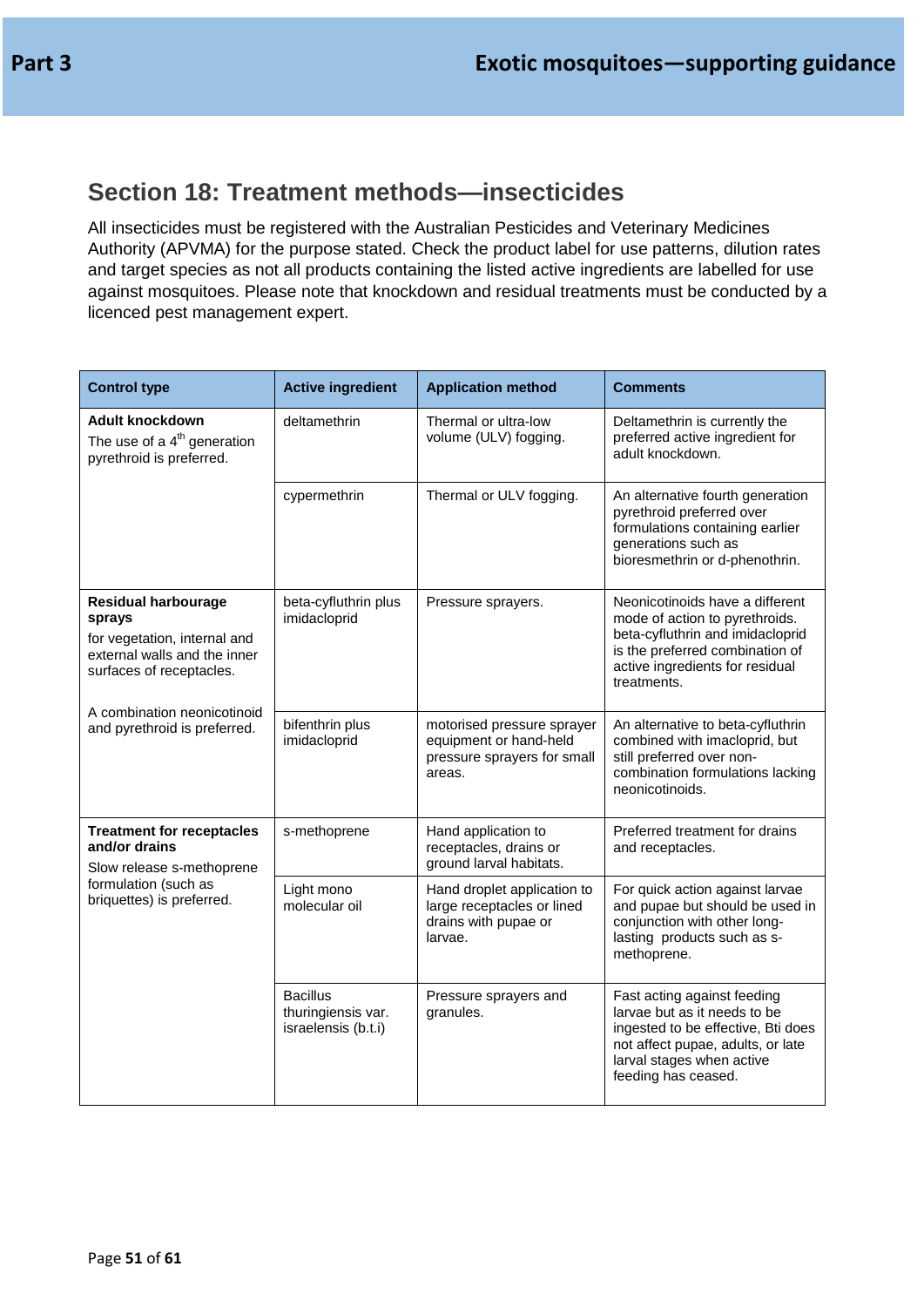## Section 18: Treatment methods—insecticides

All insecticides must be registered with the Australian Pesticides and Veterinary Medicines Authority (APVMA) for the purpose stated. Check the product label for use patterns, dilution rates and target species as not all products containing the listed active ingredients are labelled for use against mosquitoes. Please note that knockdown and residual treatments must be conducted by a licenced pest management expert.

| Control type | Active ingredient | Application method | Comments |
|---|---|---|---|
| **Adult knockdown**<br>The use of a 4th generation pyrethroid is preferred. | deltamethrin | Thermal or ultra-low volume (ULV) fogging. | Deltamethrin is currently the preferred active ingredient for adult knockdown. |
| | cypermethrin | Thermal or ULV fogging. | An alternative fourth generation pyrethroid preferred over formulations containing earlier generations such as bioresmethrin or d-phenothrin. |
| **Residual harbourage sprays**<br>for vegetation, internal and external walls and the inner surfaces of receptacles.<br><br>A combination neonicotinoid and pyrethroid is preferred. | beta-cyfluthrin plus imidacloprid | Pressure sprayers. | Neonicotinoids have a different mode of action to pyrethroids. beta-cyfluthrin and imidacloprid is the preferred combination of active ingredients for residual treatments. |
| | bifenthrin plus imidacloprid | motorised pressure sprayer equipment or hand-held pressure sprayers for small areas. | An alternative to beta-cyfluthrin combined with imacloprid, but still preferred over non-combination formulations lacking neonicotinoids. |
| **Treatment for receptacles and/or drains**<br>Slow release s-methoprene formulation (such as briquettes) is preferred. | s-methoprene | Hand application to receptacles, drains or ground larval habitats. | Preferred treatment for drains and receptacles. |
| | Light mono molecular oil | Hand droplet application to large receptacles or lined drains with pupae or larvae. | For quick action against larvae and pupae but should be used in conjunction with other long-lasting products such as s-methoprene. |
| | Bacillus thuringiensis var. israelensis (b.t.i) | Pressure sprayers and granules. | Fast acting against feeding larvae but as it needs to be ingested to be effective, Bti does not affect pupae, adults, or late larval stages when active feeding has ceased. |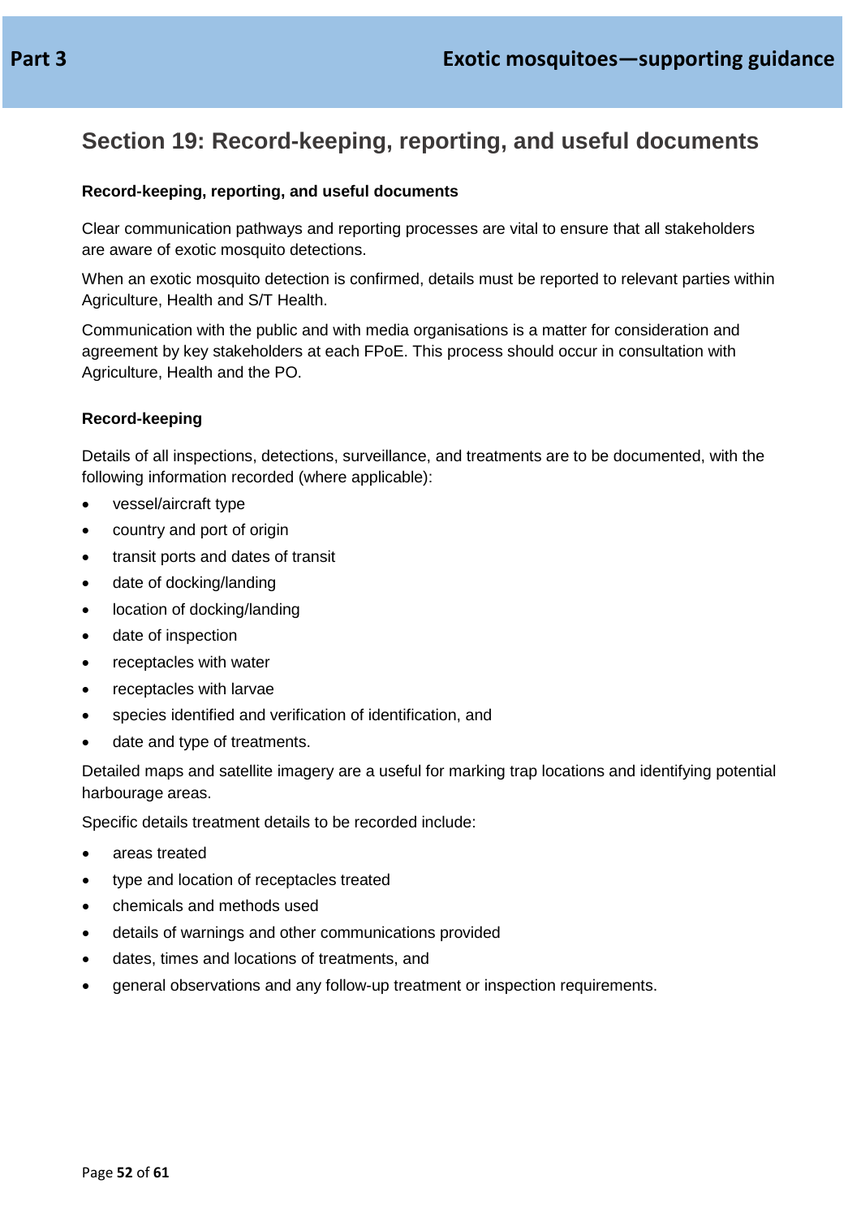## Section 19: Record-keeping, reporting, and useful documents

**Record-keeping, reporting, and useful documents**

Clear communication pathways and reporting processes are vital to ensure that all stakeholders are aware of exotic mosquito detections.

When an exotic mosquito detection is confirmed, details must be reported to relevant parties within Agriculture, Health and S/T Health.

Communication with the public and with media organisations is a matter for consideration and agreement by key stakeholders at each FPoE. This process should occur in consultation with Agriculture, Health and the PO.

**Record-keeping**

Details of all inspections, detections, surveillance, and treatments are to be documented, with the following information recorded (where applicable):

- vessel/aircraft type
- country and port of origin
- transit ports and dates of transit
- date of docking/landing
- location of docking/landing
- date of inspection
- receptacles with water
- receptacles with larvae
- species identified and verification of identification, and
- date and type of treatments.

Detailed maps and satellite imagery are a useful for marking trap locations and identifying potential harbourage areas.

Specific details treatment details to be recorded include:

- areas treated
- type and location of receptacles treated
- chemicals and methods used
- details of warnings and other communications provided
- dates, times and locations of treatments, and
- general observations and any follow-up treatment or inspection requirements.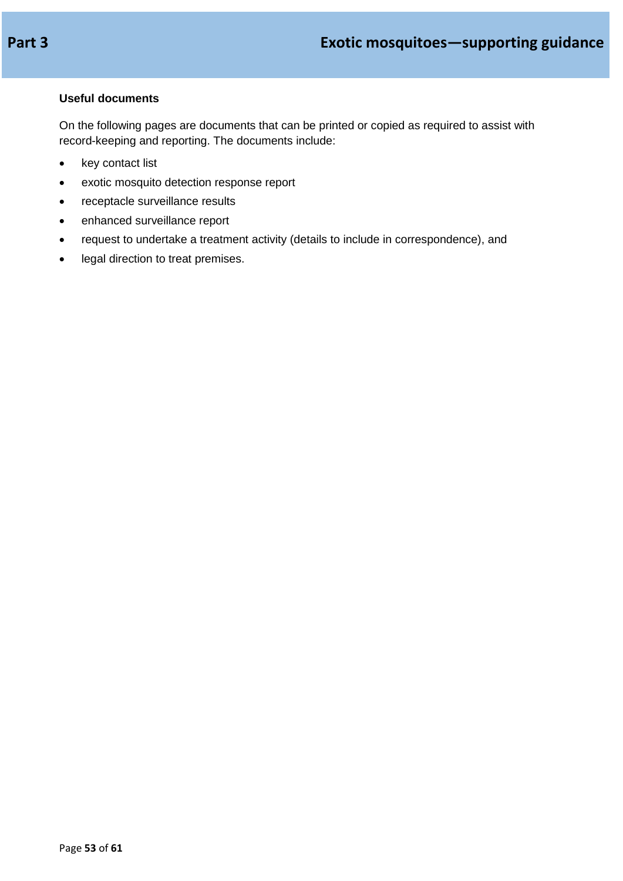### Useful documents

On the following pages are documents that can be printed or copied as required to assist with record-keeping and reporting. The documents include:

- key contact list
- exotic mosquito detection response report
- receptacle surveillance results
- enhanced surveillance report
- request to undertake a treatment activity (details to include in correspondence), and
- legal direction to treat premises.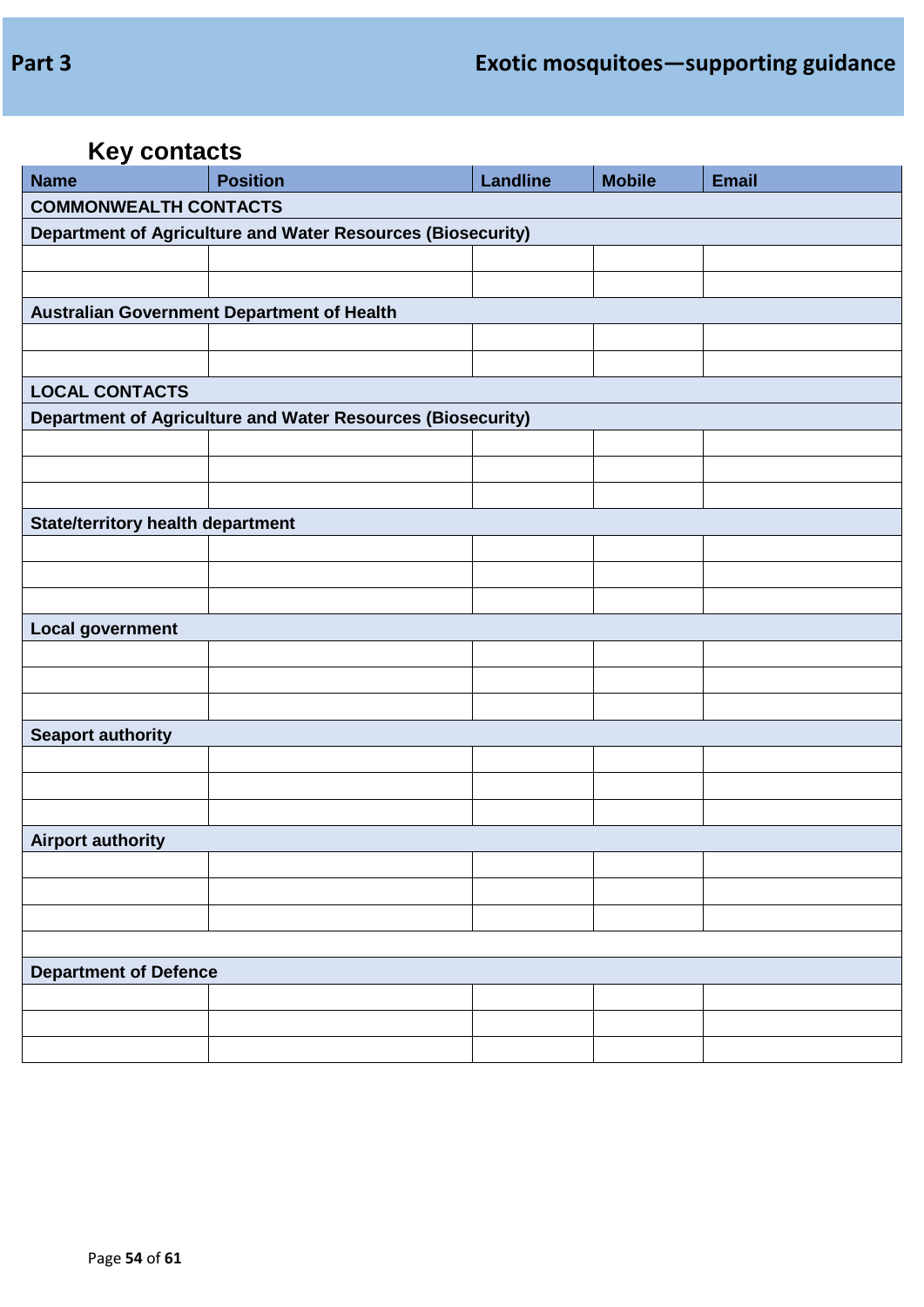## Key contacts

| Name | Position | Landline | Mobile | Email |
|---|---|---|---|---|
| **COMMONWEALTH CONTACTS** | | | | |
| **Department of Agriculture and Water Resources (Biosecurity)** | | | | |
| | | | | |
| | | | | |
| **Australian Government Department of Health** | | | | |
| | | | | |
| | | | | |
| **LOCAL CONTACTS** | | | | |
| **Department of Agriculture and Water Resources (Biosecurity)** | | | | |
| | | | | |
| | | | | |
| | | | | |
| **State/territory health department** | | | | |
| | | | | |
| | | | | |
| | | | | |
| **Local government** | | | | |
| | | | | |
| | | | | |
| | | | | |
| **Seaport authority** | | | | |
| | | | | |
| | | | | |
| | | | | |
| **Airport authority** | | | | |
| | | | | |
| | | | | |
| | | | | |
| | | | | |
| **Department of Defence** | | | | |
| | | | | |
| | | | | |
| | | | | |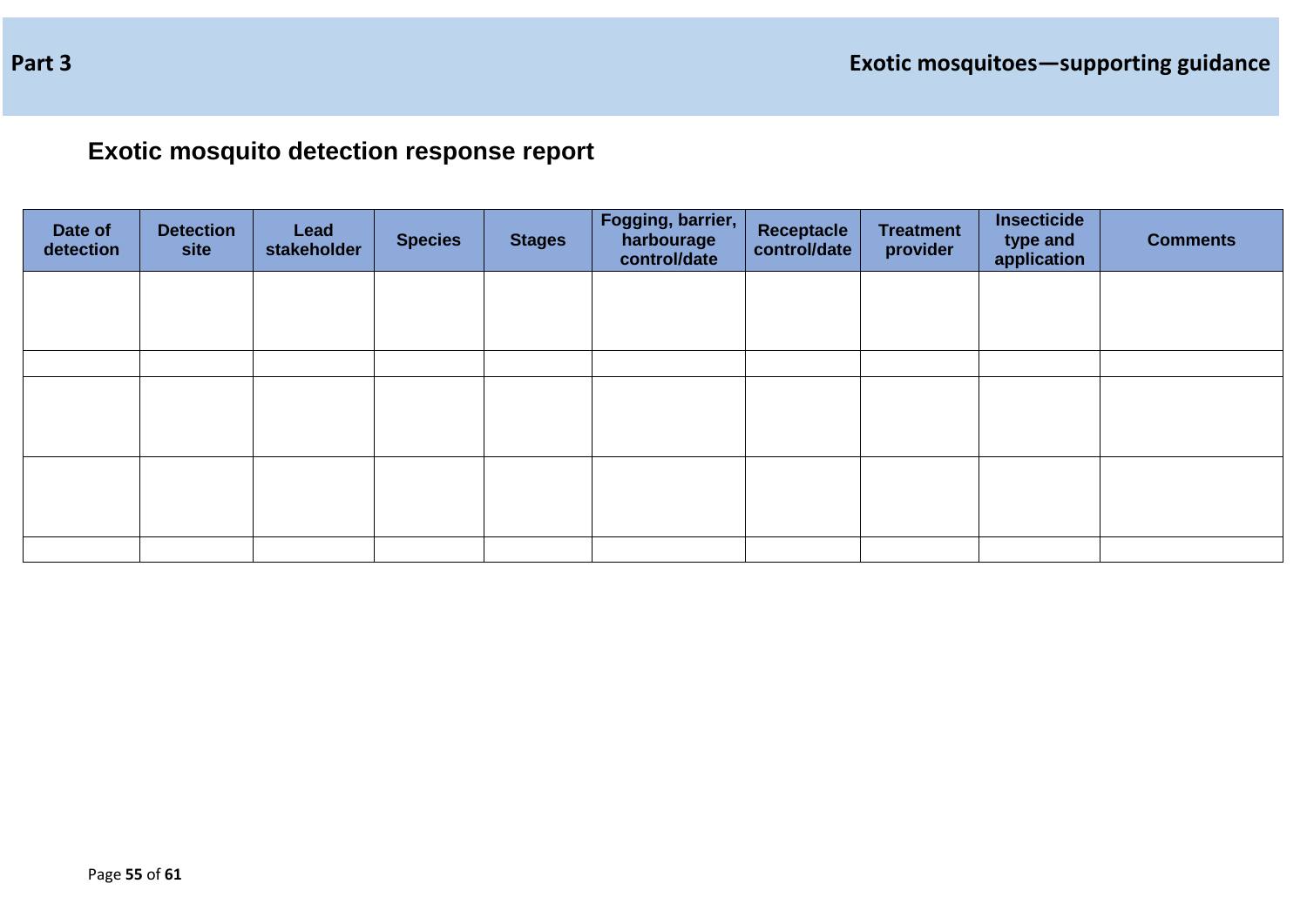## Exotic mosquito detection response report

| Date of detection | Detection site | Lead stakeholder | Species | Stages | Fogging, barrier, harbourage control/date | Receptacle control/date | Treatment provider | Insecticide type and application | Comments |
|---|---|---|---|---|---|---|---|---|---|
| | | | | | | | | | |
| | | | | | | | | | |
| | | | | | | | | | |
| | | | | | | | | | |
| | | | | | | | | | |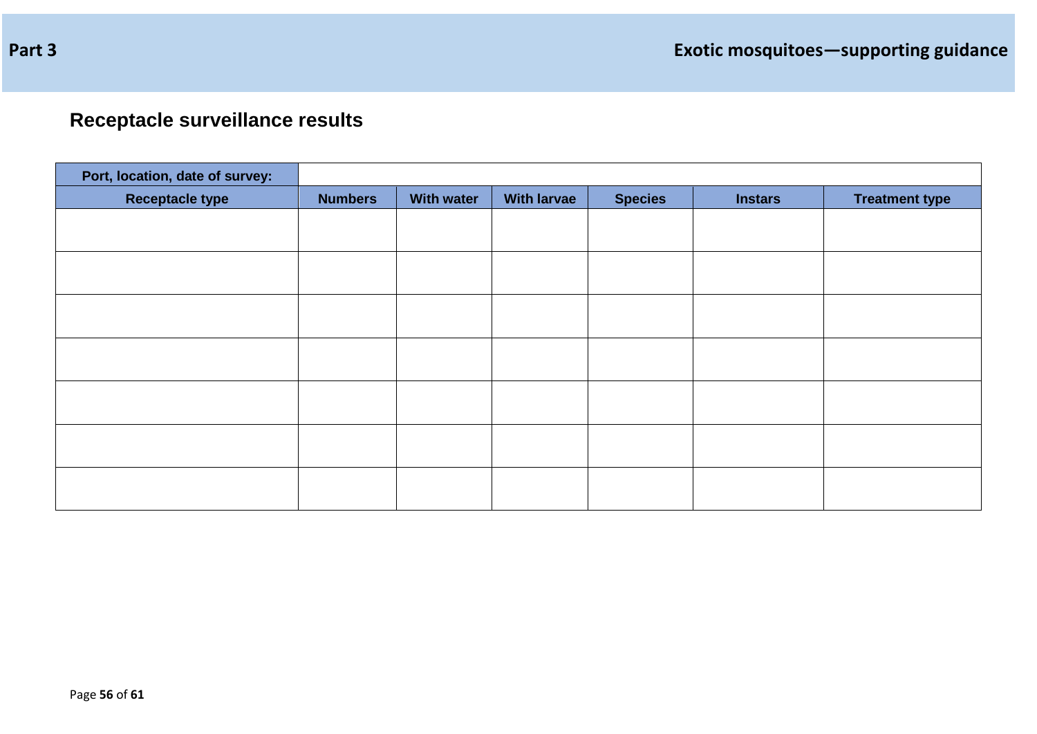## Receptacle surveillance results

| Port, location, date of survey: | | | | | | |
|---|---|---|---|---|---|---|
| **Receptacle type** | **Numbers** | **With water** | **With larvae** | **Species** | **Instars** | **Treatment type** |
| | | | | | | |
| | | | | | | |
| | | | | | | |
| | | | | | | |
| | | | | | | |
| | | | | | | |
| | | | | | | |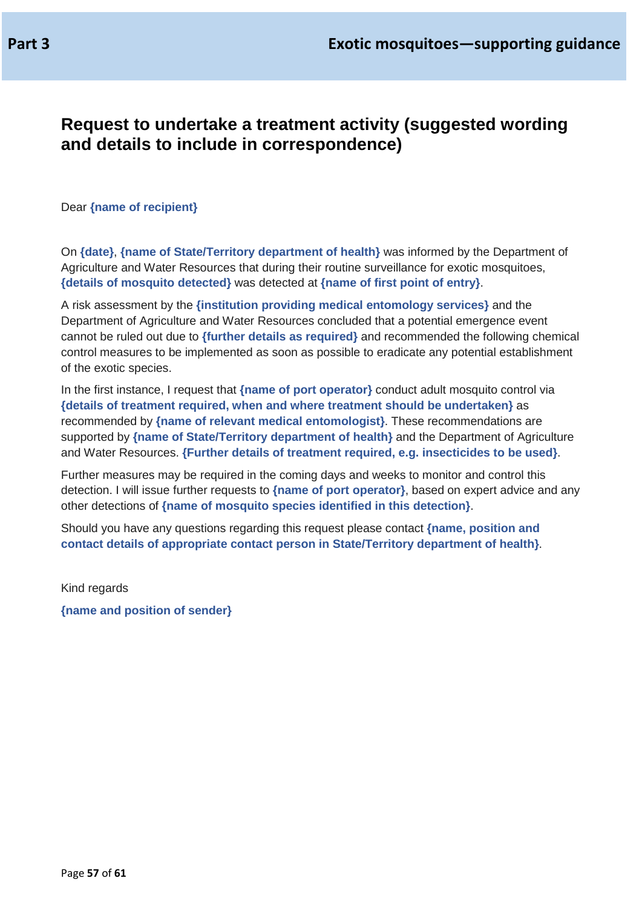## Request to undertake a treatment activity (suggested wording and details to include in correspondence)

Dear **{name of recipient}**

On **{date}**, **{name of State/Territory department of health}** was informed by the Department of Agriculture and Water Resources that during their routine surveillance for exotic mosquitoes, **{details of mosquito detected}** was detected at **{name of first point of entry}**.

A risk assessment by the **{institution providing medical entomology services}** and the Department of Agriculture and Water Resources concluded that a potential emergence event cannot be ruled out due to **{further details as required}** and recommended the following chemical control measures to be implemented as soon as possible to eradicate any potential establishment of the exotic species.

In the first instance, I request that **{name of port operator}** conduct adult mosquito control via **{details of treatment required, when and where treatment should be undertaken}** as recommended by **{name of relevant medical entomologist}**. These recommendations are supported by **{name of State/Territory department of health}** and the Department of Agriculture and Water Resources. **{Further details of treatment required, e.g. insecticides to be used}**.

Further measures may be required in the coming days and weeks to monitor and control this detection. I will issue further requests to **{name of port operator}**, based on expert advice and any other detections of **{name of mosquito species identified in this detection}**.

Should you have any questions regarding this request please contact **{name, position and contact details of appropriate contact person in State/Territory department of health}**.

Kind regards

**{name and position of sender}**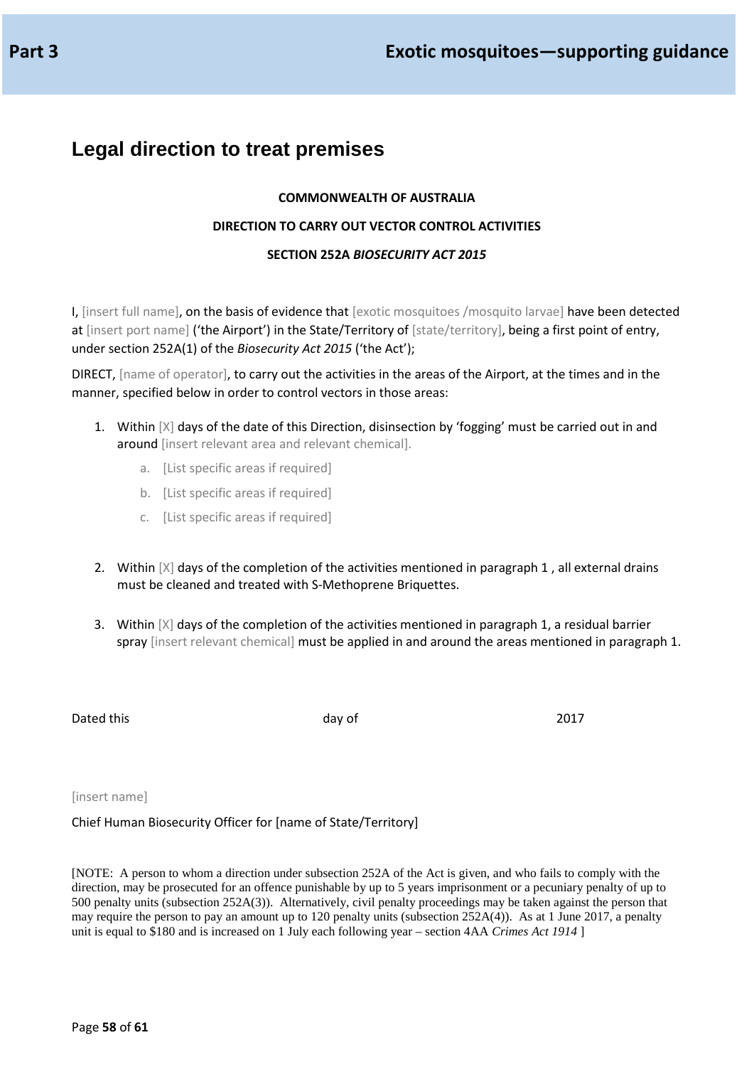## Legal direction to treat premises

**COMMONWEALTH OF AUSTRALIA**

**DIRECTION TO CARRY OUT VECTOR CONTROL ACTIVITIES**

**SECTION 252A *BIOSECURITY ACT 2015***

I, [insert full name], on the basis of evidence that [exotic mosquitoes /mosquito larvae] have been detected at [insert port name] ('the Airport') in the State/Territory of [state/territory], being a first point of entry, under section 252A(1) of the *Biosecurity Act 2015* ('the Act');

DIRECT, [name of operator], to carry out the activities in the areas of the Airport, at the times and in the manner, specified below in order to control vectors in those areas:

1. Within [X] days of the date of this Direction, disinsection by 'fogging' must be carried out in and around [insert relevant area and relevant chemical].
    a. [List specific areas if required]
    b. [List specific areas if required]
    c. [List specific areas if required]

2. Within [X] days of the completion of the activities mentioned in paragraph 1 , all external drains must be cleaned and treated with S-Methoprene Briquettes.

3. Within [X] days of the completion of the activities mentioned in paragraph 1, a residual barrier spray [insert relevant chemical] must be applied in and around the areas mentioned in paragraph 1.

Dated this day of 2017

[insert name]

Chief Human Biosecurity Officer for [name of State/Territory]

[NOTE: A person to whom a direction under subsection 252A of the Act is given, and who fails to comply with the direction, may be prosecuted for an offence punishable by up to 5 years imprisonment or a pecuniary penalty of up to 500 penalty units (subsection 252A(3)). Alternatively, civil penalty proceedings may be taken against the person that may require the person to pay an amount up to 120 penalty units (subsection 252A(4)). As at 1 June 2017, a penalty unit is equal to $180 and is increased on 1 July each following year – section 4AA *Crimes Act 1914* ]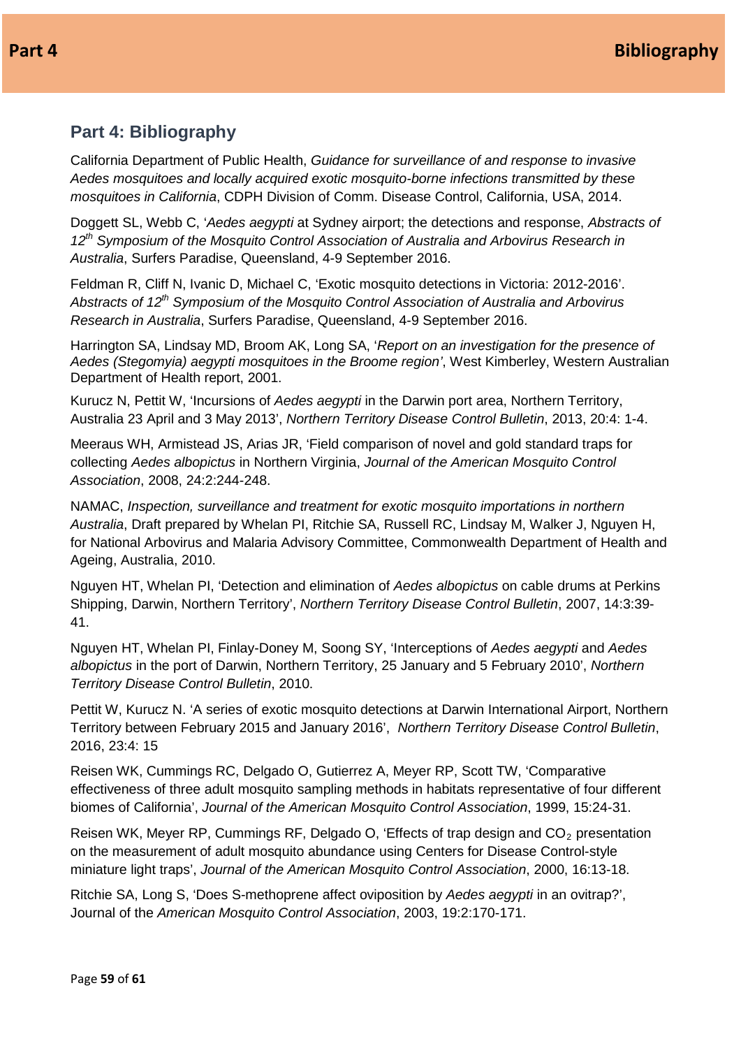## Part 4: Bibliography

California Department of Public Health, *Guidance for surveillance of and response to invasive Aedes mosquitoes and locally acquired exotic mosquito-borne infections transmitted by these mosquitoes in California*, CDPH Division of Comm. Disease Control, California, USA, 2014.

Doggett SL, Webb C, '*Aedes aegypti* at Sydney airport; the detections and response, *Abstracts of 12th Symposium of the Mosquito Control Association of Australia and Arbovirus Research in Australia*, Surfers Paradise, Queensland, 4-9 September 2016.

Feldman R, Cliff N, Ivanic D, Michael C, 'Exotic mosquito detections in Victoria: 2012-2016'. *Abstracts of 12th Symposium of the Mosquito Control Association of Australia and Arbovirus Research in Australia*, Surfers Paradise, Queensland, 4-9 September 2016.

Harrington SA, Lindsay MD, Broom AK, Long SA, '*Report on an investigation for the presence of Aedes (Stegomyia) aegypti mosquitoes in the Broome region'*, West Kimberley, Western Australian Department of Health report, 2001.

Kurucz N, Pettit W, 'Incursions of *Aedes aegypti* in the Darwin port area, Northern Territory, Australia 23 April and 3 May 2013', *Northern Territory Disease Control Bulletin*, 2013, 20:4: 1-4.

Meeraus WH, Armistead JS, Arias JR, 'Field comparison of novel and gold standard traps for collecting *Aedes albopictus* in Northern Virginia, *Journal of the American Mosquito Control Association*, 2008, 24:2:244-248.

NAMAC, *Inspection, surveillance and treatment for exotic mosquito importations in northern Australia*, Draft prepared by Whelan PI, Ritchie SA, Russell RC, Lindsay M, Walker J, Nguyen H, for National Arbovirus and Malaria Advisory Committee, Commonwealth Department of Health and Ageing, Australia, 2010.

Nguyen HT, Whelan PI, 'Detection and elimination of *Aedes albopictus* on cable drums at Perkins Shipping, Darwin, Northern Territory', *Northern Territory Disease Control Bulletin*, 2007, 14:3:39-41.

Nguyen HT, Whelan PI, Finlay-Doney M, Soong SY, 'Interceptions of *Aedes aegypti* and *Aedes albopictus* in the port of Darwin, Northern Territory, 25 January and 5 February 2010', *Northern Territory Disease Control Bulletin*, 2010.

Pettit W, Kurucz N. 'A series of exotic mosquito detections at Darwin International Airport, Northern Territory between February 2015 and January 2016', *Northern Territory Disease Control Bulletin*, 2016, 23:4: 15

Reisen WK, Cummings RC, Delgado O, Gutierrez A, Meyer RP, Scott TW, 'Comparative effectiveness of three adult mosquito sampling methods in habitats representative of four different biomes of California', *Journal of the American Mosquito Control Association*, 1999, 15:24-31.

Reisen WK, Meyer RP, Cummings RF, Delgado O, 'Effects of trap design and $CO_2$ presentation on the measurement of adult mosquito abundance using Centers for Disease Control-style miniature light traps', *Journal of the American Mosquito Control Association*, 2000, 16:13-18.

Ritchie SA, Long S, 'Does S-methoprene affect oviposition by *Aedes aegypti* in an ovitrap?', Journal of the *American Mosquito Control Association*, 2003, 19:2:170-171.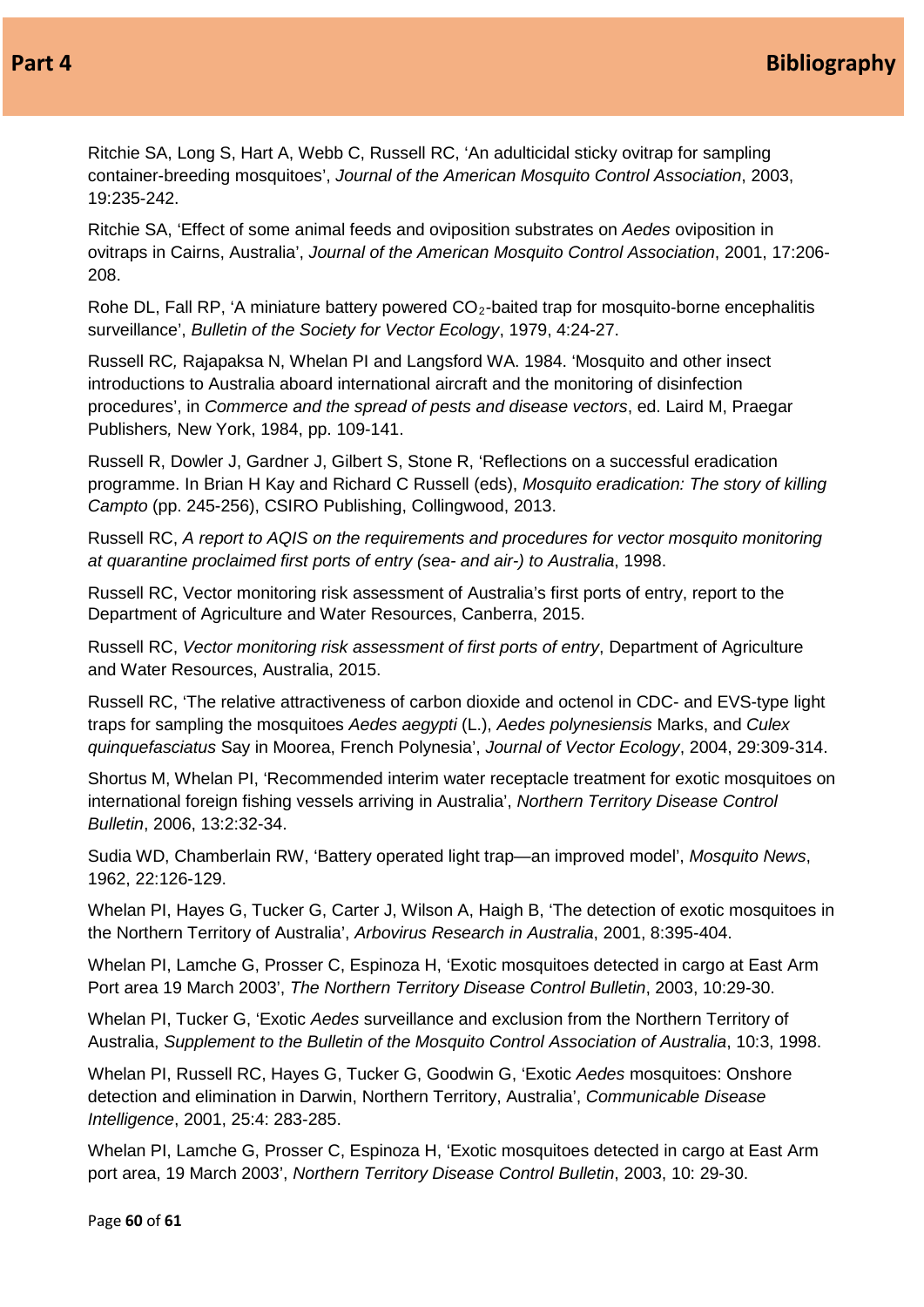Ritchie SA, Long S, Hart A, Webb C, Russell RC, 'An adulticidal sticky ovitrap for sampling container-breeding mosquitoes', *Journal of the American Mosquito Control Association*, 2003, 19:235-242.

Ritchie SA, 'Effect of some animal feeds and oviposition substrates on *Aedes* oviposition in ovitraps in Cairns, Australia', *Journal of the American Mosquito Control Association*, 2001, 17:206-208.

Rohe DL, Fall RP, 'A miniature battery powered $CO_2$-baited trap for mosquito-borne encephalitis surveillance', *Bulletin of the Society for Vector Ecology*, 1979, 4:24-27.

Russell RC*,* Rajapaksa N, Whelan PI and Langsford WA. 1984. 'Mosquito and other insect introductions to Australia aboard international aircraft and the monitoring of disinfection procedures', in *Commerce and the spread of pests and disease vectors*, ed. Laird M, Praegar Publishers*,* New York, 1984, pp. 109-141.

Russell R, Dowler J, Gardner J, Gilbert S, Stone R, 'Reflections on a successful eradication programme. In Brian H Kay and Richard C Russell (eds), *Mosquito eradication: The story of killing Campto* (pp. 245-256), CSIRO Publishing, Collingwood, 2013.

Russell RC, *A report to AQIS on the requirements and procedures for vector mosquito monitoring at quarantine proclaimed first ports of entry (sea- and air-) to Australia*, 1998.

Russell RC, Vector monitoring risk assessment of Australia's first ports of entry, report to the Department of Agriculture and Water Resources, Canberra, 2015.

Russell RC, *Vector monitoring risk assessment of first ports of entry*, Department of Agriculture and Water Resources, Australia, 2015.

Russell RC, 'The relative attractiveness of carbon dioxide and octenol in CDC- and EVS-type light traps for sampling the mosquitoes *Aedes aegypti* (L.), *Aedes polynesiensis* Marks, and *Culex quinquefasciatus* Say in Moorea, French Polynesia', *Journal of Vector Ecology*, 2004, 29:309-314.

Shortus M, Whelan PI, 'Recommended interim water receptacle treatment for exotic mosquitoes on international foreign fishing vessels arriving in Australia', *Northern Territory Disease Control Bulletin*, 2006, 13:2:32-34.

Sudia WD, Chamberlain RW, 'Battery operated light trap—an improved model', *Mosquito News*, 1962, 22:126-129.

Whelan PI, Hayes G, Tucker G, Carter J, Wilson A, Haigh B, 'The detection of exotic mosquitoes in the Northern Territory of Australia', *Arbovirus Research in Australia*, 2001, 8:395-404.

Whelan PI, Lamche G, Prosser C, Espinoza H, 'Exotic mosquitoes detected in cargo at East Arm Port area 19 March 2003', *The Northern Territory Disease Control Bulletin*, 2003, 10:29-30.

Whelan PI, Tucker G, 'Exotic *Aedes* surveillance and exclusion from the Northern Territory of Australia, *Supplement to the Bulletin of the Mosquito Control Association of Australia*, 10:3, 1998.

Whelan PI, Russell RC, Hayes G, Tucker G, Goodwin G, 'Exotic *Aedes* mosquitoes: Onshore detection and elimination in Darwin, Northern Territory, Australia', *Communicable Disease Intelligence*, 2001, 25:4: 283-285.

Whelan PI, Lamche G, Prosser C, Espinoza H, 'Exotic mosquitoes detected in cargo at East Arm port area, 19 March 2003', *Northern Territory Disease Control Bulletin*, 2003, 10: 29-30.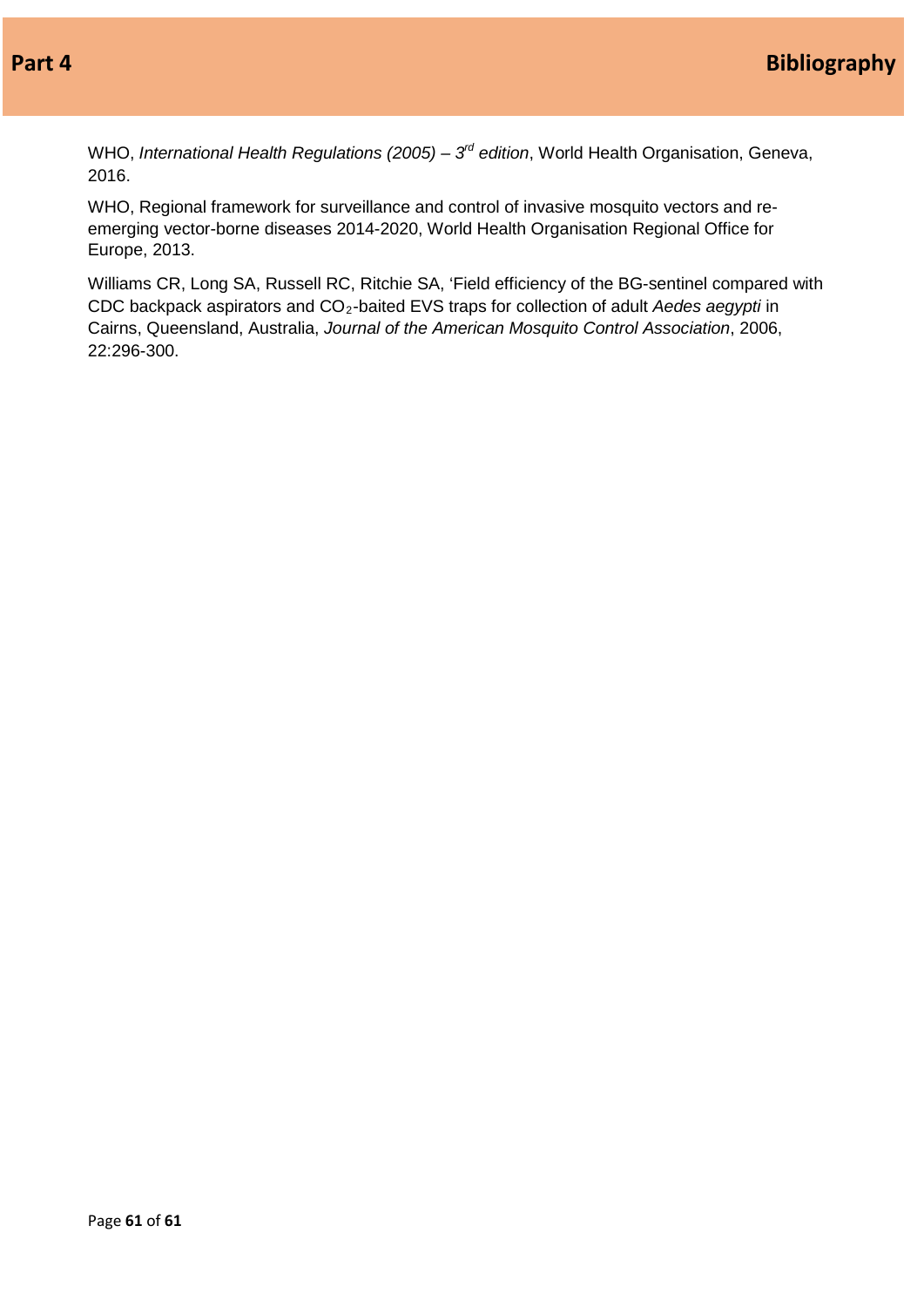WHO, *International Health Regulations (2005) – 3rd edition*, World Health Organisation, Geneva, 2016.

WHO, Regional framework for surveillance and control of invasive mosquito vectors and re-emerging vector-borne diseases 2014-2020, World Health Organisation Regional Office for Europe, 2013.

Williams CR, Long SA, Russell RC, Ritchie SA, 'Field efficiency of the BG-sentinel compared with CDC backpack aspirators and $CO_2$-baited EVS traps for collection of adult *Aedes aegypti* in Cairns, Queensland, Australia, *Journal of the American Mosquito Control Association*, 2006, 22:296-300.